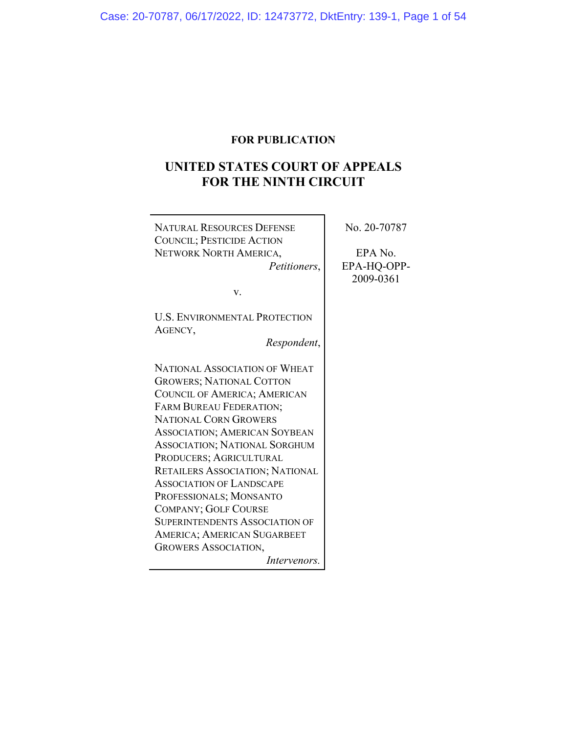**FOR PUBLICATION**

# UNITED STATES COURT OF APPEALS FOR THE NINTH CIRCUIT

NATURAL RESOURCES DEFENSE COUNCIL; PESTICIDE ACTION NETWORK NORTH AMERICA,
*Petitioners*,

v.

U.S. ENVIRONMENTAL PROTECTION AGENCY,
*Respondent*,

NATIONAL ASSOCIATION OF WHEAT GROWERS; NATIONAL COTTON COUNCIL OF AMERICA; AMERICAN FARM BUREAU FEDERATION; NATIONAL CORN GROWERS ASSOCIATION; AMERICAN SOYBEAN ASSOCIATION; NATIONAL SORGHUM PRODUCERS; AGRICULTURAL RETAILERS ASSOCIATION; NATIONAL ASSOCIATION OF LANDSCAPE PROFESSIONALS; MONSANTO COMPANY; GOLF COURSE SUPERINTENDENTS ASSOCIATION OF AMERICA; AMERICAN SUGARBEET GROWERS ASSOCIATION,
*Intervenors*.

No. 20-70787

EPA No. EPA-HQ-OPP-2009-0361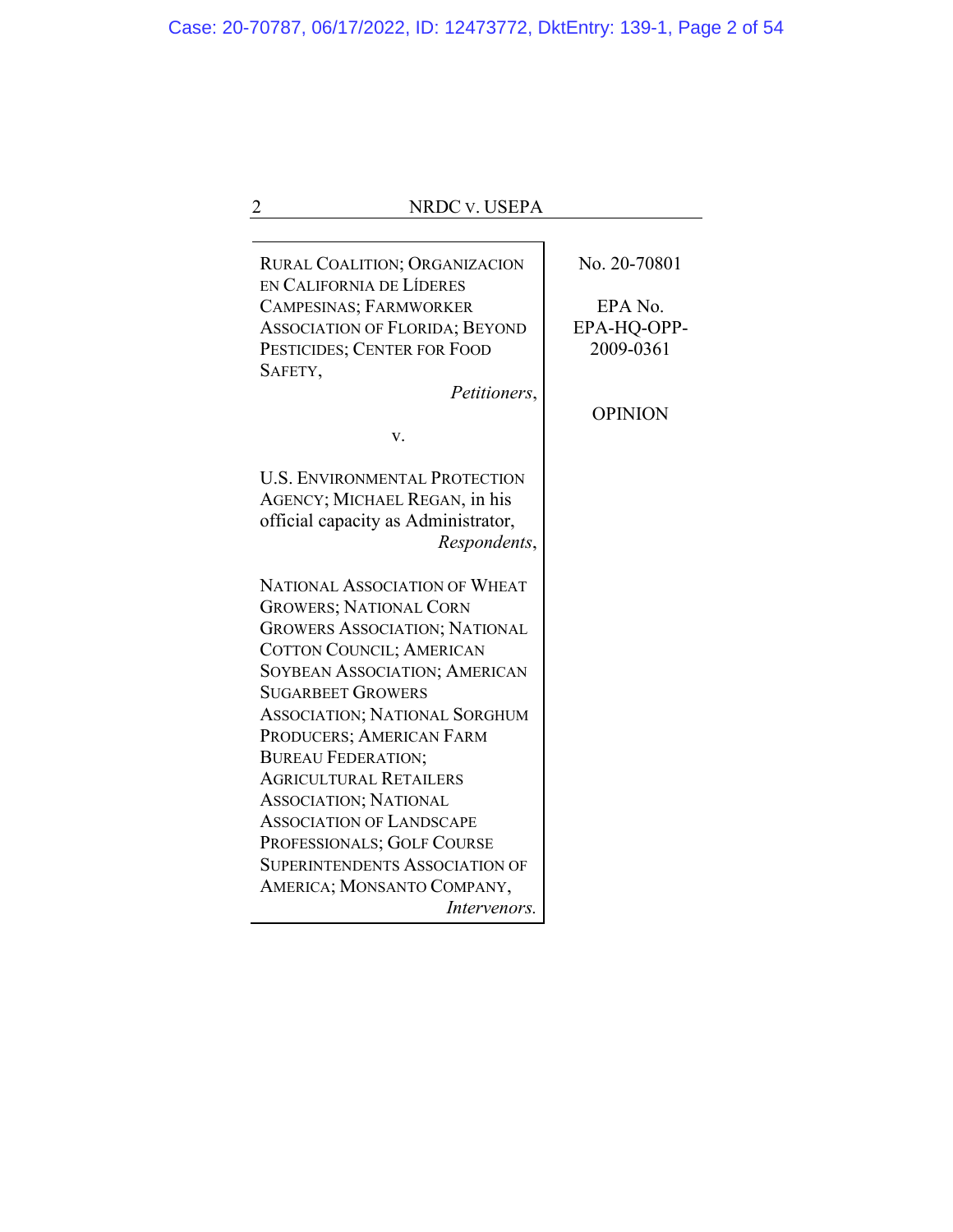RURAL COALITION; ORGANIZACION EN CALIFORNIA DE LÍDERES CAMPESINAS; FARMWORKER ASSOCIATION OF FLORIDA; BEYOND PESTICIDES; CENTER FOR FOOD SAFETY,

*Petitioners*,

v.

U.S. ENVIRONMENTAL PROTECTION AGENCY; MICHAEL REGAN, in his official capacity as Administrator,

*Respondents*,

NATIONAL ASSOCIATION OF WHEAT GROWERS; NATIONAL CORN GROWERS ASSOCIATION; NATIONAL COTTON COUNCIL; AMERICAN SOYBEAN ASSOCIATION; AMERICAN SUGARBEET GROWERS ASSOCIATION; NATIONAL SORGHUM PRODUCERS; AMERICAN FARM BUREAU FEDERATION; AGRICULTURAL RETAILERS ASSOCIATION; NATIONAL ASSOCIATION OF LANDSCAPE PROFESSIONALS; GOLF COURSE SUPERINTENDENTS ASSOCIATION OF AMERICA; MONSANTO COMPANY,

*Intervenors.*

No. 20-70801

EPA No. EPA-HQ-OPP-2009-0361

OPINION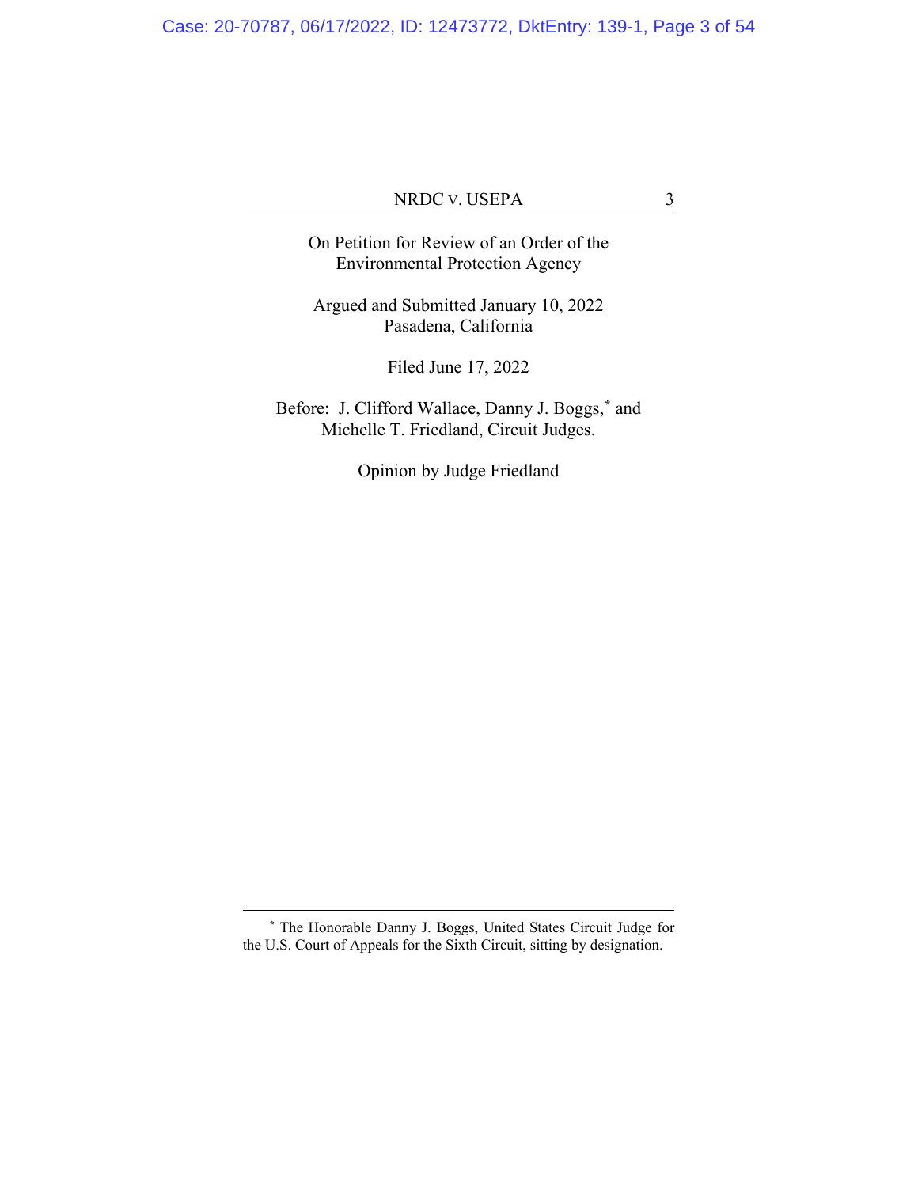On Petition for Review of an Order of the
Environmental Protection Agency

Argued and Submitted January 10, 2022
Pasadena, California

Filed June 17, 2022

Before: J. Clifford Wallace, Danny J. Boggs,* and
Michelle T. Friedland, Circuit Judges.

Opinion by Judge Friedland

---

\* The Honorable Danny J. Boggs, United States Circuit Judge for the U.S. Court of Appeals for the Sixth Circuit, sitting by designation.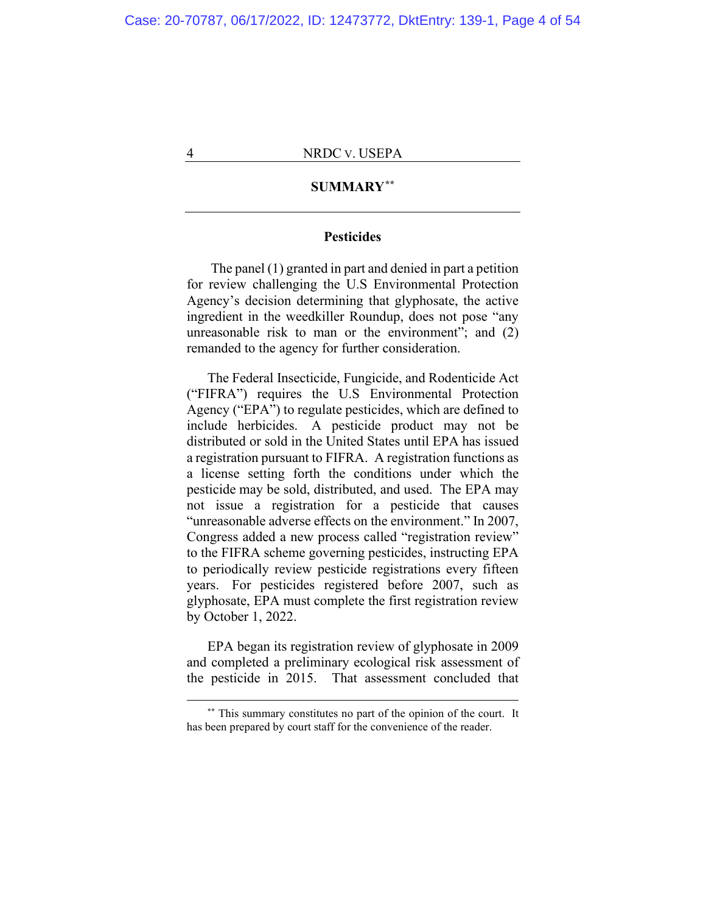## SUMMARY[**]

### Pesticides

The panel (1) granted in part and denied in part a petition for review challenging the U.S Environmental Protection Agency's decision determining that glyphosate, the active ingredient in the weedkiller Roundup, does not pose "any unreasonable risk to man or the environment"; and (2) remanded to the agency for further consideration.

The Federal Insecticide, Fungicide, and Rodenticide Act ("FIFRA") requires the U.S Environmental Protection Agency ("EPA") to regulate pesticides, which are defined to include herbicides. A pesticide product may not be distributed or sold in the United States until EPA has issued a registration pursuant to FIFRA. A registration functions as a license setting forth the conditions under which the pesticide may be sold, distributed, and used. The EPA may not issue a registration for a pesticide that causes "unreasonable adverse effects on the environment." In 2007, Congress added a new process called "registration review" to the FIFRA scheme governing pesticides, instructing EPA to periodically review pesticide registrations every fifteen years. For pesticides registered before 2007, such as glyphosate, EPA must complete the first registration review by October 1, 2022.

EPA began its registration review of glyphosate in 2009 and completed a preliminary ecological risk assessment of the pesticide in 2015. That assessment concluded that

---

[**] This summary constitutes no part of the opinion of the court. It has been prepared by court staff for the convenience of the reader.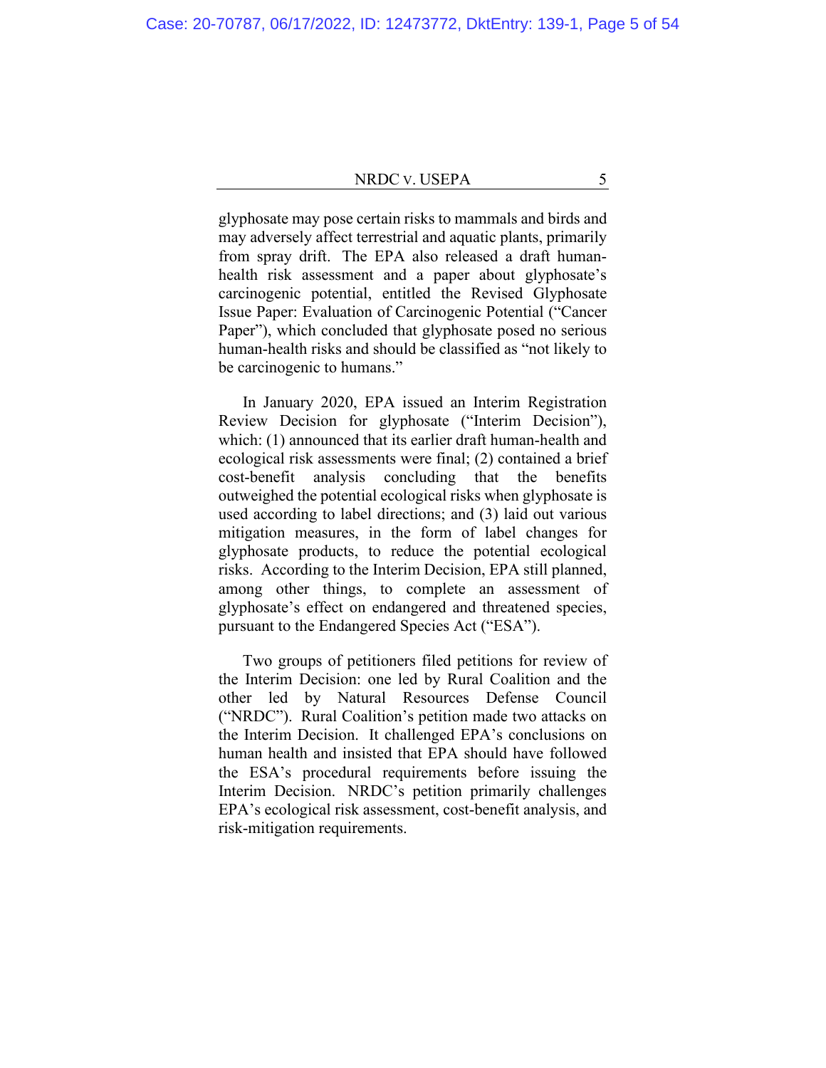glyphosate may pose certain risks to mammals and birds and may adversely affect terrestrial and aquatic plants, primarily from spray drift. The EPA also released a draft human-health risk assessment and a paper about glyphosate's carcinogenic potential, entitled the Revised Glyphosate Issue Paper: Evaluation of Carcinogenic Potential ("Cancer Paper"), which concluded that glyphosate posed no serious human-health risks and should be classified as "not likely to be carcinogenic to humans."

In January 2020, EPA issued an Interim Registration Review Decision for glyphosate ("Interim Decision"), which: (1) announced that its earlier draft human-health and ecological risk assessments were final; (2) contained a brief cost-benefit analysis concluding that the benefits outweighed the potential ecological risks when glyphosate is used according to label directions; and (3) laid out various mitigation measures, in the form of label changes for glyphosate products, to reduce the potential ecological risks. According to the Interim Decision, EPA still planned, among other things, to complete an assessment of glyphosate's effect on endangered and threatened species, pursuant to the Endangered Species Act ("ESA").

Two groups of petitioners filed petitions for review of the Interim Decision: one led by Rural Coalition and the other led by Natural Resources Defense Council ("NRDC"). Rural Coalition's petition made two attacks on the Interim Decision. It challenged EPA's conclusions on human health and insisted that EPA should have followed the ESA's procedural requirements before issuing the Interim Decision. NRDC's petition primarily challenges EPA's ecological risk assessment, cost-benefit analysis, and risk-mitigation requirements.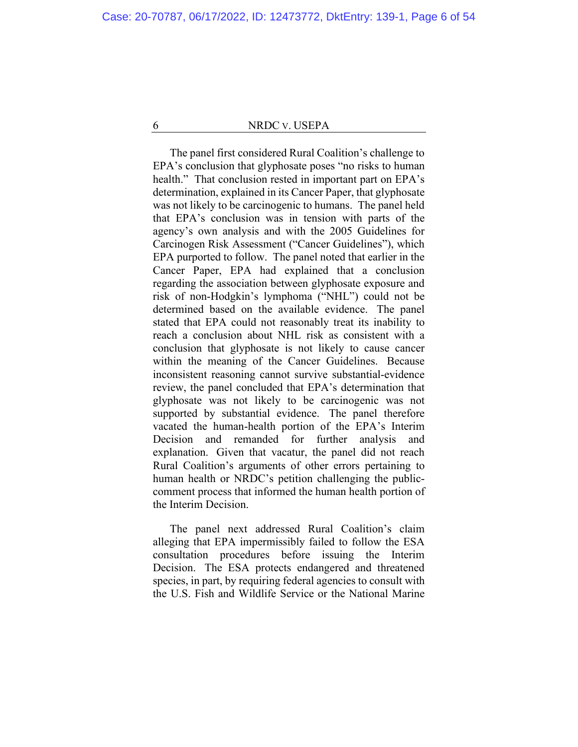The panel first considered Rural Coalition's challenge to EPA's conclusion that glyphosate poses "no risks to human health." That conclusion rested in important part on EPA's determination, explained in its Cancer Paper, that glyphosate was not likely to be carcinogenic to humans. The panel held that EPA's conclusion was in tension with parts of the agency's own analysis and with the 2005 Guidelines for Carcinogen Risk Assessment ("Cancer Guidelines"), which EPA purported to follow. The panel noted that earlier in the Cancer Paper, EPA had explained that a conclusion regarding the association between glyphosate exposure and risk of non-Hodgkin's lymphoma ("NHL") could not be determined based on the available evidence. The panel stated that EPA could not reasonably treat its inability to reach a conclusion about NHL risk as consistent with a conclusion that glyphosate is not likely to cause cancer within the meaning of the Cancer Guidelines. Because inconsistent reasoning cannot survive substantial-evidence review, the panel concluded that EPA's determination that glyphosate was not likely to be carcinogenic was not supported by substantial evidence. The panel therefore vacated the human-health portion of the EPA's Interim Decision and remanded for further analysis and explanation. Given that vacatur, the panel did not reach Rural Coalition's arguments of other errors pertaining to human health or NRDC's petition challenging the public-comment process that informed the human health portion of the Interim Decision.

The panel next addressed Rural Coalition's claim alleging that EPA impermissibly failed to follow the ESA consultation procedures before issuing the Interim Decision. The ESA protects endangered and threatened species, in part, by requiring federal agencies to consult with the U.S. Fish and Wildlife Service or the National Marine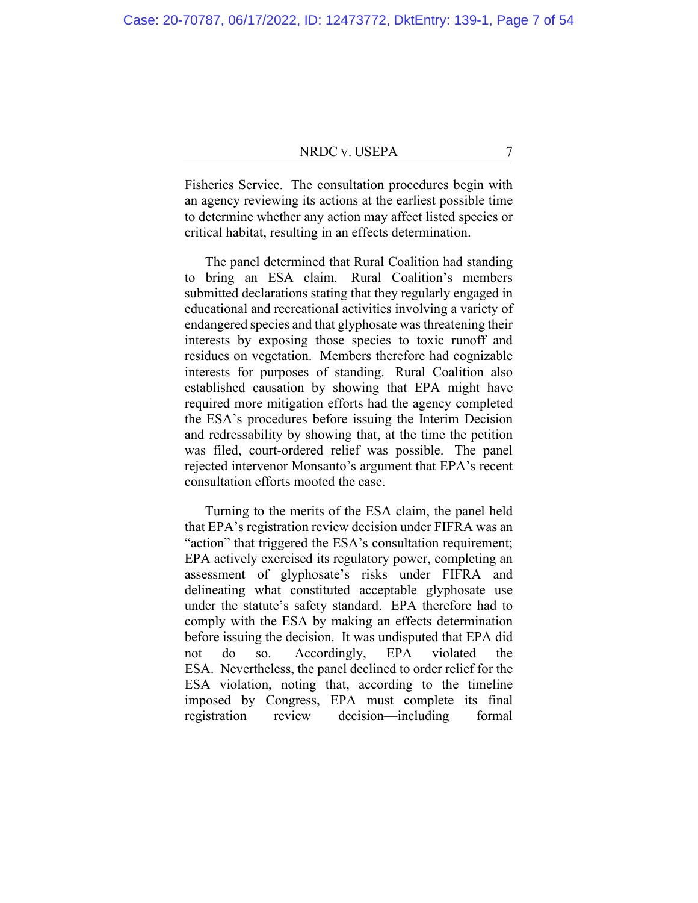Fisheries Service. The consultation procedures begin with an agency reviewing its actions at the earliest possible time to determine whether any action may affect listed species or critical habitat, resulting in an effects determination.

The panel determined that Rural Coalition had standing to bring an ESA claim. Rural Coalition's members submitted declarations stating that they regularly engaged in educational and recreational activities involving a variety of endangered species and that glyphosate was threatening their interests by exposing those species to toxic runoff and residues on vegetation. Members therefore had cognizable interests for purposes of standing. Rural Coalition also established causation by showing that EPA might have required more mitigation efforts had the agency completed the ESA's procedures before issuing the Interim Decision and redressability by showing that, at the time the petition was filed, court-ordered relief was possible. The panel rejected intervenor Monsanto's argument that EPA's recent consultation efforts mooted the case.

Turning to the merits of the ESA claim, the panel held that EPA's registration review decision under FIFRA was an "action" that triggered the ESA's consultation requirement; EPA actively exercised its regulatory power, completing an assessment of glyphosate's risks under FIFRA and delineating what constituted acceptable glyphosate use under the statute's safety standard. EPA therefore had to comply with the ESA by making an effects determination before issuing the decision. It was undisputed that EPA did not do so. Accordingly, EPA violated the ESA. Nevertheless, the panel declined to order relief for the ESA violation, noting that, according to the timeline imposed by Congress, EPA must complete its final registration review decision—including formal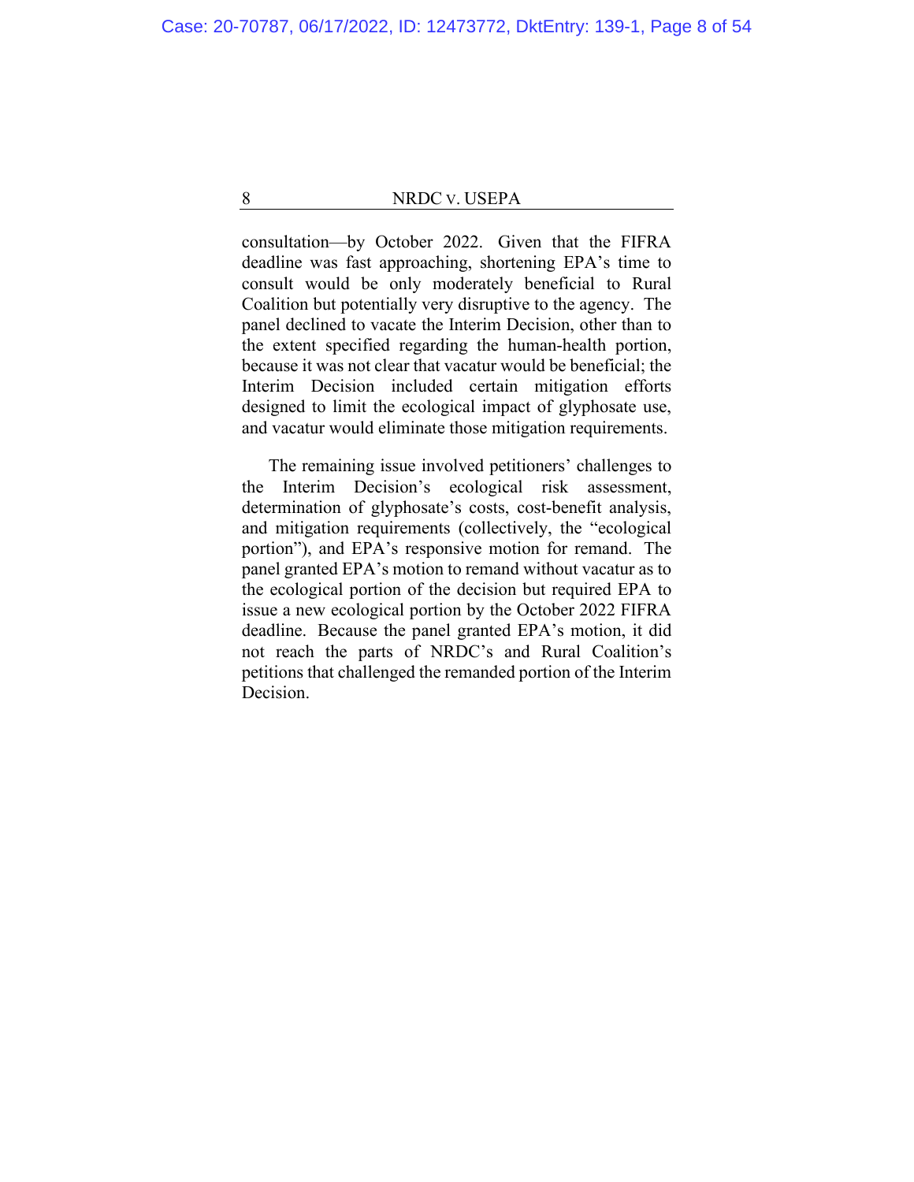consultation—by October 2022. Given that the FIFRA deadline was fast approaching, shortening EPA's time to consult would be only moderately beneficial to Rural Coalition but potentially very disruptive to the agency. The panel declined to vacate the Interim Decision, other than to the extent specified regarding the human-health portion, because it was not clear that vacatur would be beneficial; the Interim Decision included certain mitigation efforts designed to limit the ecological impact of glyphosate use, and vacatur would eliminate those mitigation requirements.

The remaining issue involved petitioners' challenges to the Interim Decision's ecological risk assessment, determination of glyphosate's costs, cost-benefit analysis, and mitigation requirements (collectively, the "ecological portion"), and EPA's responsive motion for remand. The panel granted EPA's motion to remand without vacatur as to the ecological portion of the decision but required EPA to issue a new ecological portion by the October 2022 FIFRA deadline. Because the panel granted EPA's motion, it did not reach the parts of NRDC's and Rural Coalition's petitions that challenged the remanded portion of the Interim Decision.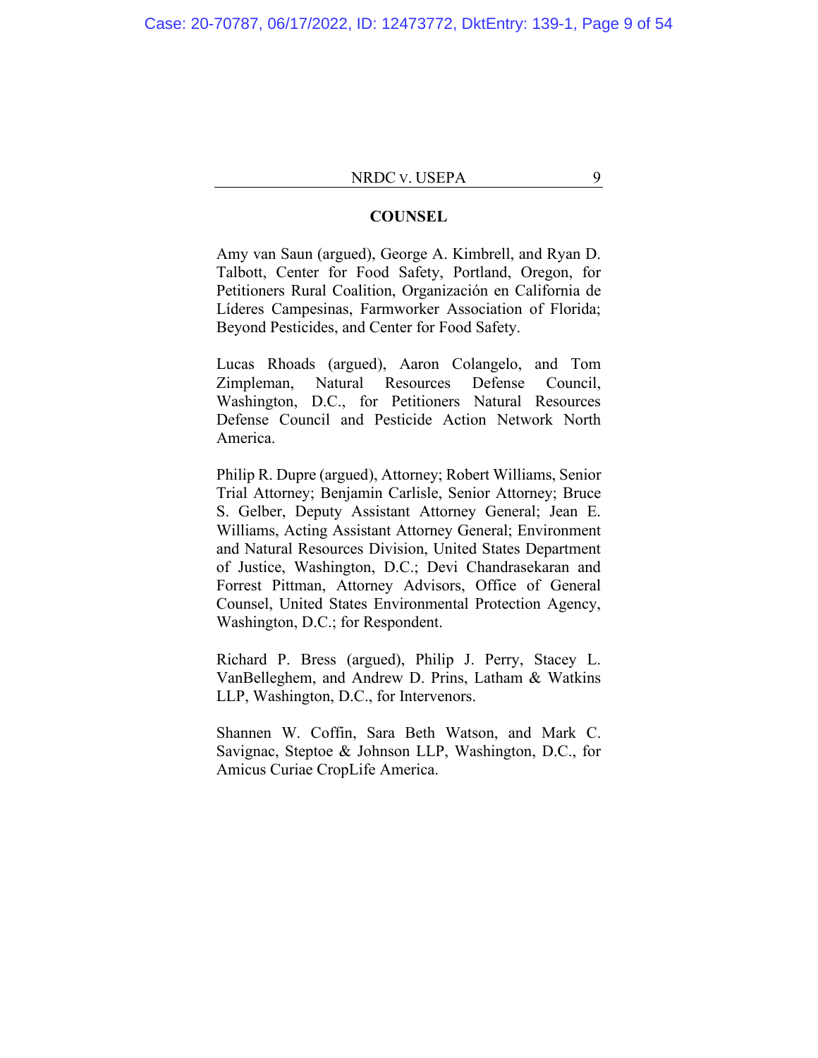## COUNSEL

Amy van Saun (argued), George A. Kimbrell, and Ryan D. Talbott, Center for Food Safety, Portland, Oregon, for Petitioners Rural Coalition, Organización en California de Líderes Campesinas, Farmworker Association of Florida; Beyond Pesticides, and Center for Food Safety.

Lucas Rhoads (argued), Aaron Colangelo, and Tom Zimpleman, Natural Resources Defense Council, Washington, D.C., for Petitioners Natural Resources Defense Council and Pesticide Action Network North America.

Philip R. Dupre (argued), Attorney; Robert Williams, Senior Trial Attorney; Benjamin Carlisle, Senior Attorney; Bruce S. Gelber, Deputy Assistant Attorney General; Jean E. Williams, Acting Assistant Attorney General; Environment and Natural Resources Division, United States Department of Justice, Washington, D.C.; Devi Chandrasekaran and Forrest Pittman, Attorney Advisors, Office of General Counsel, United States Environmental Protection Agency, Washington, D.C.; for Respondent.

Richard P. Bress (argued), Philip J. Perry, Stacey L. VanBelleghem, and Andrew D. Prins, Latham & Watkins LLP, Washington, D.C., for Intervenors.

Shannen W. Coffin, Sara Beth Watson, and Mark C. Savignac, Steptoe & Johnson LLP, Washington, D.C., for Amicus Curiae CropLife America.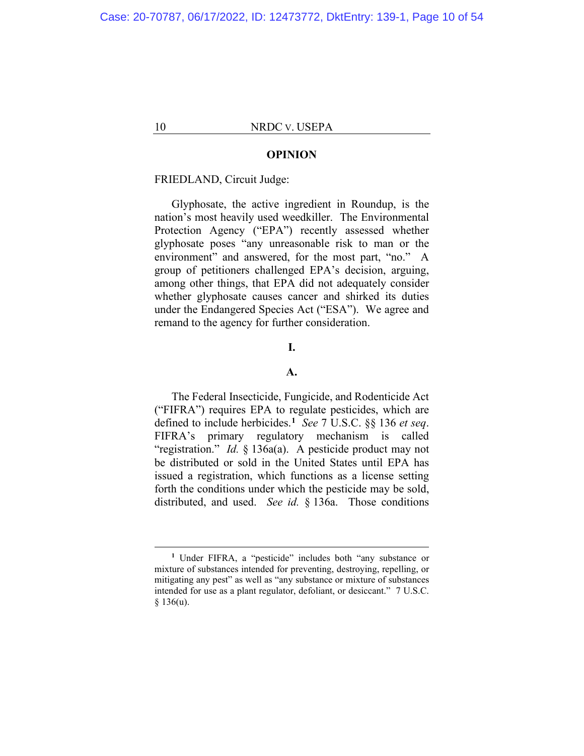## OPINION

FRIEDLAND, Circuit Judge:

Glyphosate, the active ingredient in Roundup, is the nation's most heavily used weedkiller. The Environmental Protection Agency ("EPA") recently assessed whether glyphosate poses "any unreasonable risk to man or the environment" and answered, for the most part, "no." A group of petitioners challenged EPA's decision, arguing, among other things, that EPA did not adequately consider whether glyphosate causes cancer and shirked its duties under the Endangered Species Act ("ESA"). We agree and remand to the agency for further consideration.

### I.

### A.

The Federal Insecticide, Fungicide, and Rodenticide Act ("FIFRA") requires EPA to regulate pesticides, which are defined to include herbicides.[1] *See* 7 U.S.C. §§ 136 *et seq*. FIFRA's primary regulatory mechanism is called "registration." *Id.* § 136a(a). A pesticide product may not be distributed or sold in the United States until EPA has issued a registration, which functions as a license setting forth the conditions under which the pesticide may be sold, distributed, and used. *See id.* § 136a. Those conditions

---

[1] Under FIFRA, a "pesticide" includes both "any substance or mixture of substances intended for preventing, destroying, repelling, or mitigating any pest" as well as "any substance or mixture of substances intended for use as a plant regulator, defoliant, or desiccant." 7 U.S.C. § 136(u).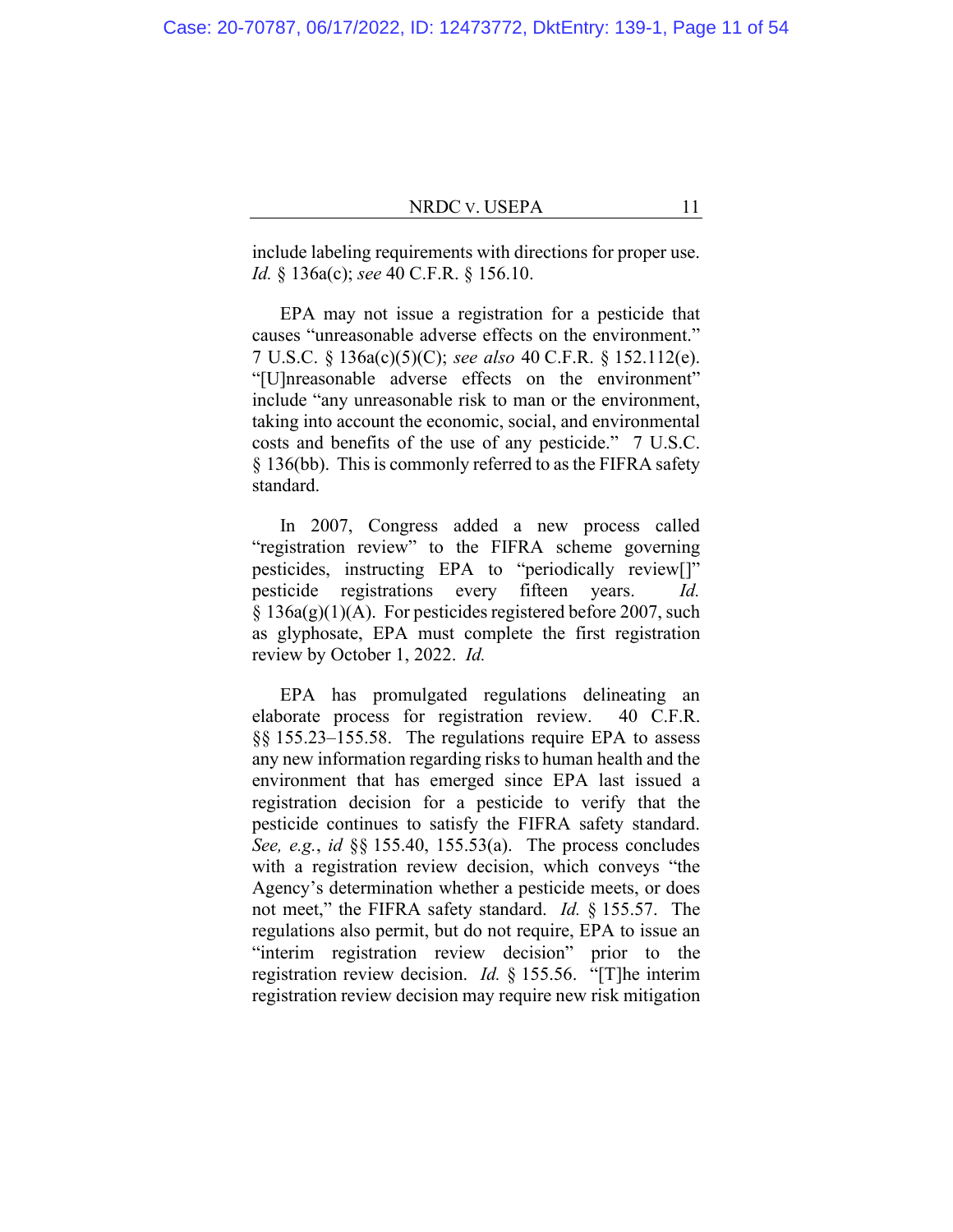include labeling requirements with directions for proper use. *Id.* § 136a(c); *see* 40 C.F.R. § 156.10.

EPA may not issue a registration for a pesticide that causes "unreasonable adverse effects on the environment." 7 U.S.C. § 136a(c)(5)(C); *see also* 40 C.F.R. § 152.112(e). "[U]nreasonable adverse effects on the environment" include "any unreasonable risk to man or the environment, taking into account the economic, social, and environmental costs and benefits of the use of any pesticide." 7 U.S.C. § 136(bb). This is commonly referred to as the FIFRA safety standard.

In 2007, Congress added a new process called "registration review" to the FIFRA scheme governing pesticides, instructing EPA to "periodically review[]" pesticide registrations every fifteen years. *Id.* § 136a(g)(1)(A). For pesticides registered before 2007, such as glyphosate, EPA must complete the first registration review by October 1, 2022. *Id.*

EPA has promulgated regulations delineating an elaborate process for registration review. 40 C.F.R. §§ 155.23–155.58. The regulations require EPA to assess any new information regarding risks to human health and the environment that has emerged since EPA last issued a registration decision for a pesticide to verify that the pesticide continues to satisfy the FIFRA safety standard. *See, e.g.*, *id* §§ 155.40, 155.53(a). The process concludes with a registration review decision, which conveys "the Agency's determination whether a pesticide meets, or does not meet," the FIFRA safety standard. *Id.* § 155.57. The regulations also permit, but do not require, EPA to issue an "interim registration review decision" prior to the registration review decision. *Id.* § 155.56. "[T]he interim registration review decision may require new risk mitigation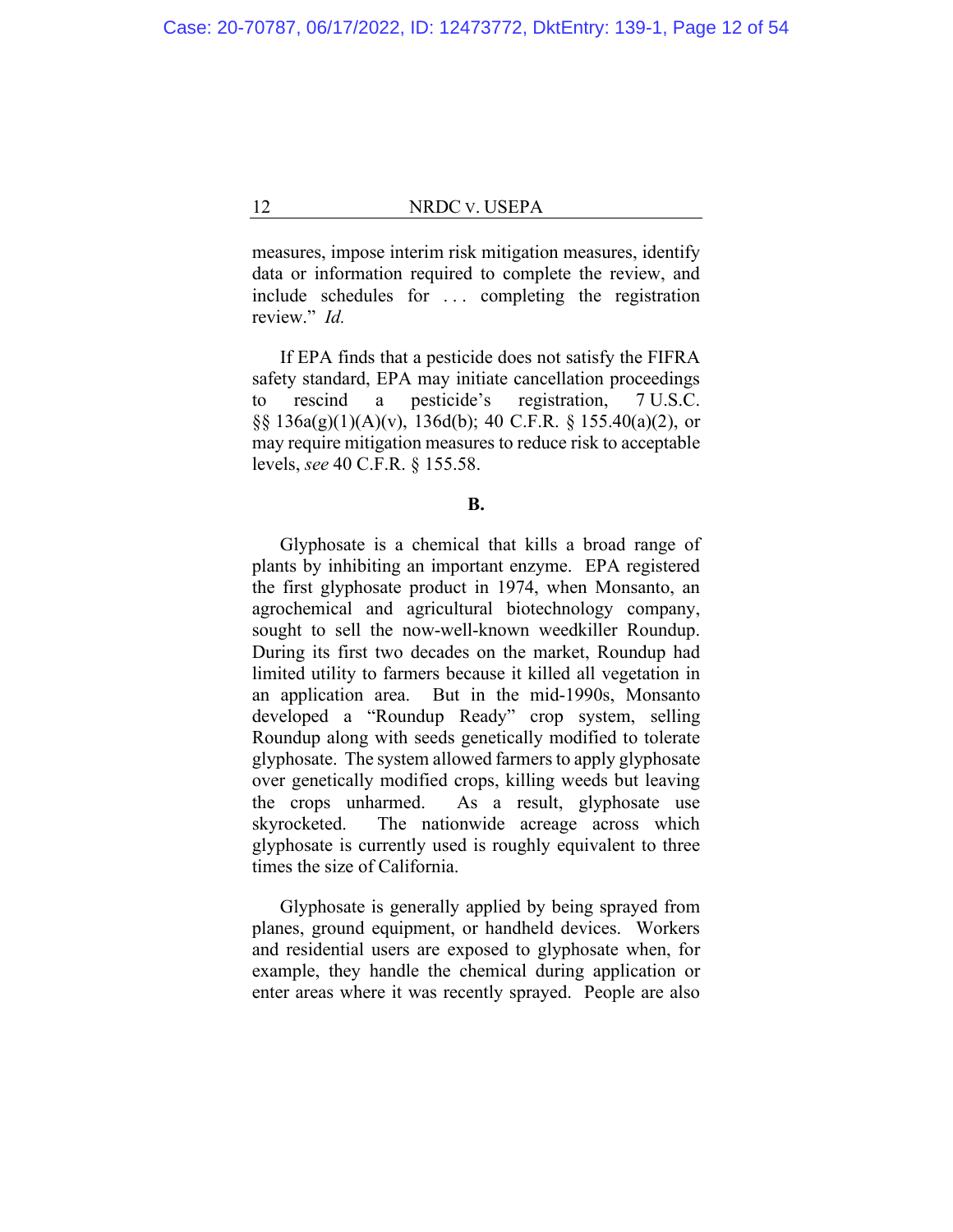measures, impose interim risk mitigation measures, identify data or information required to complete the review, and include schedules for . . . completing the registration review." *Id.*

If EPA finds that a pesticide does not satisfy the FIFRA safety standard, EPA may initiate cancellation proceedings to rescind a pesticide's registration, 7 U.S.C. §§ 136a(g)(1)(A)(v), 136d(b); 40 C.F.R. § 155.40(a)(2), or may require mitigation measures to reduce risk to acceptable levels, *see* 40 C.F.R. § 155.58.

**B.**

Glyphosate is a chemical that kills a broad range of plants by inhibiting an important enzyme. EPA registered the first glyphosate product in 1974, when Monsanto, an agrochemical and agricultural biotechnology company, sought to sell the now-well-known weedkiller Roundup. During its first two decades on the market, Roundup had limited utility to farmers because it killed all vegetation in an application area. But in the mid-1990s, Monsanto developed a "Roundup Ready" crop system, selling Roundup along with seeds genetically modified to tolerate glyphosate. The system allowed farmers to apply glyphosate over genetically modified crops, killing weeds but leaving the crops unharmed. As a result, glyphosate use skyrocketed. The nationwide acreage across which glyphosate is currently used is roughly equivalent to three times the size of California.

Glyphosate is generally applied by being sprayed from planes, ground equipment, or handheld devices. Workers and residential users are exposed to glyphosate when, for example, they handle the chemical during application or enter areas where it was recently sprayed. People are also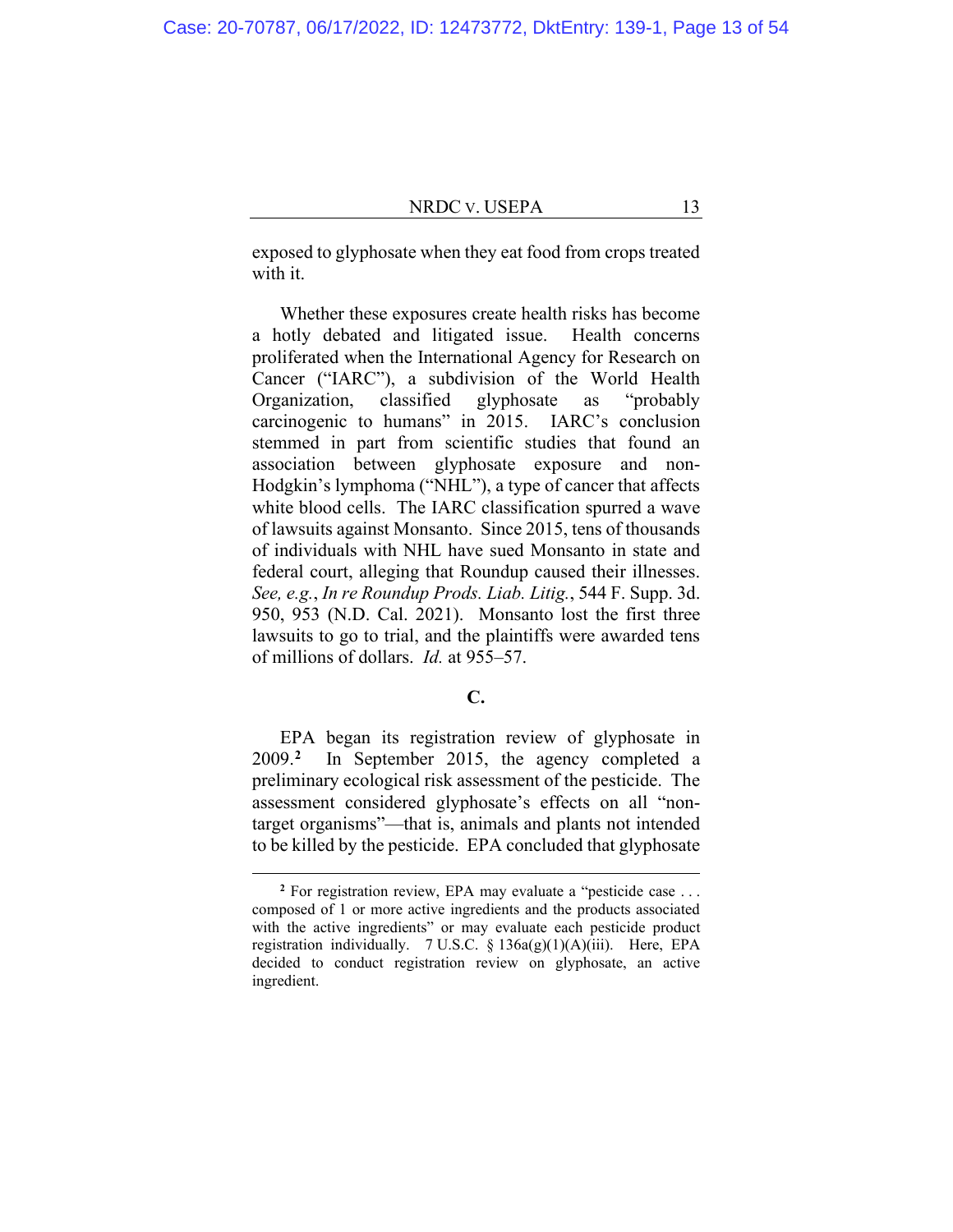exposed to glyphosate when they eat food from crops treated with it.

Whether these exposures create health risks has become a hotly debated and litigated issue. Health concerns proliferated when the International Agency for Research on Cancer ("IARC"), a subdivision of the World Health Organization, classified glyphosate as "probably carcinogenic to humans" in 2015. IARC's conclusion stemmed in part from scientific studies that found an association between glyphosate exposure and non-Hodgkin's lymphoma ("NHL"), a type of cancer that affects white blood cells. The IARC classification spurred a wave of lawsuits against Monsanto. Since 2015, tens of thousands of individuals with NHL have sued Monsanto in state and federal court, alleging that Roundup caused their illnesses. *See, e.g.*, *In re Roundup Prods. Liab. Litig.*, 544 F. Supp. 3d. 950, 953 (N.D. Cal. 2021). Monsanto lost the first three lawsuits to go to trial, and the plaintiffs were awarded tens of millions of dollars. *Id.* at 955–57.

**C.**

EPA began its registration review of glyphosate in 2009.[2] In September 2015, the agency completed a preliminary ecological risk assessment of the pesticide. The assessment considered glyphosate's effects on all "non-target organisms"—that is, animals and plants not intended to be killed by the pesticide. EPA concluded that glyphosate

[2] For registration review, EPA may evaluate a "pesticide case . . . composed of 1 or more active ingredients and the products associated with the active ingredients" or may evaluate each pesticide product registration individually. 7 U.S.C. § 136a(g)(1)(A)(iii). Here, EPA decided to conduct registration review on glyphosate, an active ingredient.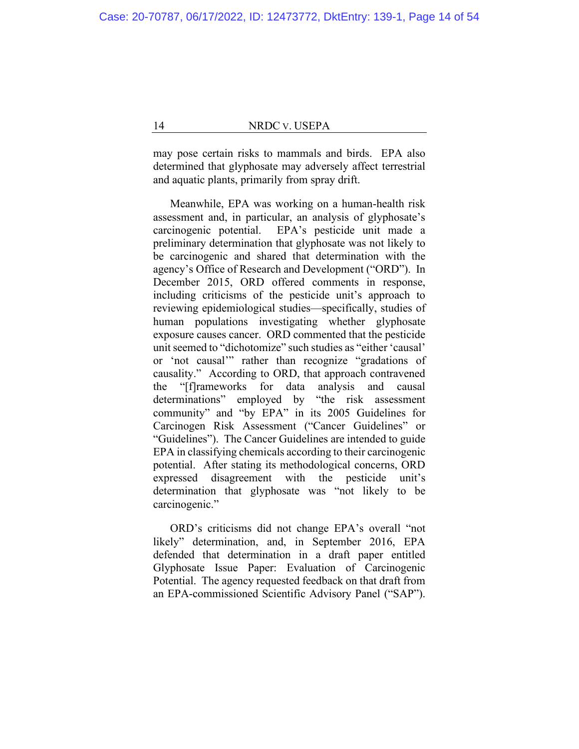may pose certain risks to mammals and birds. EPA also determined that glyphosate may adversely affect terrestrial and aquatic plants, primarily from spray drift.

Meanwhile, EPA was working on a human-health risk assessment and, in particular, an analysis of glyphosate's carcinogenic potential. EPA's pesticide unit made a preliminary determination that glyphosate was not likely to be carcinogenic and shared that determination with the agency's Office of Research and Development ("ORD"). In December 2015, ORD offered comments in response, including criticisms of the pesticide unit's approach to reviewing epidemiological studies—specifically, studies of human populations investigating whether glyphosate exposure causes cancer. ORD commented that the pesticide unit seemed to "dichotomize" such studies as "either 'causal' or 'not causal'" rather than recognize "gradations of causality." According to ORD, that approach contravened the "[f]rameworks for data analysis and causal determinations" employed by "the risk assessment community" and "by EPA" in its 2005 Guidelines for Carcinogen Risk Assessment ("Cancer Guidelines" or "Guidelines"). The Cancer Guidelines are intended to guide EPA in classifying chemicals according to their carcinogenic potential. After stating its methodological concerns, ORD expressed disagreement with the pesticide unit's determination that glyphosate was "not likely to be carcinogenic."

ORD's criticisms did not change EPA's overall "not likely" determination, and, in September 2016, EPA defended that determination in a draft paper entitled Glyphosate Issue Paper: Evaluation of Carcinogenic Potential. The agency requested feedback on that draft from an EPA-commissioned Scientific Advisory Panel ("SAP").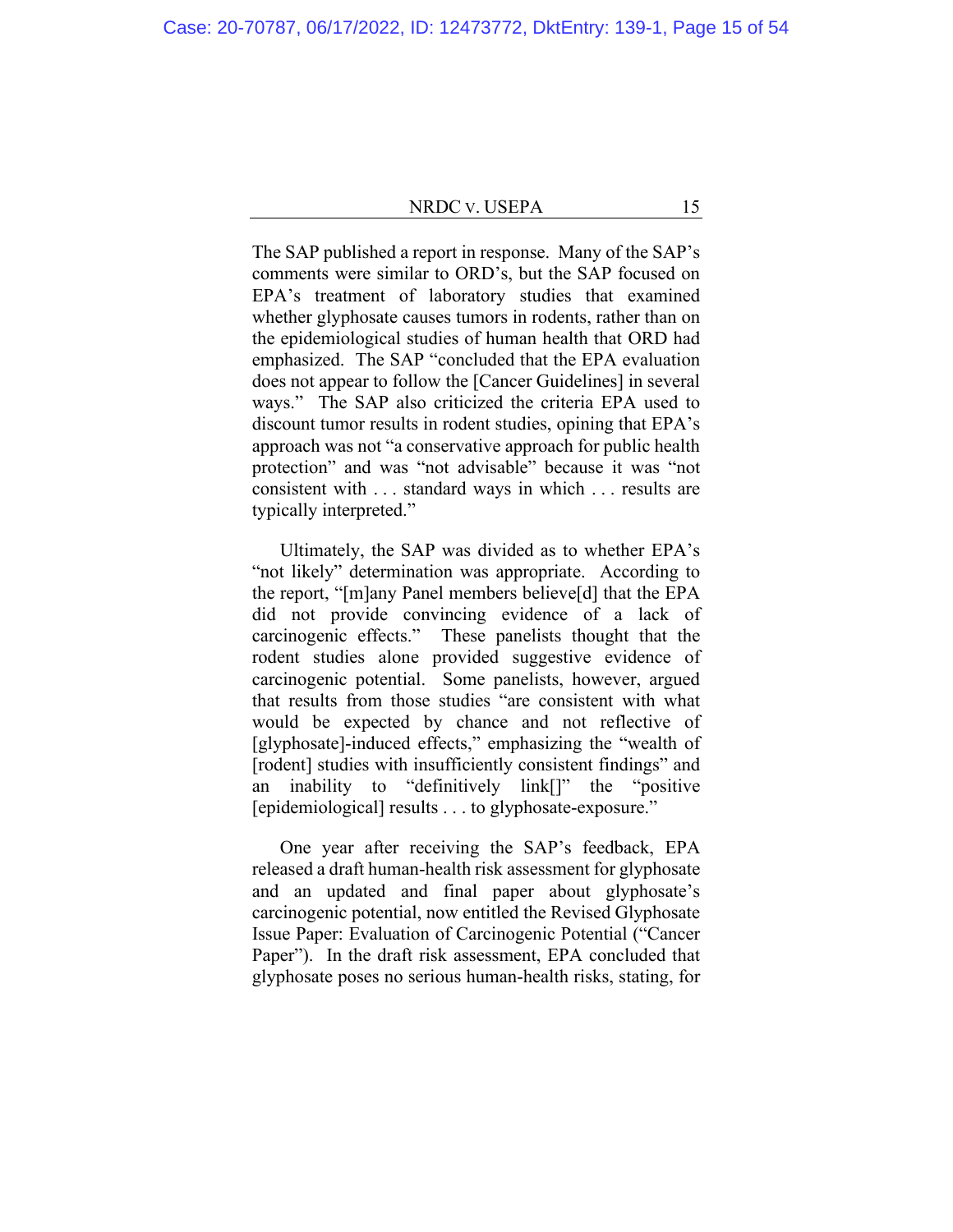The SAP published a report in response. Many of the SAP's comments were similar to ORD's, but the SAP focused on EPA's treatment of laboratory studies that examined whether glyphosate causes tumors in rodents, rather than on the epidemiological studies of human health that ORD had emphasized. The SAP "concluded that the EPA evaluation does not appear to follow the [Cancer Guidelines] in several ways." The SAP also criticized the criteria EPA used to discount tumor results in rodent studies, opining that EPA's approach was not "a conservative approach for public health protection" and was "not advisable" because it was "not consistent with . . . standard ways in which . . . results are typically interpreted."

Ultimately, the SAP was divided as to whether EPA's "not likely" determination was appropriate. According to the report, "[m]any Panel members believe[d] that the EPA did not provide convincing evidence of a lack of carcinogenic effects." These panelists thought that the rodent studies alone provided suggestive evidence of carcinogenic potential. Some panelists, however, argued that results from those studies "are consistent with what would be expected by chance and not reflective of [glyphosate]-induced effects," emphasizing the "wealth of [rodent] studies with insufficiently consistent findings" and an inability to "definitively link[]" the "positive [epidemiological] results . . . to glyphosate-exposure."

One year after receiving the SAP's feedback, EPA released a draft human-health risk assessment for glyphosate and an updated and final paper about glyphosate's carcinogenic potential, now entitled the Revised Glyphosate Issue Paper: Evaluation of Carcinogenic Potential ("Cancer Paper"). In the draft risk assessment, EPA concluded that glyphosate poses no serious human-health risks, stating, for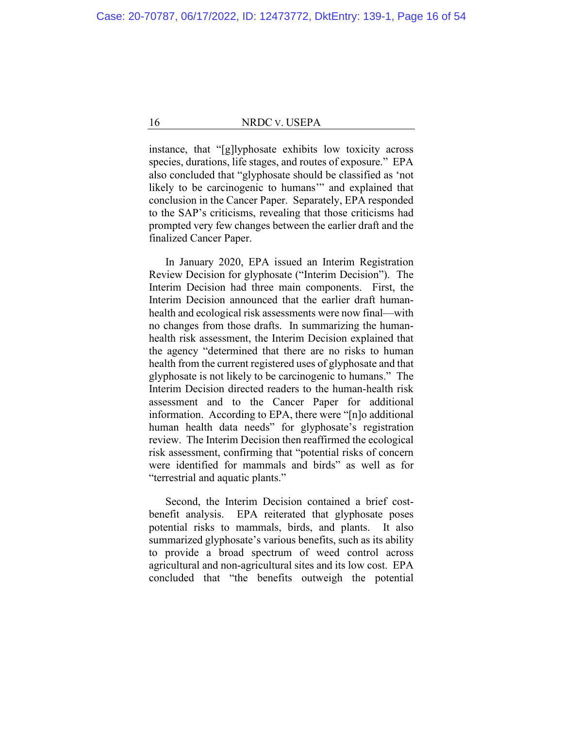instance, that "[g]lyphosate exhibits low toxicity across species, durations, life stages, and routes of exposure." EPA also concluded that "glyphosate should be classified as 'not likely to be carcinogenic to humans'" and explained that conclusion in the Cancer Paper. Separately, EPA responded to the SAP's criticisms, revealing that those criticisms had prompted very few changes between the earlier draft and the finalized Cancer Paper.

In January 2020, EPA issued an Interim Registration Review Decision for glyphosate ("Interim Decision"). The Interim Decision had three main components. First, the Interim Decision announced that the earlier draft human-health and ecological risk assessments were now final—with no changes from those drafts. In summarizing the human-health risk assessment, the Interim Decision explained that the agency "determined that there are no risks to human health from the current registered uses of glyphosate and that glyphosate is not likely to be carcinogenic to humans." The Interim Decision directed readers to the human-health risk assessment and to the Cancer Paper for additional information. According to EPA, there were "[n]o additional human health data needs" for glyphosate's registration review. The Interim Decision then reaffirmed the ecological risk assessment, confirming that "potential risks of concern were identified for mammals and birds" as well as for "terrestrial and aquatic plants."

Second, the Interim Decision contained a brief cost-benefit analysis. EPA reiterated that glyphosate poses potential risks to mammals, birds, and plants. It also summarized glyphosate's various benefits, such as its ability to provide a broad spectrum of weed control across agricultural and non-agricultural sites and its low cost. EPA concluded that "the benefits outweigh the potential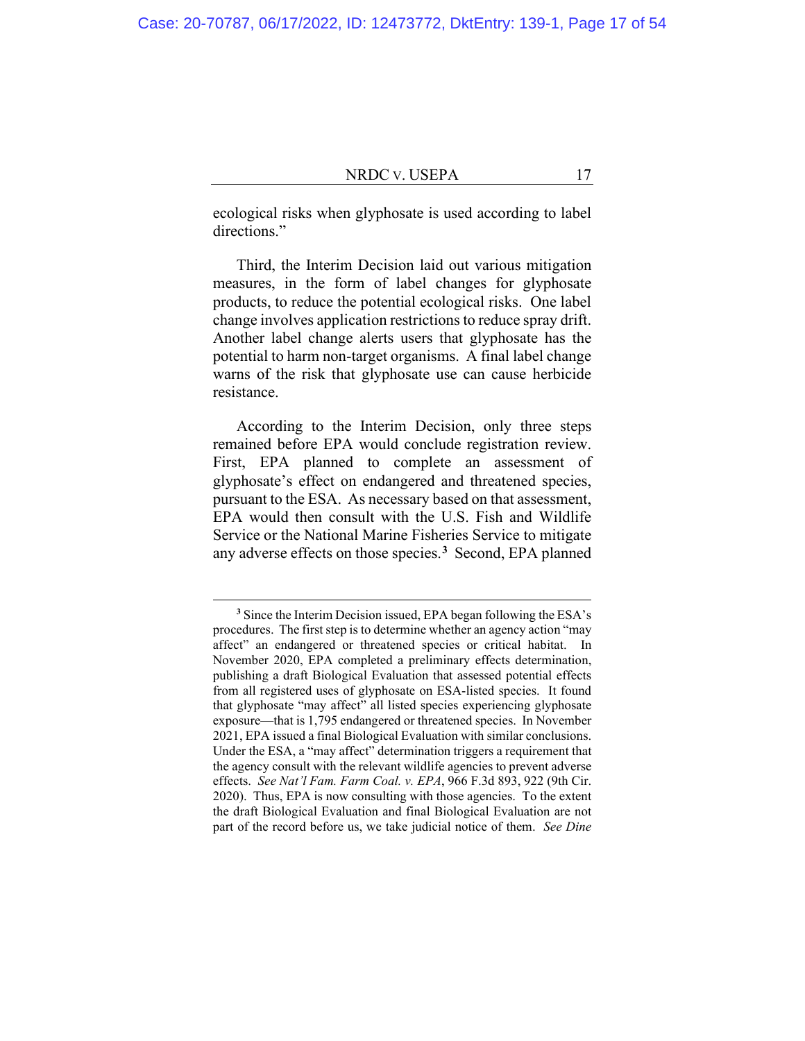ecological risks when glyphosate is used according to label directions."

Third, the Interim Decision laid out various mitigation measures, in the form of label changes for glyphosate products, to reduce the potential ecological risks. One label change involves application restrictions to reduce spray drift. Another label change alerts users that glyphosate has the potential to harm non-target organisms. A final label change warns of the risk that glyphosate use can cause herbicide resistance.

According to the Interim Decision, only three steps remained before EPA would conclude registration review. First, EPA planned to complete an assessment of glyphosate's effect on endangered and threatened species, pursuant to the ESA. As necessary based on that assessment, EPA would then consult with the U.S. Fish and Wildlife Service or the National Marine Fisheries Service to mitigate any adverse effects on those species.[3] Second, EPA planned

---

[3] Since the Interim Decision issued, EPA began following the ESA's procedures. The first step is to determine whether an agency action "may affect" an endangered or threatened species or critical habitat. In November 2020, EPA completed a preliminary effects determination, publishing a draft Biological Evaluation that assessed potential effects from all registered uses of glyphosate on ESA-listed species. It found that glyphosate "may affect" all listed species experiencing glyphosate exposure—that is 1,795 endangered or threatened species. In November 2021, EPA issued a final Biological Evaluation with similar conclusions. Under the ESA, a "may affect" determination triggers a requirement that the agency consult with the relevant wildlife agencies to prevent adverse effects. *See Nat'l Fam. Farm Coal. v. EPA*, 966 F.3d 893, 922 (9th Cir. 2020). Thus, EPA is now consulting with those agencies. To the extent the draft Biological Evaluation and final Biological Evaluation are not part of the record before us, we take judicial notice of them. *See Dine*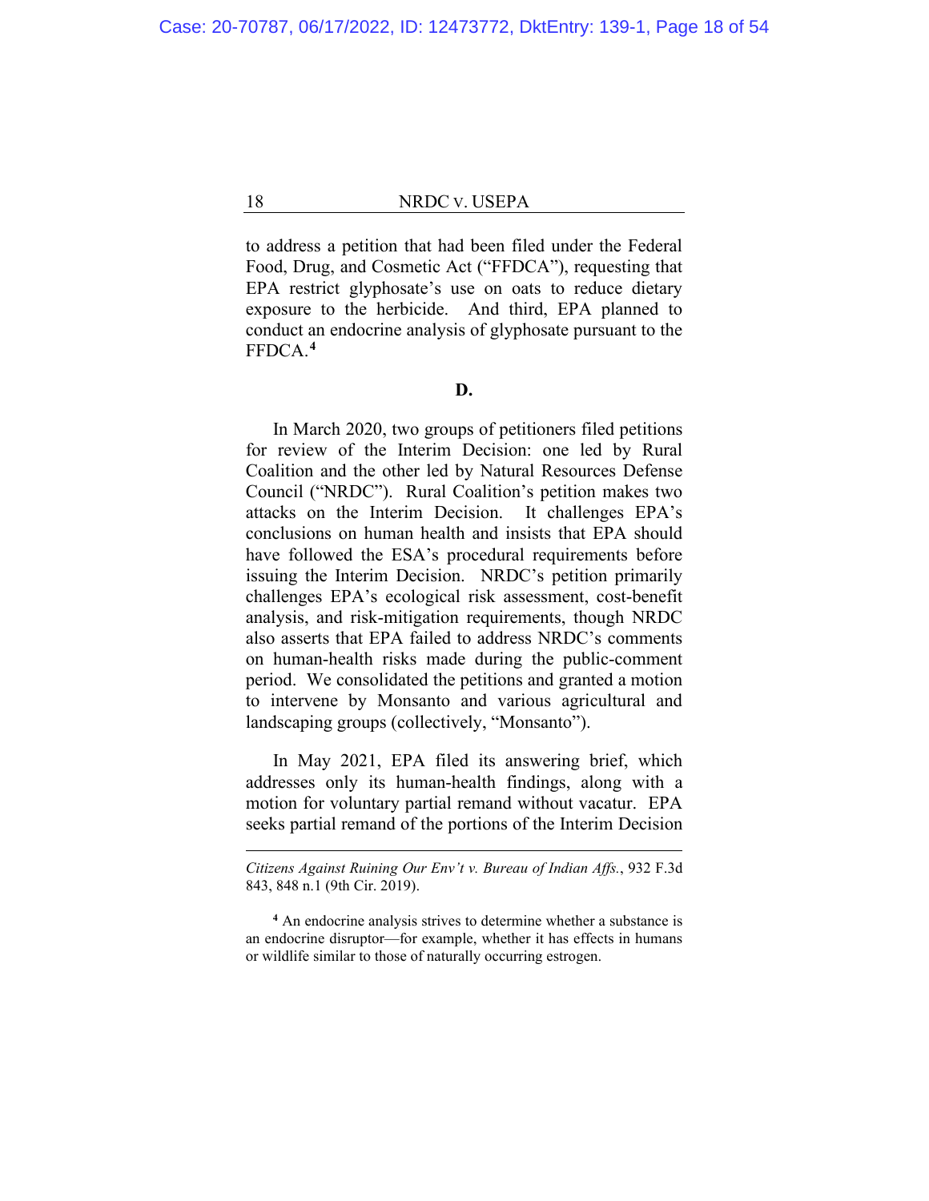to address a petition that had been filed under the Federal Food, Drug, and Cosmetic Act ("FFDCA"), requesting that EPA restrict glyphosate's use on oats to reduce dietary exposure to the herbicide. And third, EPA planned to conduct an endocrine analysis of glyphosate pursuant to the FFDCA.[4]

**D.**

In March 2020, two groups of petitioners filed petitions for review of the Interim Decision: one led by Rural Coalition and the other led by Natural Resources Defense Council ("NRDC"). Rural Coalition's petition makes two attacks on the Interim Decision. It challenges EPA's conclusions on human health and insists that EPA should have followed the ESA's procedural requirements before issuing the Interim Decision. NRDC's petition primarily challenges EPA's ecological risk assessment, cost-benefit analysis, and risk-mitigation requirements, though NRDC also asserts that EPA failed to address NRDC's comments on human-health risks made during the public-comment period. We consolidated the petitions and granted a motion to intervene by Monsanto and various agricultural and landscaping groups (collectively, "Monsanto").

In May 2021, EPA filed its answering brief, which addresses only its human-health findings, along with a motion for voluntary partial remand without vacatur. EPA seeks partial remand of the portions of the Interim Decision

---

*Citizens Against Ruining Our Env't v. Bureau of Indian Affs.*, 932 F.3d 843, 848 n.1 (9th Cir. 2019).

[4] An endocrine analysis strives to determine whether a substance is an endocrine disruptor—for example, whether it has effects in humans or wildlife similar to those of naturally occurring estrogen.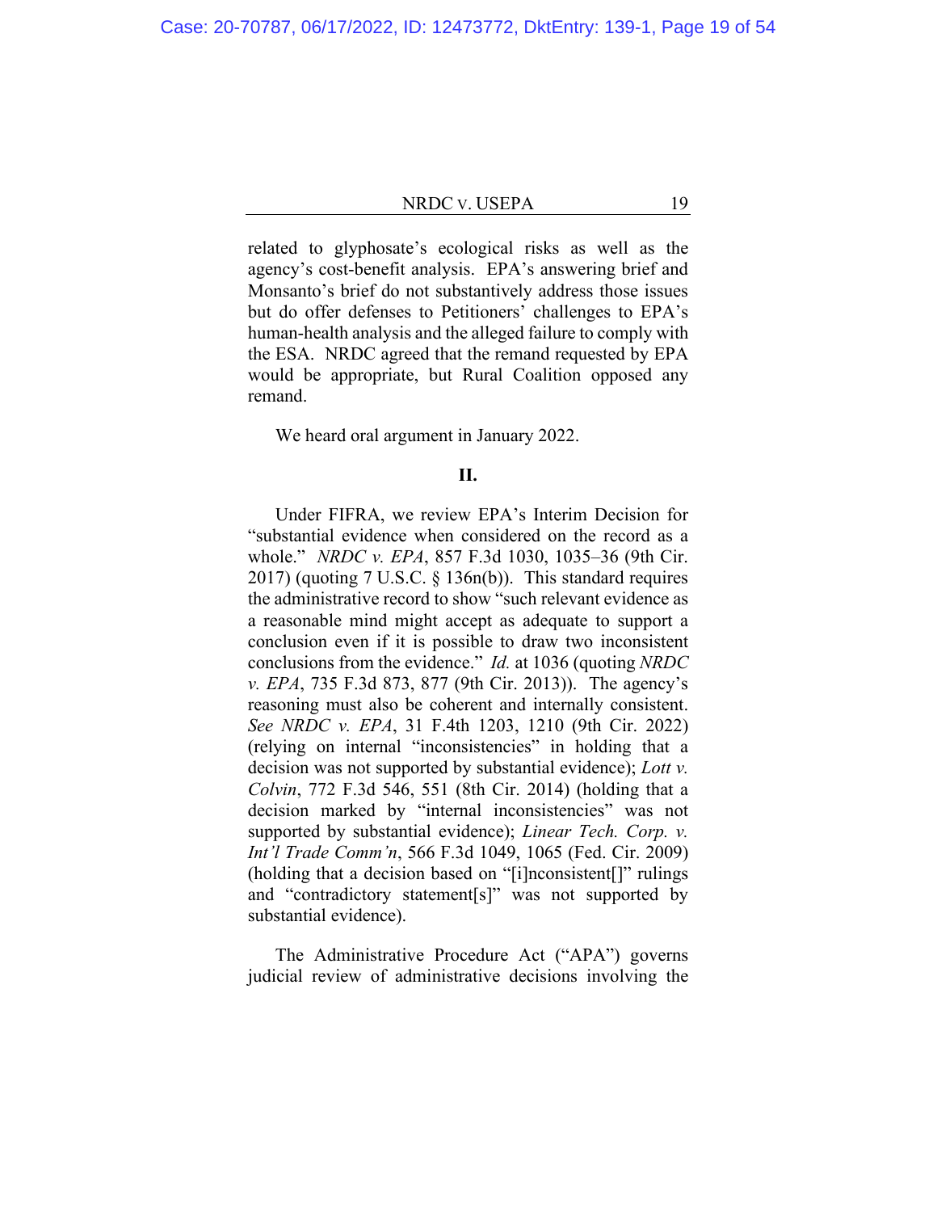related to glyphosate's ecological risks as well as the agency's cost-benefit analysis. EPA's answering brief and Monsanto's brief do not substantively address those issues but do offer defenses to Petitioners' challenges to EPA's human-health analysis and the alleged failure to comply with the ESA. NRDC agreed that the remand requested by EPA would be appropriate, but Rural Coalition opposed any remand.

We heard oral argument in January 2022.

## II.

Under FIFRA, we review EPA's Interim Decision for "substantial evidence when considered on the record as a whole." *NRDC v. EPA*, 857 F.3d 1030, 1035–36 (9th Cir. 2017) (quoting 7 U.S.C. § 136n(b)). This standard requires the administrative record to show "such relevant evidence as a reasonable mind might accept as adequate to support a conclusion even if it is possible to draw two inconsistent conclusions from the evidence." *Id.* at 1036 (quoting *NRDC v. EPA*, 735 F.3d 873, 877 (9th Cir. 2013)). The agency's reasoning must also be coherent and internally consistent. *See NRDC v. EPA*, 31 F.4th 1203, 1210 (9th Cir. 2022) (relying on internal "inconsistencies" in holding that a decision was not supported by substantial evidence); *Lott v. Colvin*, 772 F.3d 546, 551 (8th Cir. 2014) (holding that a decision marked by "internal inconsistencies" was not supported by substantial evidence); *Linear Tech. Corp. v. Int'l Trade Comm'n*, 566 F.3d 1049, 1065 (Fed. Cir. 2009) (holding that a decision based on "[i]nconsistent[]" rulings and "contradictory statement[s]" was not supported by substantial evidence).

The Administrative Procedure Act ("APA") governs judicial review of administrative decisions involving the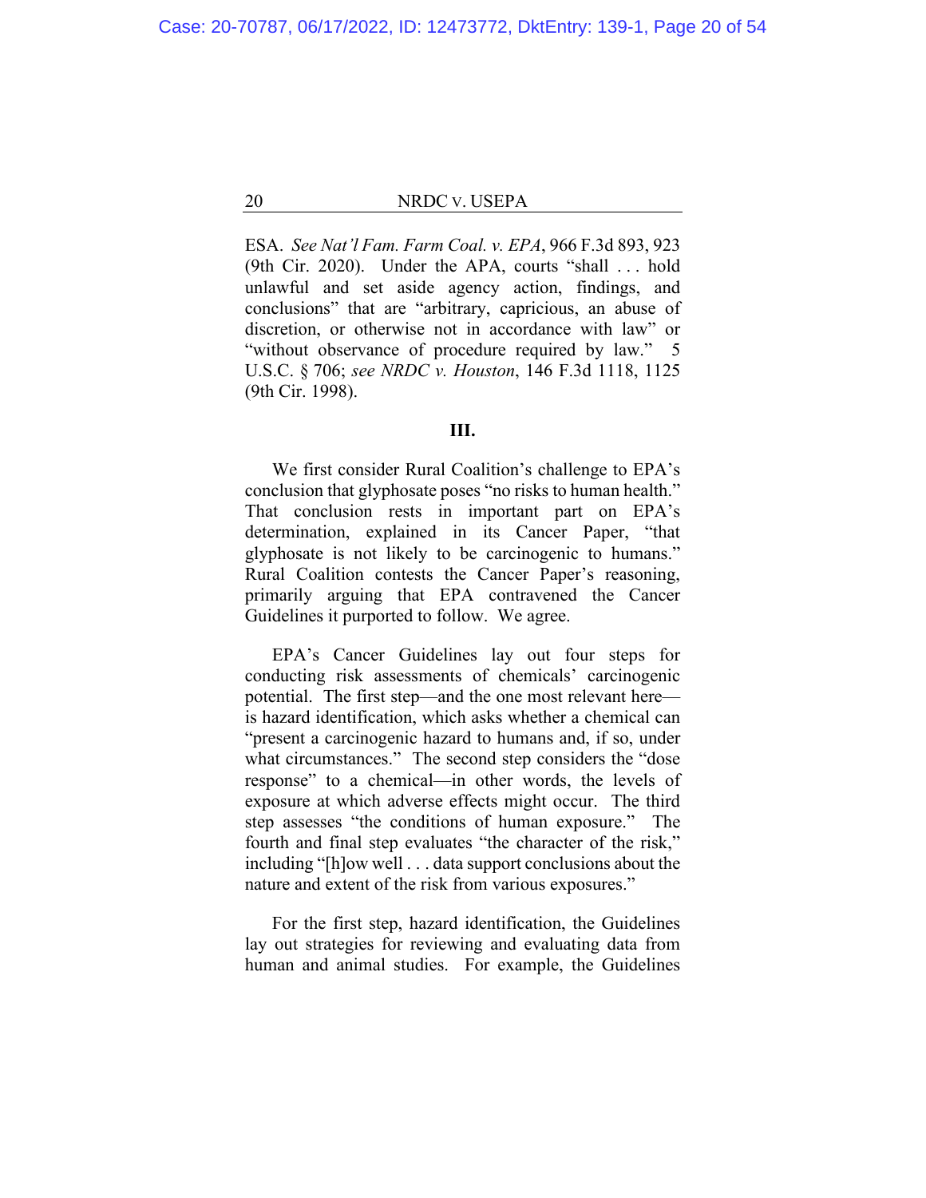ESA. *See Nat'l Fam. Farm Coal. v. EPA*, 966 F.3d 893, 923 (9th Cir. 2020). Under the APA, courts "shall . . . hold unlawful and set aside agency action, findings, and conclusions" that are "arbitrary, capricious, an abuse of discretion, or otherwise not in accordance with law" or "without observance of procedure required by law." 5 U.S.C. § 706; *see NRDC v. Houston*, 146 F.3d 1118, 1125 (9th Cir. 1998).

### III.

We first consider Rural Coalition's challenge to EPA's conclusion that glyphosate poses "no risks to human health." That conclusion rests in important part on EPA's determination, explained in its Cancer Paper, "that glyphosate is not likely to be carcinogenic to humans." Rural Coalition contests the Cancer Paper's reasoning, primarily arguing that EPA contravened the Cancer Guidelines it purported to follow. We agree.

EPA's Cancer Guidelines lay out four steps for conducting risk assessments of chemicals' carcinogenic potential. The first step—and the one most relevant here—is hazard identification, which asks whether a chemical can "present a carcinogenic hazard to humans and, if so, under what circumstances." The second step considers the "dose response" to a chemical—in other words, the levels of exposure at which adverse effects might occur. The third step assesses "the conditions of human exposure." The fourth and final step evaluates "the character of the risk," including "[h]ow well . . . data support conclusions about the nature and extent of the risk from various exposures."

For the first step, hazard identification, the Guidelines lay out strategies for reviewing and evaluating data from human and animal studies. For example, the Guidelines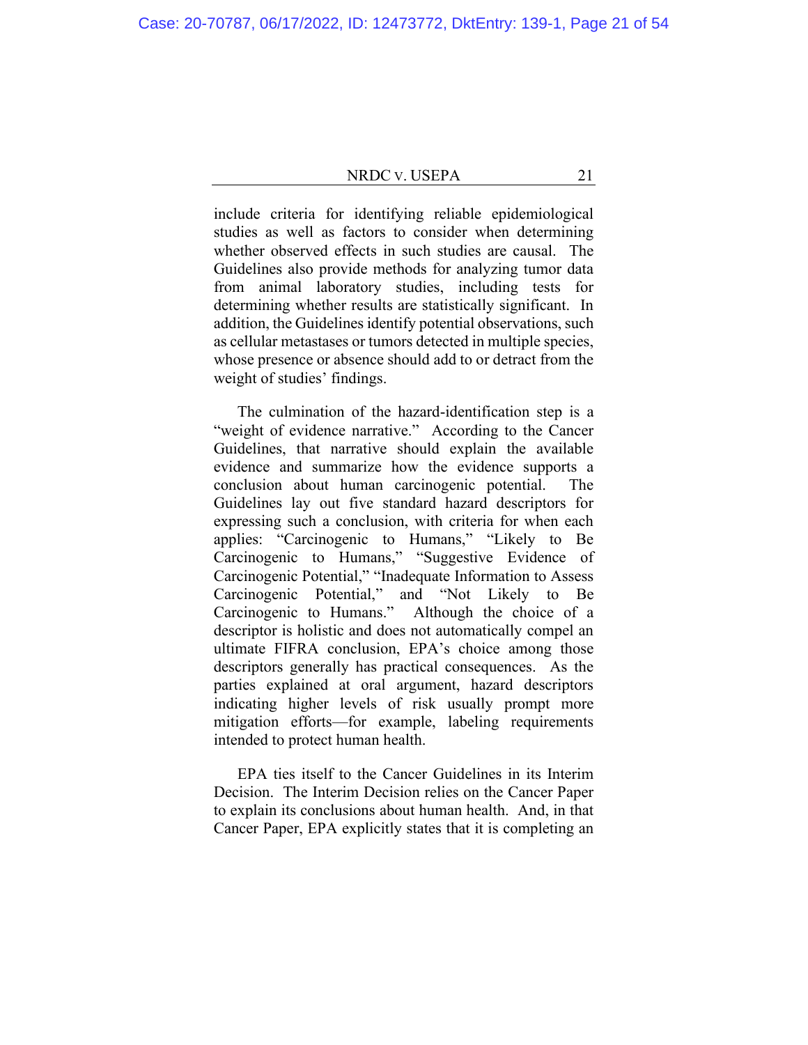include criteria for identifying reliable epidemiological studies as well as factors to consider when determining whether observed effects in such studies are causal. The Guidelines also provide methods for analyzing tumor data from animal laboratory studies, including tests for determining whether results are statistically significant. In addition, the Guidelines identify potential observations, such as cellular metastases or tumors detected in multiple species, whose presence or absence should add to or detract from the weight of studies' findings.

The culmination of the hazard-identification step is a "weight of evidence narrative." According to the Cancer Guidelines, that narrative should explain the available evidence and summarize how the evidence supports a conclusion about human carcinogenic potential. The Guidelines lay out five standard hazard descriptors for expressing such a conclusion, with criteria for when each applies: "Carcinogenic to Humans," "Likely to Be Carcinogenic to Humans," "Suggestive Evidence of Carcinogenic Potential," "Inadequate Information to Assess Carcinogenic Potential," and "Not Likely to Be Carcinogenic to Humans." Although the choice of a descriptor is holistic and does not automatically compel an ultimate FIFRA conclusion, EPA's choice among those descriptors generally has practical consequences. As the parties explained at oral argument, hazard descriptors indicating higher levels of risk usually prompt more mitigation efforts—for example, labeling requirements intended to protect human health.

EPA ties itself to the Cancer Guidelines in its Interim Decision. The Interim Decision relies on the Cancer Paper to explain its conclusions about human health. And, in that Cancer Paper, EPA explicitly states that it is completing an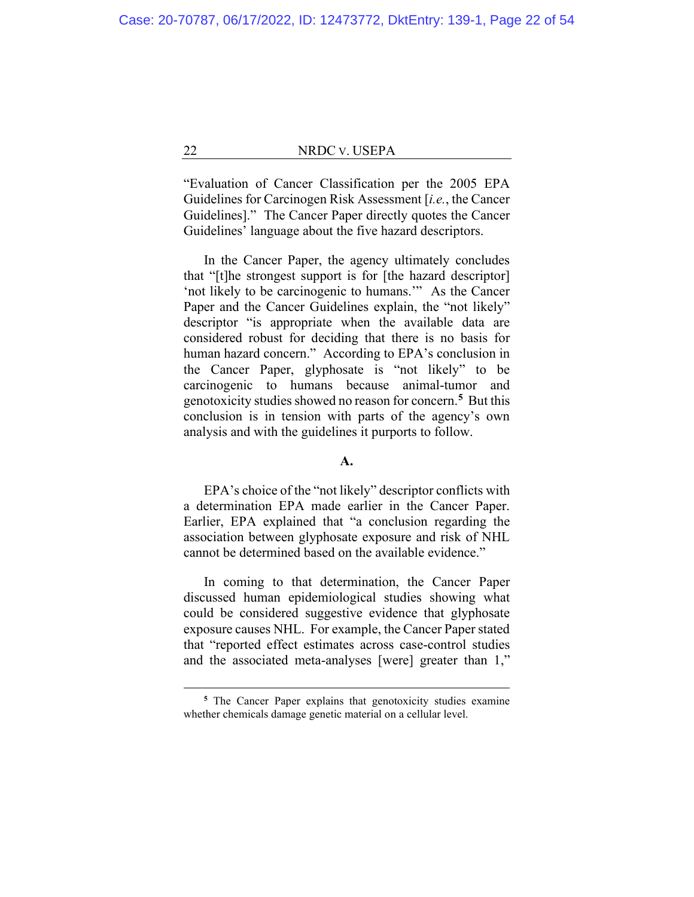"Evaluation of Cancer Classification per the 2005 EPA Guidelines for Carcinogen Risk Assessment [*i.e.*, the Cancer Guidelines]." The Cancer Paper directly quotes the Cancer Guidelines' language about the five hazard descriptors.

In the Cancer Paper, the agency ultimately concludes that "[t]he strongest support is for [the hazard descriptor] 'not likely to be carcinogenic to humans.'" As the Cancer Paper and the Cancer Guidelines explain, the "not likely" descriptor "is appropriate when the available data are considered robust for deciding that there is no basis for human hazard concern." According to EPA's conclusion in the Cancer Paper, glyphosate is "not likely" to be carcinogenic to humans because animal-tumor and genotoxicity studies showed no reason for concern.[5] But this conclusion is in tension with parts of the agency's own analysis and with the guidelines it purports to follow.

**A.**

EPA's choice of the "not likely" descriptor conflicts with a determination EPA made earlier in the Cancer Paper. Earlier, EPA explained that "a conclusion regarding the association between glyphosate exposure and risk of NHL cannot be determined based on the available evidence."

In coming to that determination, the Cancer Paper discussed human epidemiological studies showing what could be considered suggestive evidence that glyphosate exposure causes NHL. For example, the Cancer Paper stated that "reported effect estimates across case-control studies and the associated meta-analyses [were] greater than 1,"

---

[5] The Cancer Paper explains that genotoxicity studies examine whether chemicals damage genetic material on a cellular level.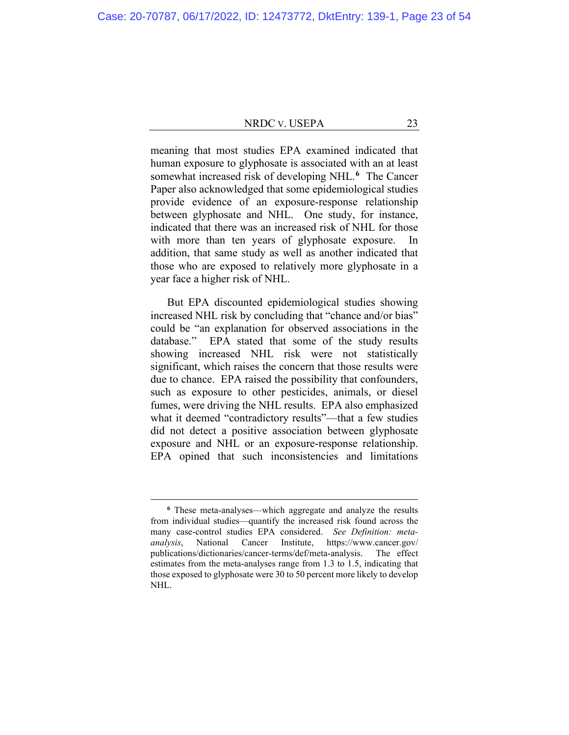meaning that most studies EPA examined indicated that human exposure to glyphosate is associated with an at least somewhat increased risk of developing NHL.[6] The Cancer Paper also acknowledged that some epidemiological studies provide evidence of an exposure-response relationship between glyphosate and NHL. One study, for instance, indicated that there was an increased risk of NHL for those with more than ten years of glyphosate exposure. In addition, that same study as well as another indicated that those who are exposed to relatively more glyphosate in a year face a higher risk of NHL.

But EPA discounted epidemiological studies showing increased NHL risk by concluding that "chance and/or bias" could be "an explanation for observed associations in the database." EPA stated that some of the study results showing increased NHL risk were not statistically significant, which raises the concern that those results were due to chance. EPA raised the possibility that confounders, such as exposure to other pesticides, animals, or diesel fumes, were driving the NHL results. EPA also emphasized what it deemed "contradictory results"—that a few studies did not detect a positive association between glyphosate exposure and NHL or an exposure-response relationship. EPA opined that such inconsistencies and limitations

---

[6] These meta-analyses—which aggregate and analyze the results from individual studies—quantify the increased risk found across the many case-control studies EPA considered. *See Definition: meta-analysis*, National Cancer Institute, https://www.cancer.gov/publications/dictionaries/cancer-terms/def/meta-analysis. The effect estimates from the meta-analyses range from 1.3 to 1.5, indicating that those exposed to glyphosate were 30 to 50 percent more likely to develop NHL.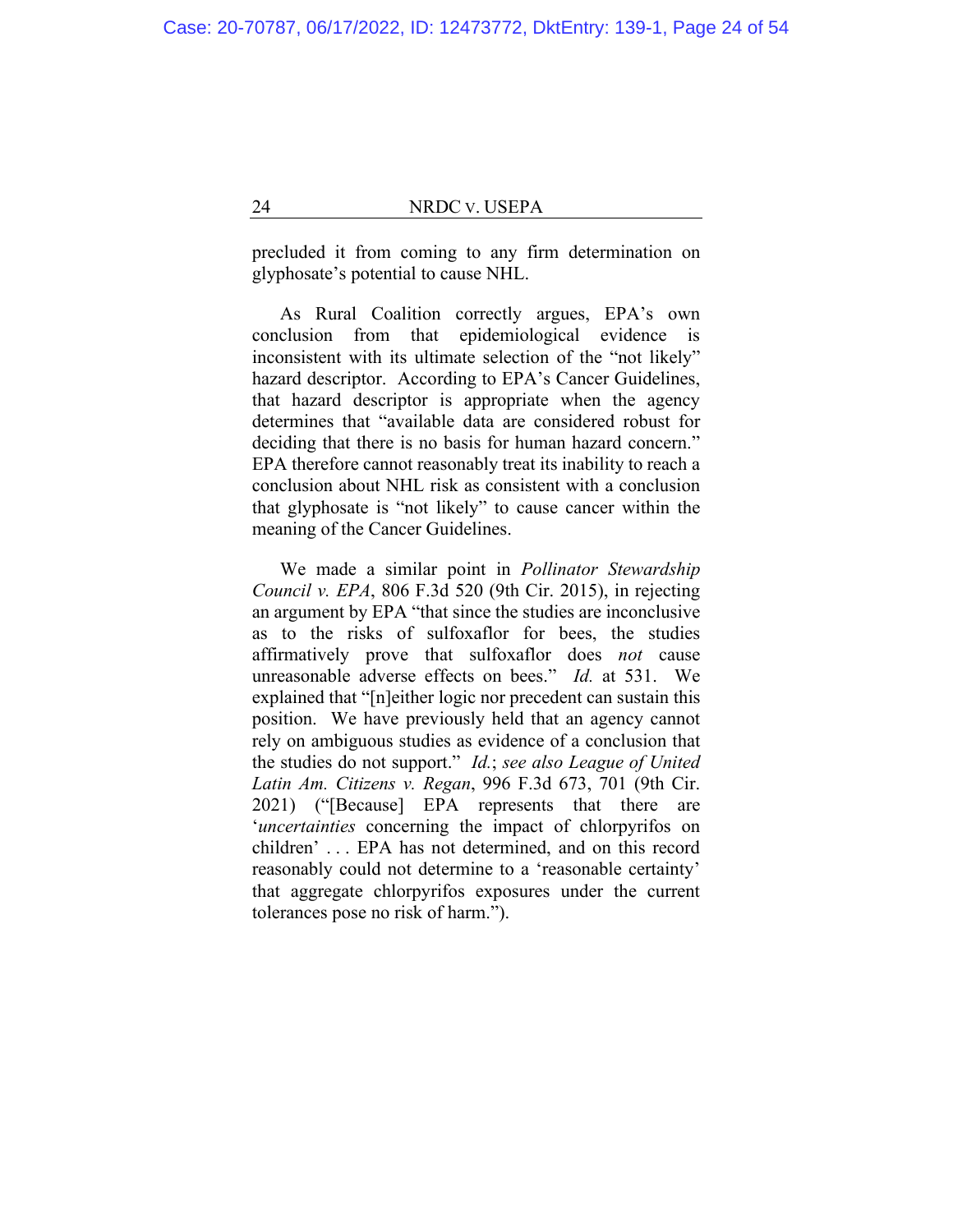precluded it from coming to any firm determination on glyphosate's potential to cause NHL.

As Rural Coalition correctly argues, EPA's own conclusion from that epidemiological evidence is inconsistent with its ultimate selection of the "not likely" hazard descriptor. According to EPA's Cancer Guidelines, that hazard descriptor is appropriate when the agency determines that "available data are considered robust for deciding that there is no basis for human hazard concern." EPA therefore cannot reasonably treat its inability to reach a conclusion about NHL risk as consistent with a conclusion that glyphosate is "not likely" to cause cancer within the meaning of the Cancer Guidelines.

We made a similar point in *Pollinator Stewardship Council v. EPA*, 806 F.3d 520 (9th Cir. 2015), in rejecting an argument by EPA "that since the studies are inconclusive as to the risks of sulfoxaflor for bees, the studies affirmatively prove that sulfoxaflor does *not* cause unreasonable adverse effects on bees." *Id.* at 531. We explained that "[n]either logic nor precedent can sustain this position. We have previously held that an agency cannot rely on ambiguous studies as evidence of a conclusion that the studies do not support." *Id.*; *see also League of United Latin Am. Citizens v. Regan*, 996 F.3d 673, 701 (9th Cir. 2021) ("[Because] EPA represents that there are '*uncertainties* concerning the impact of chlorpyrifos on children' . . . EPA has not determined, and on this record reasonably could not determine to a 'reasonable certainty' that aggregate chlorpyrifos exposures under the current tolerances pose no risk of harm.").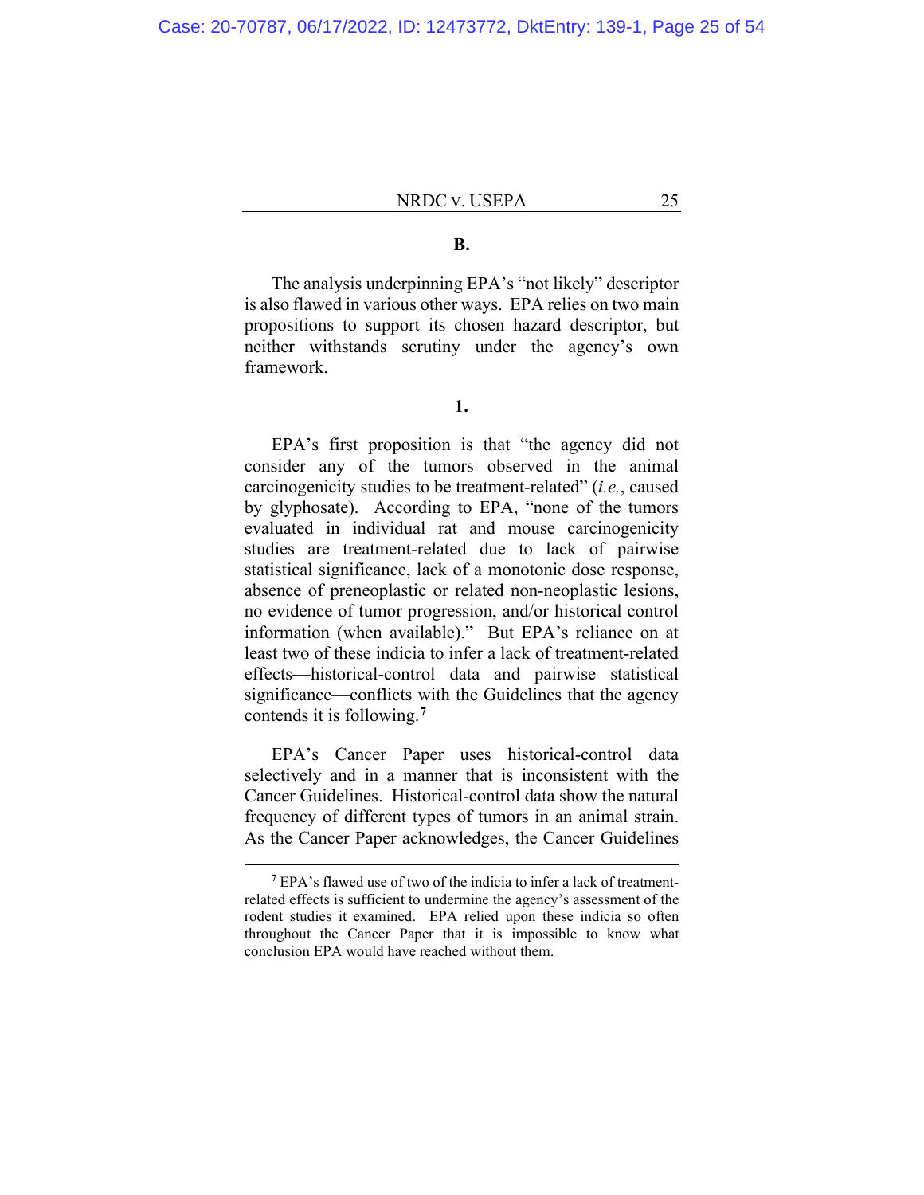**B.**

The analysis underpinning EPA's "not likely" descriptor is also flawed in various other ways. EPA relies on two main propositions to support its chosen hazard descriptor, but neither withstands scrutiny under the agency's own framework.

**1.**

EPA's first proposition is that "the agency did not consider any of the tumors observed in the animal carcinogenicity studies to be treatment-related" (*i.e.*, caused by glyphosate). According to EPA, "none of the tumors evaluated in individual rat and mouse carcinogenicity studies are treatment-related due to lack of pairwise statistical significance, lack of a monotonic dose response, absence of preneoplastic or related non-neoplastic lesions, no evidence of tumor progression, and/or historical control information (when available)." But EPA's reliance on at least two of these indicia to infer a lack of treatment-related effects—historical-control data and pairwise statistical significance—conflicts with the Guidelines that the agency contends it is following.[7]

EPA's Cancer Paper uses historical-control data selectively and in a manner that is inconsistent with the Cancer Guidelines. Historical-control data show the natural frequency of different types of tumors in an animal strain. As the Cancer Paper acknowledges, the Cancer Guidelines

---

[7] EPA's flawed use of two of the indicia to infer a lack of treatment-related effects is sufficient to undermine the agency's assessment of the rodent studies it examined. EPA relied upon these indicia so often throughout the Cancer Paper that it is impossible to know what conclusion EPA would have reached without them.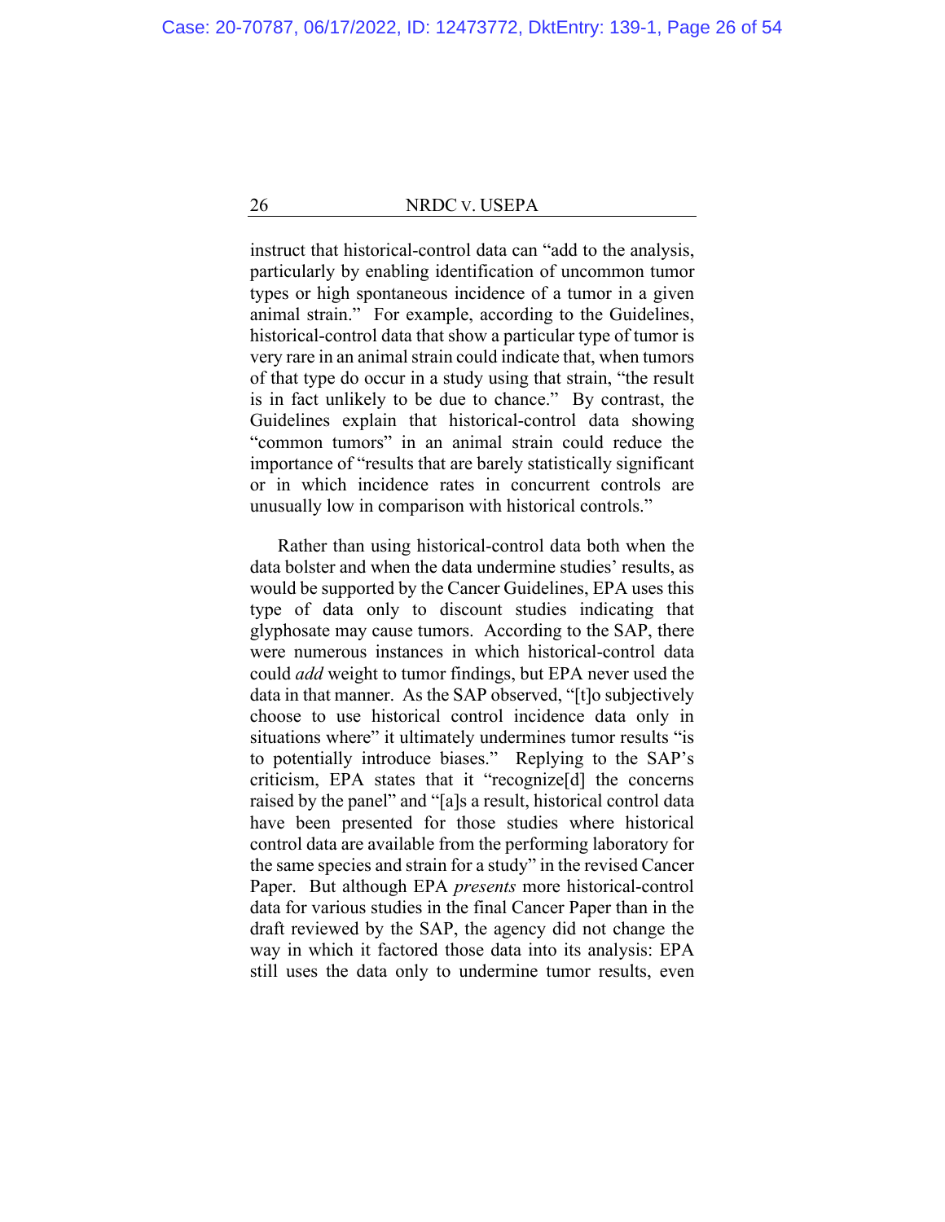instruct that historical-control data can "add to the analysis, particularly by enabling identification of uncommon tumor types or high spontaneous incidence of a tumor in a given animal strain." For example, according to the Guidelines, historical-control data that show a particular type of tumor is very rare in an animal strain could indicate that, when tumors of that type do occur in a study using that strain, "the result is in fact unlikely to be due to chance." By contrast, the Guidelines explain that historical-control data showing "common tumors" in an animal strain could reduce the importance of "results that are barely statistically significant or in which incidence rates in concurrent controls are unusually low in comparison with historical controls."

Rather than using historical-control data both when the data bolster and when the data undermine studies' results, as would be supported by the Cancer Guidelines, EPA uses this type of data only to discount studies indicating that glyphosate may cause tumors. According to the SAP, there were numerous instances in which historical-control data could *add* weight to tumor findings, but EPA never used the data in that manner. As the SAP observed, "[t]o subjectively choose to use historical control incidence data only in situations where" it ultimately undermines tumor results "is to potentially introduce biases." Replying to the SAP's criticism, EPA states that it "recognize[d] the concerns raised by the panel" and "[a]s a result, historical control data have been presented for those studies where historical control data are available from the performing laboratory for the same species and strain for a study" in the revised Cancer Paper. But although EPA *presents* more historical-control data for various studies in the final Cancer Paper than in the draft reviewed by the SAP, the agency did not change the way in which it factored those data into its analysis: EPA still uses the data only to undermine tumor results, even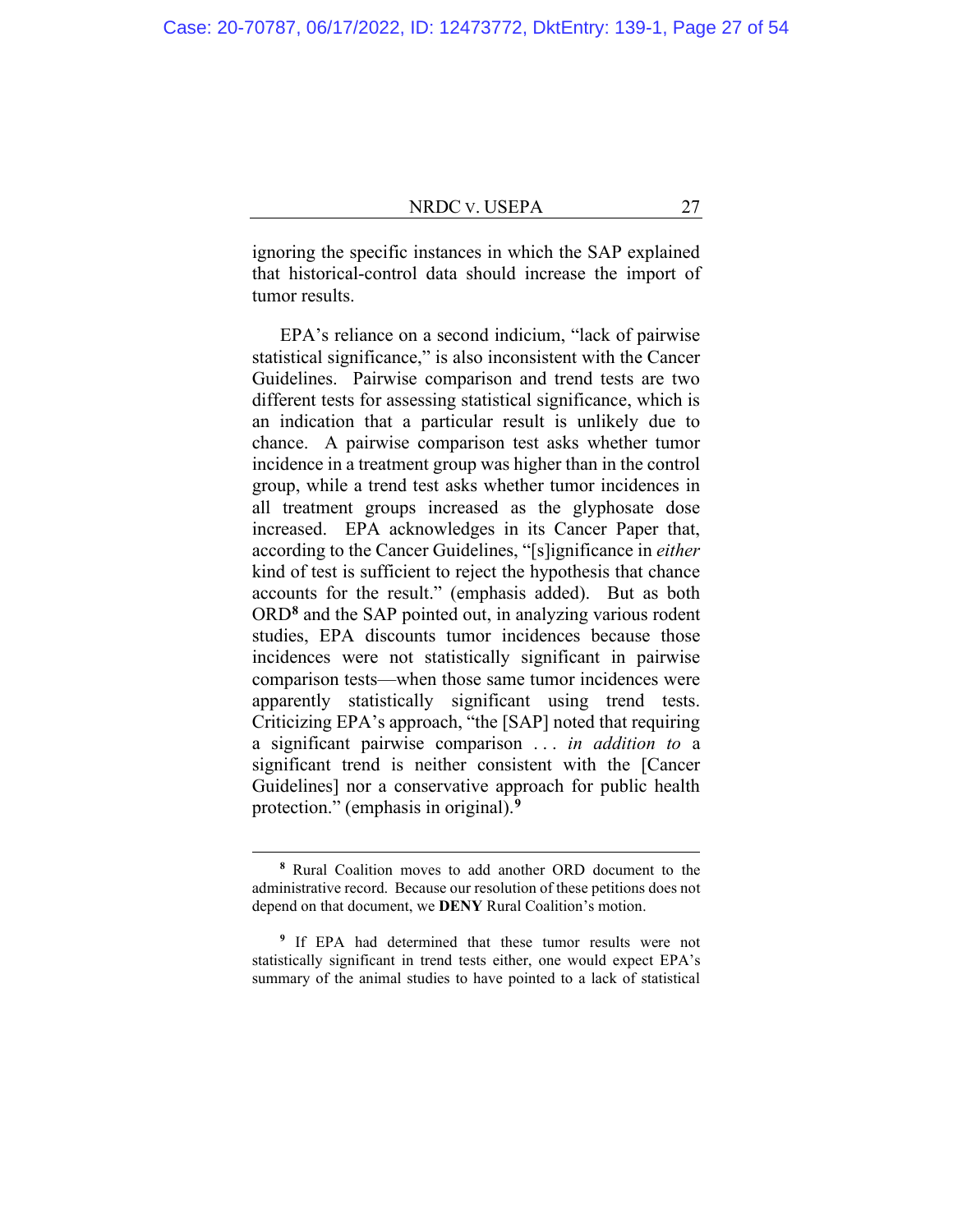ignoring the specific instances in which the SAP explained that historical-control data should increase the import of tumor results.

EPA's reliance on a second indicium, "lack of pairwise statistical significance," is also inconsistent with the Cancer Guidelines. Pairwise comparison and trend tests are two different tests for assessing statistical significance, which is an indication that a particular result is unlikely due to chance. A pairwise comparison test asks whether tumor incidence in a treatment group was higher than in the control group, while a trend test asks whether tumor incidences in all treatment groups increased as the glyphosate dose increased. EPA acknowledges in its Cancer Paper that, according to the Cancer Guidelines, "[s]ignificance in *either* kind of test is sufficient to reject the hypothesis that chance accounts for the result." (emphasis added). But as both ORD[8] and the SAP pointed out, in analyzing various rodent studies, EPA discounts tumor incidences because those incidences were not statistically significant in pairwise comparison tests—when those same tumor incidences were apparently statistically significant using trend tests. Criticizing EPA's approach, "the [SAP] noted that requiring a significant pairwise comparison . . . *in addition to* a significant trend is neither consistent with the [Cancer Guidelines] nor a conservative approach for public health protection." (emphasis in original).[9]

---

[8] Rural Coalition moves to add another ORD document to the administrative record. Because our resolution of these petitions does not depend on that document, we **DENY** Rural Coalition's motion.

[9] If EPA had determined that these tumor results were not statistically significant in trend tests either, one would expect EPA's summary of the animal studies to have pointed to a lack of statistical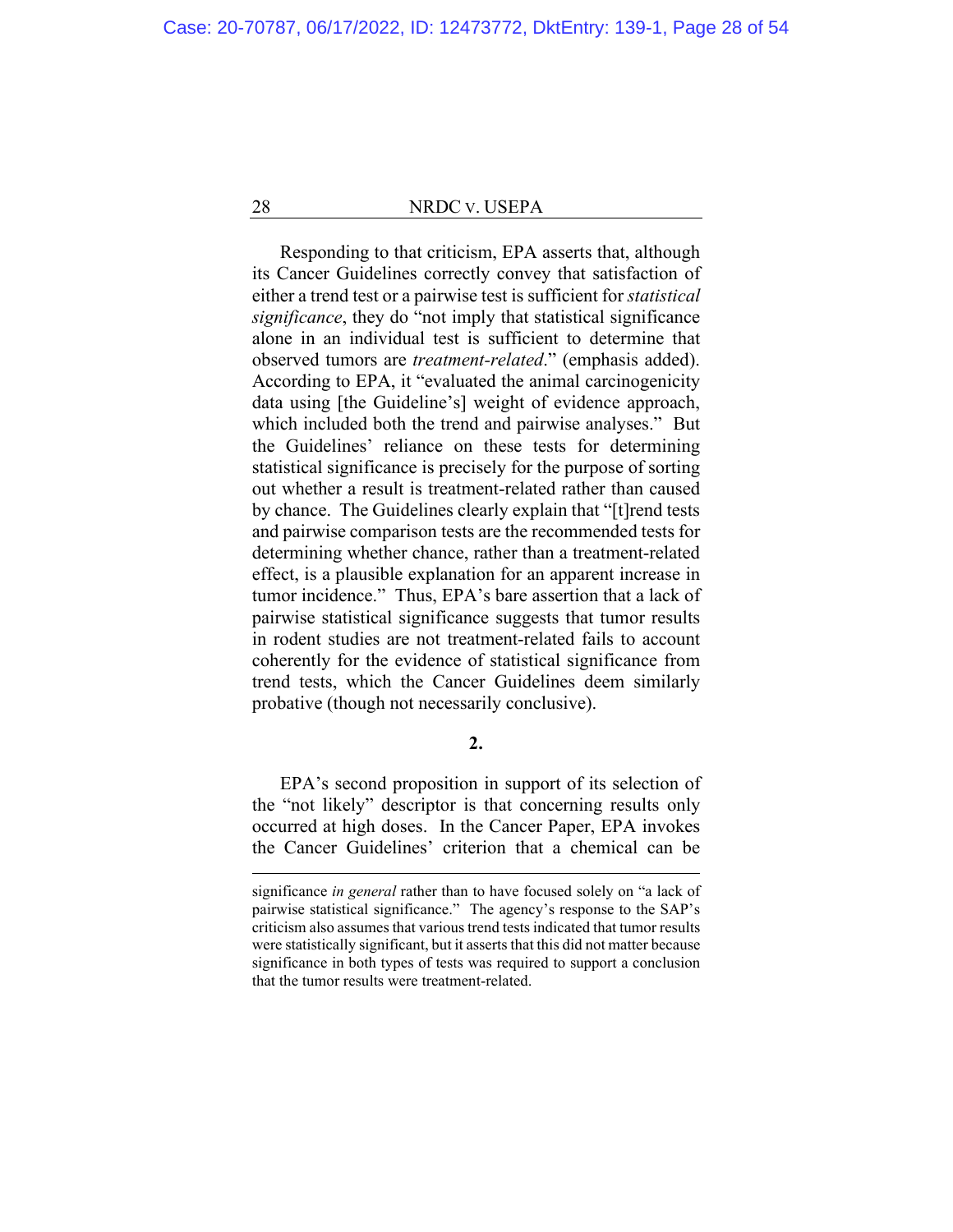Responding to that criticism, EPA asserts that, although its Cancer Guidelines correctly convey that satisfaction of either a trend test or a pairwise test is sufficient for *statistical significance*, they do "not imply that statistical significance alone in an individual test is sufficient to determine that observed tumors are *treatment-related*." (emphasis added). According to EPA, it "evaluated the animal carcinogenicity data using [the Guideline's] weight of evidence approach, which included both the trend and pairwise analyses." But the Guidelines' reliance on these tests for determining statistical significance is precisely for the purpose of sorting out whether a result is treatment-related rather than caused by chance. The Guidelines clearly explain that "[t]rend tests and pairwise comparison tests are the recommended tests for determining whether chance, rather than a treatment-related effect, is a plausible explanation for an apparent increase in tumor incidence." Thus, EPA's bare assertion that a lack of pairwise statistical significance suggests that tumor results in rodent studies are not treatment-related fails to account coherently for the evidence of statistical significance from trend tests, which the Cancer Guidelines deem similarly probative (though not necessarily conclusive).

**2.**

EPA's second proposition in support of its selection of the "not likely" descriptor is that concerning results only occurred at high doses. In the Cancer Paper, EPA invokes the Cancer Guidelines' criterion that a chemical can be

---

significance *in general* rather than to have focused solely on "a lack of pairwise statistical significance." The agency's response to the SAP's criticism also assumes that various trend tests indicated that tumor results were statistically significant, but it asserts that this did not matter because significance in both types of tests was required to support a conclusion that the tumor results were treatment-related.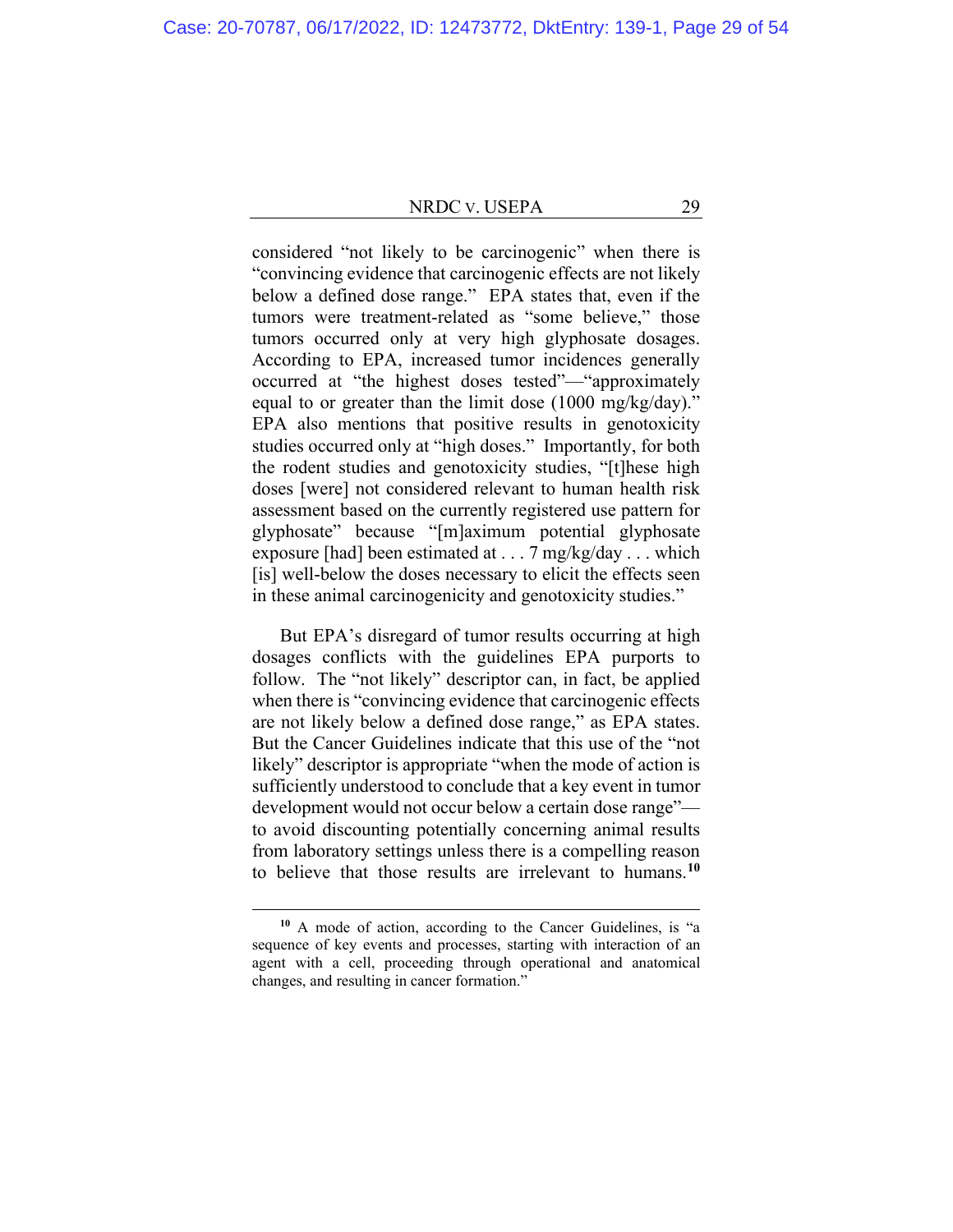considered "not likely to be carcinogenic" when there is "convincing evidence that carcinogenic effects are not likely below a defined dose range." EPA states that, even if the tumors were treatment-related as "some believe," those tumors occurred only at very high glyphosate dosages. According to EPA, increased tumor incidences generally occurred at "the highest doses tested"—"approximately equal to or greater than the limit dose (1000 mg/kg/day)." EPA also mentions that positive results in genotoxicity studies occurred only at "high doses." Importantly, for both the rodent studies and genotoxicity studies, "[t]hese high doses [were] not considered relevant to human health risk assessment based on the currently registered use pattern for glyphosate" because "[m]aximum potential glyphosate exposure [had] been estimated at . . . 7 mg/kg/day . . . which [is] well-below the doses necessary to elicit the effects seen in these animal carcinogenicity and genotoxicity studies."

But EPA's disregard of tumor results occurring at high dosages conflicts with the guidelines EPA purports to follow. The "not likely" descriptor can, in fact, be applied when there is "convincing evidence that carcinogenic effects are not likely below a defined dose range," as EPA states. But the Cancer Guidelines indicate that this use of the "not likely" descriptor is appropriate "when the mode of action is sufficiently understood to conclude that a key event in tumor development would not occur below a certain dose range"—to avoid discounting potentially concerning animal results from laboratory settings unless there is a compelling reason to believe that those results are irrelevant to humans.[10]

[10] A mode of action, according to the Cancer Guidelines, is "a sequence of key events and processes, starting with interaction of an agent with a cell, proceeding through operational and anatomical changes, and resulting in cancer formation."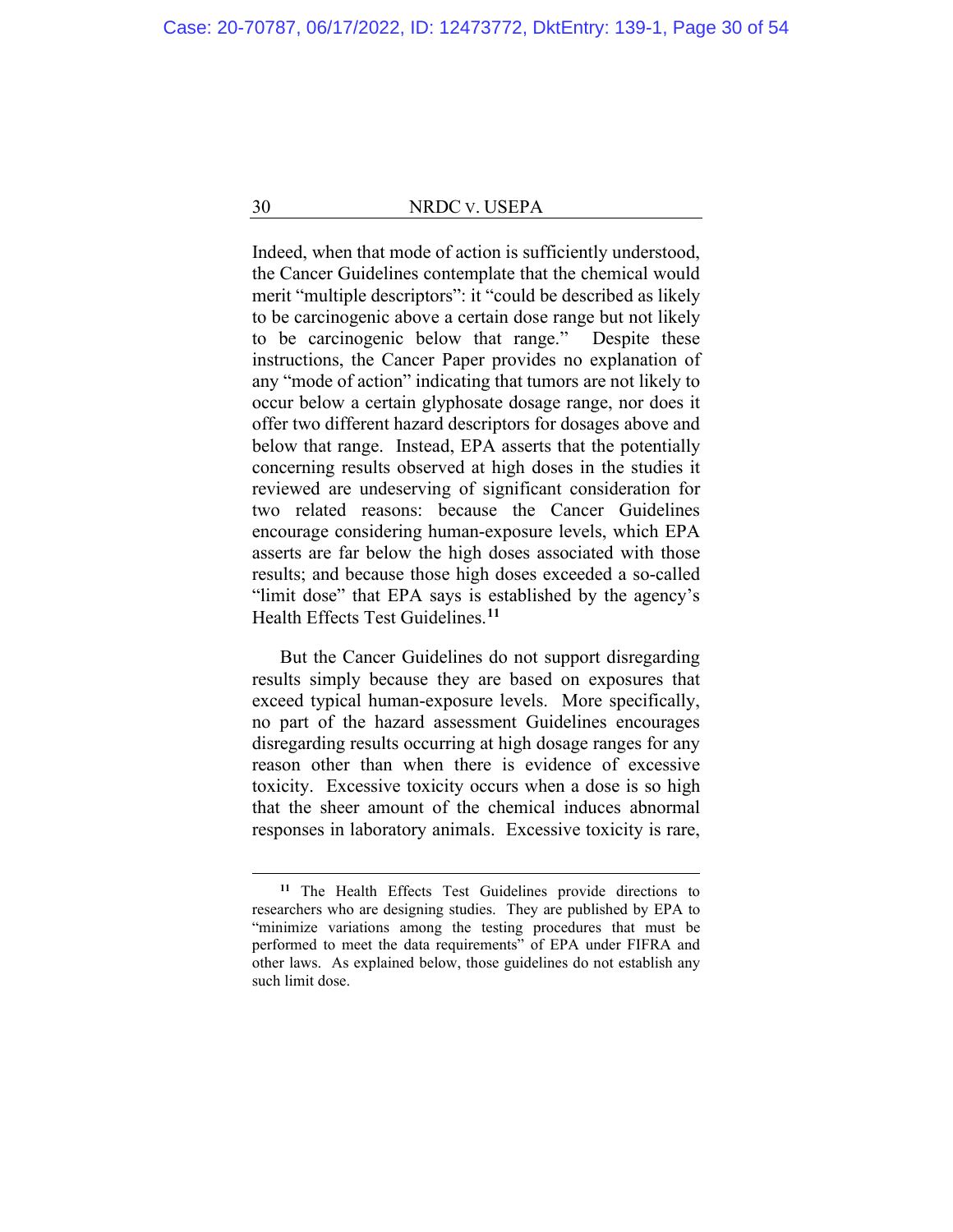Indeed, when that mode of action is sufficiently understood, the Cancer Guidelines contemplate that the chemical would merit "multiple descriptors": it "could be described as likely to be carcinogenic above a certain dose range but not likely to be carcinogenic below that range." Despite these instructions, the Cancer Paper provides no explanation of any "mode of action" indicating that tumors are not likely to occur below a certain glyphosate dosage range, nor does it offer two different hazard descriptors for dosages above and below that range. Instead, EPA asserts that the potentially concerning results observed at high doses in the studies it reviewed are undeserving of significant consideration for two related reasons: because the Cancer Guidelines encourage considering human-exposure levels, which EPA asserts are far below the high doses associated with those results; and because those high doses exceeded a so-called "limit dose" that EPA says is established by the agency's Health Effects Test Guidelines.[11]

But the Cancer Guidelines do not support disregarding results simply because they are based on exposures that exceed typical human-exposure levels. More specifically, no part of the hazard assessment Guidelines encourages disregarding results occurring at high dosage ranges for any reason other than when there is evidence of excessive toxicity. Excessive toxicity occurs when a dose is so high that the sheer amount of the chemical induces abnormal responses in laboratory animals. Excessive toxicity is rare,

---

[11] The Health Effects Test Guidelines provide directions to researchers who are designing studies. They are published by EPA to "minimize variations among the testing procedures that must be performed to meet the data requirements" of EPA under FIFRA and other laws. As explained below, those guidelines do not establish any such limit dose.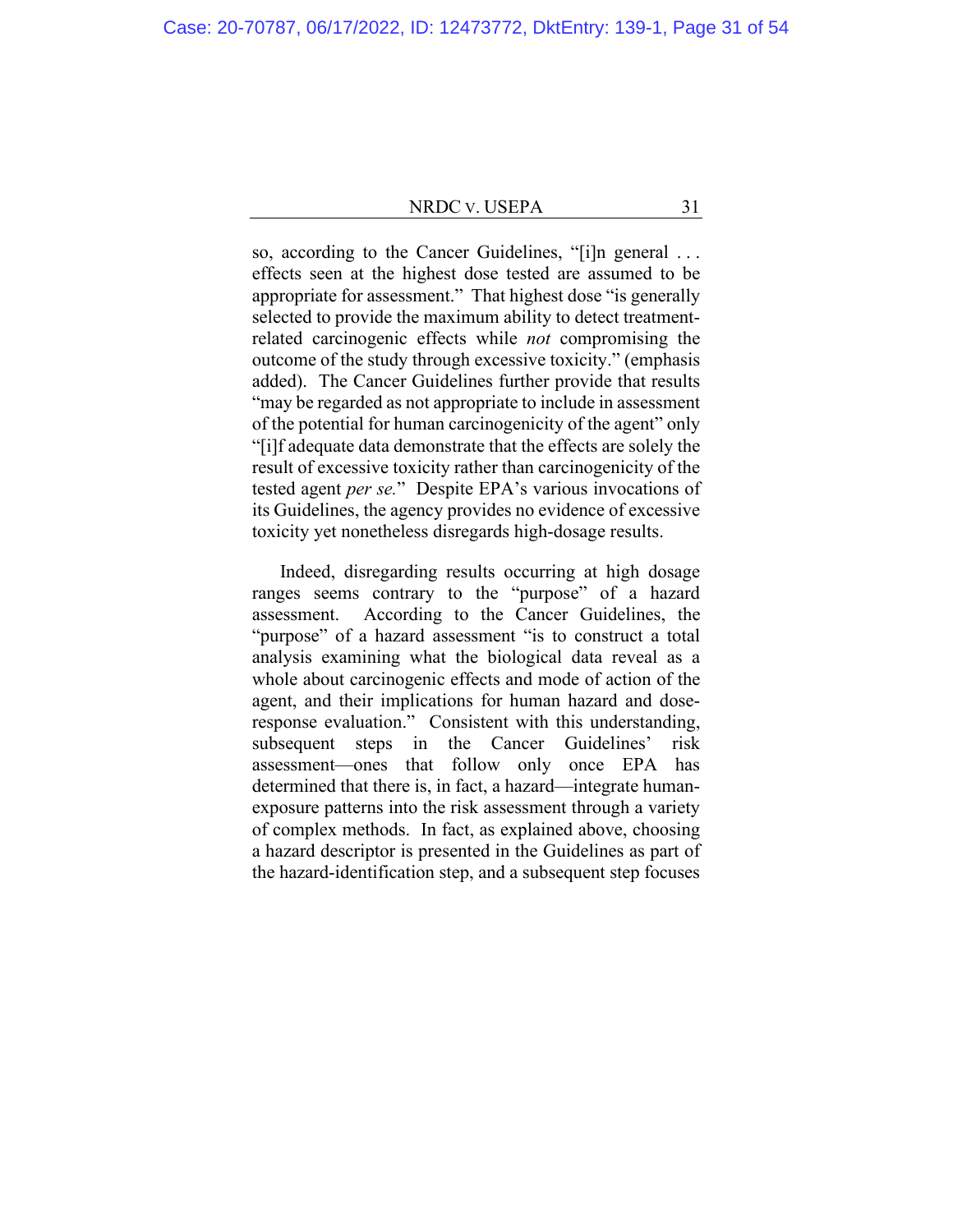so, according to the Cancer Guidelines, "[i]n general . . . effects seen at the highest dose tested are assumed to be appropriate for assessment." That highest dose "is generally selected to provide the maximum ability to detect treatment-related carcinogenic effects while *not* compromising the outcome of the study through excessive toxicity." (emphasis added). The Cancer Guidelines further provide that results "may be regarded as not appropriate to include in assessment of the potential for human carcinogenicity of the agent" only "[i]f adequate data demonstrate that the effects are solely the result of excessive toxicity rather than carcinogenicity of the tested agent *per se*." Despite EPA's various invocations of its Guidelines, the agency provides no evidence of excessive toxicity yet nonetheless disregards high-dosage results.

Indeed, disregarding results occurring at high dosage ranges seems contrary to the "purpose" of a hazard assessment. According to the Cancer Guidelines, the "purpose" of a hazard assessment "is to construct a total analysis examining what the biological data reveal as a whole about carcinogenic effects and mode of action of the agent, and their implications for human hazard and dose-response evaluation." Consistent with this understanding, subsequent steps in the Cancer Guidelines' risk assessment—ones that follow only once EPA has determined that there is, in fact, a hazard—integrate human-exposure patterns into the risk assessment through a variety of complex methods. In fact, as explained above, choosing a hazard descriptor is presented in the Guidelines as part of the hazard-identification step, and a subsequent step focuses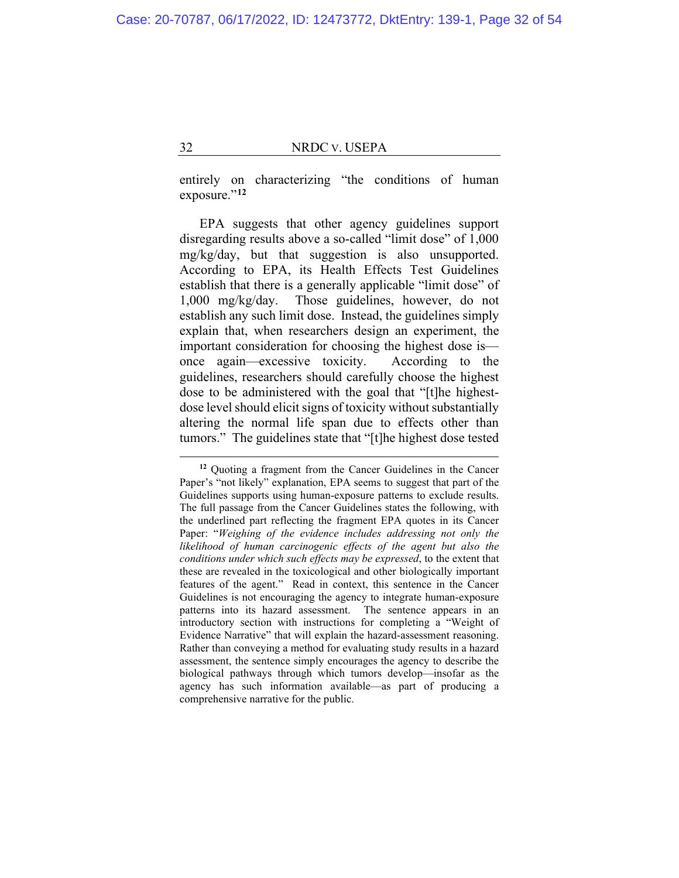entirely on characterizing "the conditions of human exposure."[12]

EPA suggests that other agency guidelines support disregarding results above a so-called "limit dose" of 1,000 mg/kg/day, but that suggestion is also unsupported. According to EPA, its Health Effects Test Guidelines establish that there is a generally applicable "limit dose" of 1,000 mg/kg/day. Those guidelines, however, do not establish any such limit dose. Instead, the guidelines simply explain that, when researchers design an experiment, the important consideration for choosing the highest dose is—once again—excessive toxicity. According to the guidelines, researchers should carefully choose the highest dose to be administered with the goal that "[t]he highest-dose level should elicit signs of toxicity without substantially altering the normal life span due to effects other than tumors." The guidelines state that "[t]he highest dose tested

---

[12] Quoting a fragment from the Cancer Guidelines in the Cancer Paper's "not likely" explanation, EPA seems to suggest that part of the Guidelines supports using human-exposure patterns to exclude results. The full passage from the Cancer Guidelines states the following, with the underlined part reflecting the fragment EPA quotes in its Cancer Paper: "*Weighing of the evidence includes addressing not only the likelihood of human carcinogenic effects of the agent but also the conditions under which such effects may be expressed*, to the extent that these are revealed in the toxicological and other biologically important features of the agent." Read in context, this sentence in the Cancer Guidelines is not encouraging the agency to integrate human-exposure patterns into its hazard assessment. The sentence appears in an introductory section with instructions for completing a "Weight of Evidence Narrative" that will explain the hazard-assessment reasoning. Rather than conveying a method for evaluating study results in a hazard assessment, the sentence simply encourages the agency to describe the biological pathways through which tumors develop—insofar as the agency has such information available—as part of producing a comprehensive narrative for the public.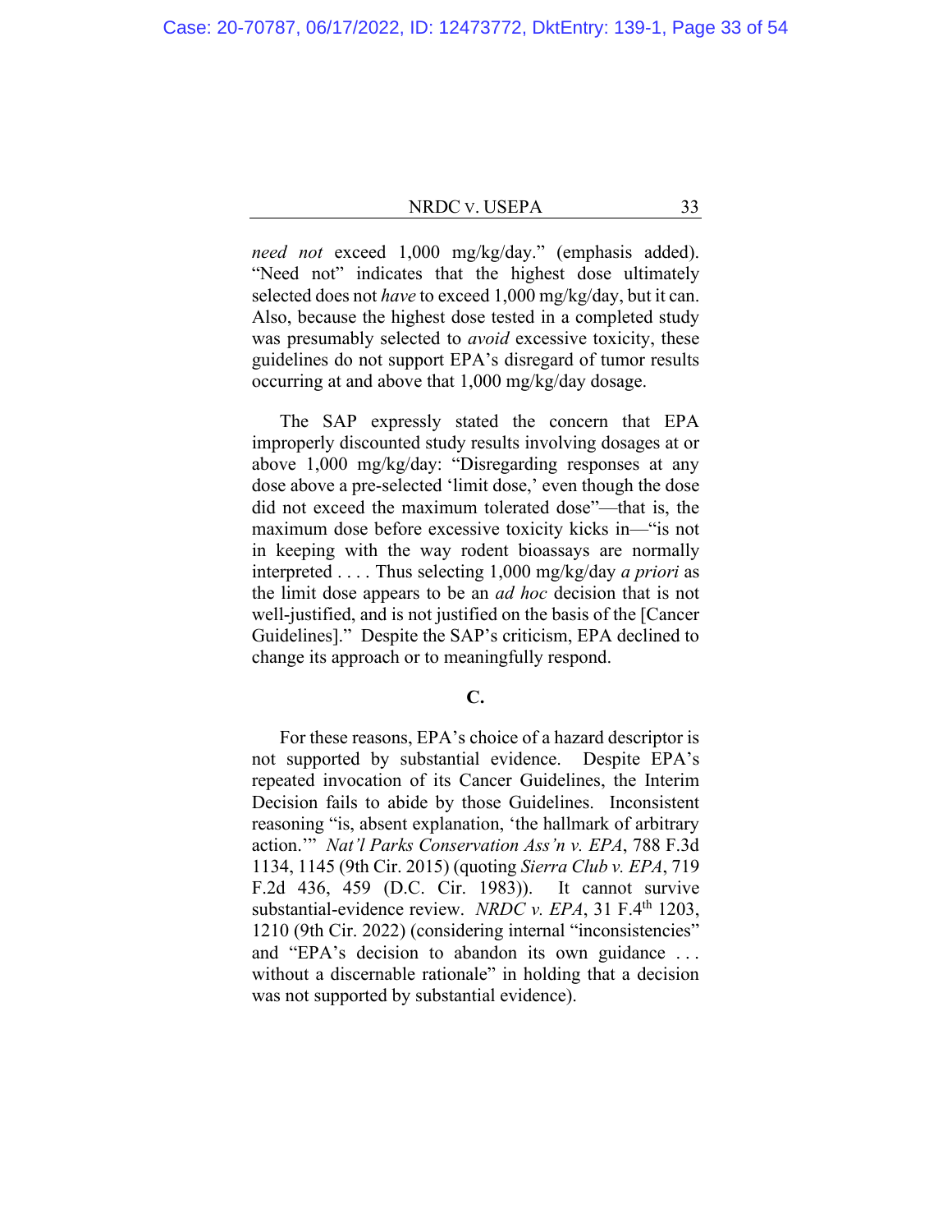*need not* exceed 1,000 mg/kg/day." (emphasis added). "Need not" indicates that the highest dose ultimately selected does not *have* to exceed 1,000 mg/kg/day, but it can. Also, because the highest dose tested in a completed study was presumably selected to *avoid* excessive toxicity, these guidelines do not support EPA's disregard of tumor results occurring at and above that 1,000 mg/kg/day dosage.

The SAP expressly stated the concern that EPA improperly discounted study results involving dosages at or above 1,000 mg/kg/day: "Disregarding responses at any dose above a pre-selected 'limit dose,' even though the dose did not exceed the maximum tolerated dose"—that is, the maximum dose before excessive toxicity kicks in—"is not in keeping with the way rodent bioassays are normally interpreted . . . . Thus selecting 1,000 mg/kg/day *a priori* as the limit dose appears to be an *ad hoc* decision that is not well-justified, and is not justified on the basis of the [Cancer Guidelines]." Despite the SAP's criticism, EPA declined to change its approach or to meaningfully respond.

**C.**

For these reasons, EPA's choice of a hazard descriptor is not supported by substantial evidence. Despite EPA's repeated invocation of its Cancer Guidelines, the Interim Decision fails to abide by those Guidelines. Inconsistent reasoning "is, absent explanation, 'the hallmark of arbitrary action.'" *Nat'l Parks Conservation Ass'n v. EPA*, 788 F.3d 1134, 1145 (9th Cir. 2015) (quoting *Sierra Club v. EPA*, 719 F.2d 436, 459 (D.C. Cir. 1983)). It cannot survive substantial-evidence review. *NRDC v. EPA*, 31 F.4th 1203, 1210 (9th Cir. 2022) (considering internal "inconsistencies" and "EPA's decision to abandon its own guidance . . . without a discernable rationale" in holding that a decision was not supported by substantial evidence).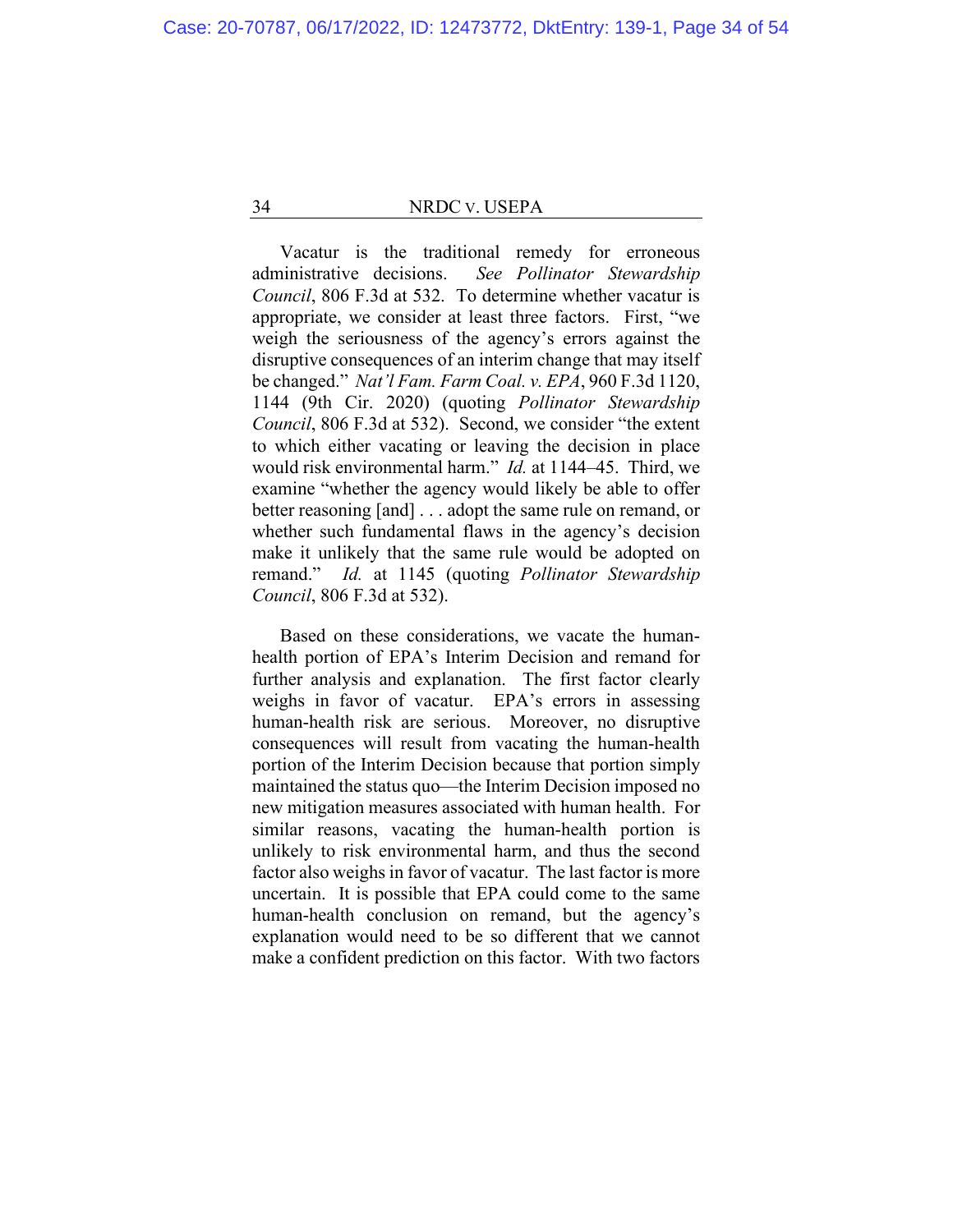Vacatur is the traditional remedy for erroneous administrative decisions. *See Pollinator Stewardship Council*, 806 F.3d at 532. To determine whether vacatur is appropriate, we consider at least three factors. First, "we weigh the seriousness of the agency's errors against the disruptive consequences of an interim change that may itself be changed." *Nat'l Fam. Farm Coal. v. EPA*, 960 F.3d 1120, 1144 (9th Cir. 2020) (quoting *Pollinator Stewardship Council*, 806 F.3d at 532). Second, we consider "the extent to which either vacating or leaving the decision in place would risk environmental harm." *Id.* at 1144–45. Third, we examine "whether the agency would likely be able to offer better reasoning [and] . . . adopt the same rule on remand, or whether such fundamental flaws in the agency's decision make it unlikely that the same rule would be adopted on remand." *Id.* at 1145 (quoting *Pollinator Stewardship Council*, 806 F.3d at 532).

Based on these considerations, we vacate the human-health portion of EPA's Interim Decision and remand for further analysis and explanation. The first factor clearly weighs in favor of vacatur. EPA's errors in assessing human-health risk are serious. Moreover, no disruptive consequences will result from vacating the human-health portion of the Interim Decision because that portion simply maintained the status quo—the Interim Decision imposed no new mitigation measures associated with human health. For similar reasons, vacating the human-health portion is unlikely to risk environmental harm, and thus the second factor also weighs in favor of vacatur. The last factor is more uncertain. It is possible that EPA could come to the same human-health conclusion on remand, but the agency's explanation would need to be so different that we cannot make a confident prediction on this factor. With two factors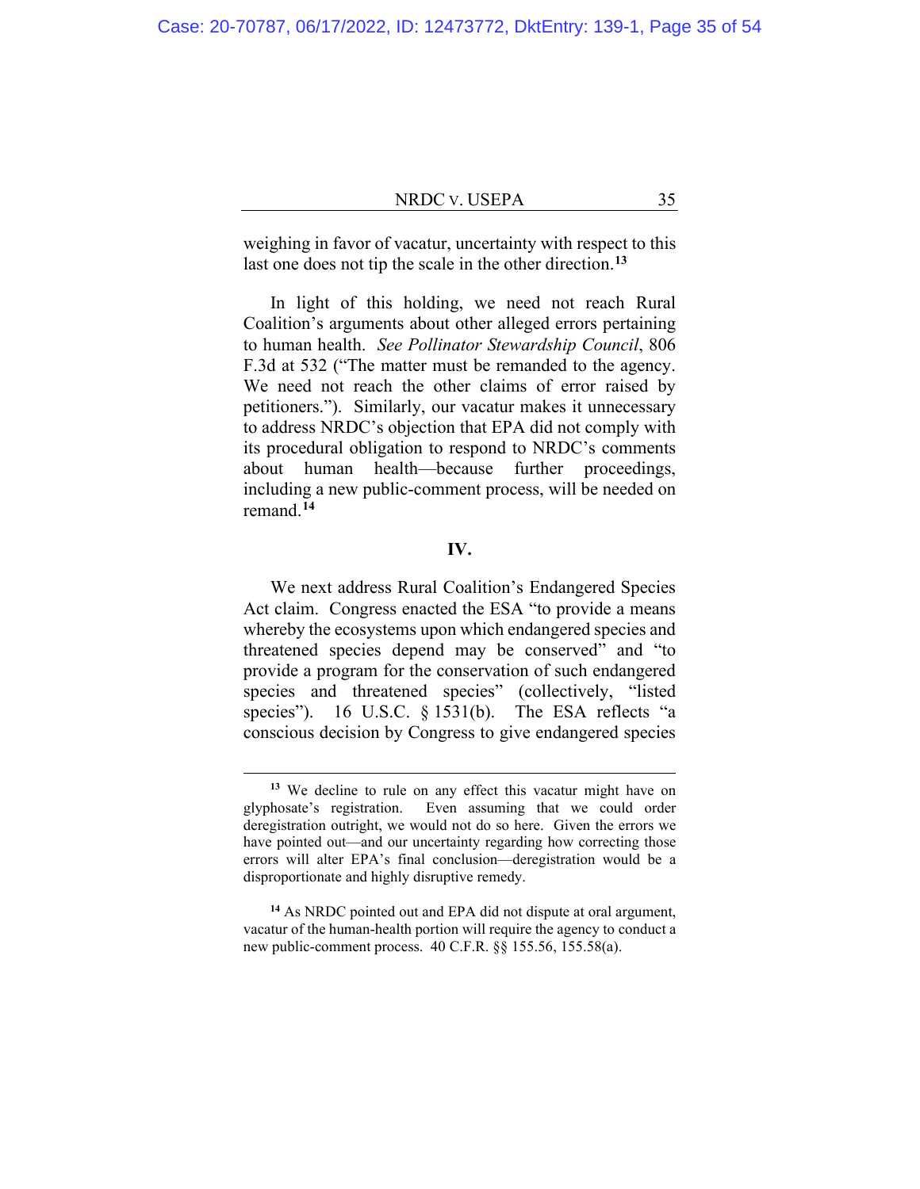weighing in favor of vacatur, uncertainty with respect to this last one does not tip the scale in the other direction.[13]

In light of this holding, we need not reach Rural Coalition's arguments about other alleged errors pertaining to human health. *See Pollinator Stewardship Council*, 806 F.3d at 532 ("The matter must be remanded to the agency. We need not reach the other claims of error raised by petitioners."). Similarly, our vacatur makes it unnecessary to address NRDC's objection that EPA did not comply with its procedural obligation to respond to NRDC's comments about human health—because further proceedings, including a new public-comment process, will needed on remand.[14]

## IV.

We next address Rural Coalition's Endangered Species Act claim. Congress enacted the ESA "to provide a means whereby the ecosystems upon which endangered species and threatened species depend may be conserved" and "to provide a program for the conservation of such endangered species and threatened species" (collectively, "listed species"). 16 U.S.C. § 1531(b). The ESA reflects "a conscious decision by Congress to give endangered species

---

[13] We decline to rule on any effect this vacatur might have on glyphosate's registration. Even assuming that we could order deregistration outright, we would not do so here. Given the errors we have pointed out—and our uncertainty regarding how correcting those errors will alter EPA's final conclusion—deregistration would be a disproportionate and highly disruptive remedy.

[14] As NRDC pointed out and EPA did not dispute at oral argument, vacatur of the human-health portion will require the agency to conduct a new public-comment process. 40 C.F.R. §§ 155.56, 155.58(a).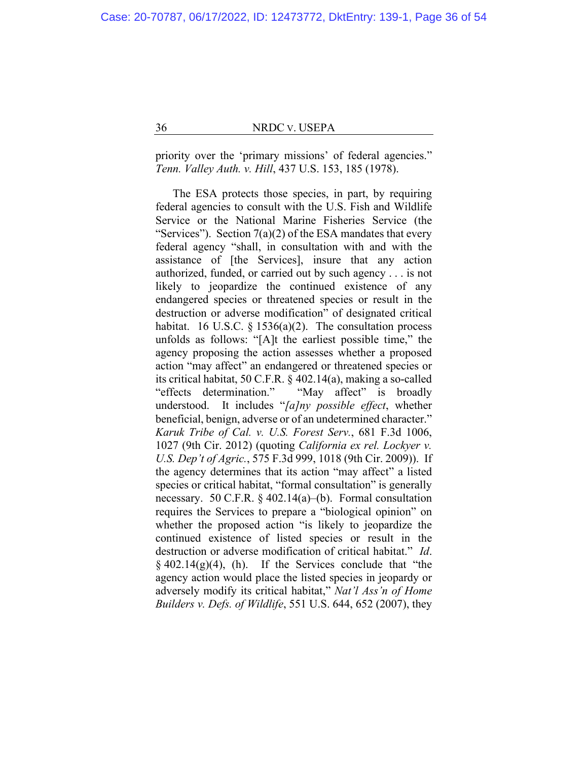priority over the 'primary missions' of federal agencies." *Tenn. Valley Auth. v. Hill*, 437 U.S. 153, 185 (1978).

The ESA protects those species, in part, by requiring federal agencies to consult with the U.S. Fish and Wildlife Service or the National Marine Fisheries Service (the "Services"). Section 7(a)(2) of the ESA mandates that every federal agency "shall, in consultation with and with the assistance of [the Services], insure that any action authorized, funded, or carried out by such agency . . . is not likely to jeopardize the continued existence of any endangered species or threatened species or result in the destruction or adverse modification" of designated critical habitat. 16 U.S.C. § 1536(a)(2). The consultation process unfolds as follows: "[A]t the earliest possible time," the agency proposing the action assesses whether a proposed action "may affect" an endangered or threatened species or its critical habitat, 50 C.F.R. § 402.14(a), making a so-called "effects determination." "May affect" is broadly understood. It includes "*[a]ny possible effect*, whether beneficial, benign, adverse or of an undetermined character." *Karuk Tribe of Cal. v. U.S. Forest Serv.*, 681 F.3d 1006, 1027 (9th Cir. 2012) (quoting *California ex rel. Lockyer v. U.S. Dep't of Agric.*, 575 F.3d 999, 1018 (9th Cir. 2009)). If the agency determines that its action "may affect" a listed species or critical habitat, "formal consultation" is generally necessary. 50 C.F.R. § 402.14(a)–(b). Formal consultation requires the Services to prepare a "biological opinion" on whether the proposed action "is likely to jeopardize the continued existence of listed species or result in the destruction or adverse modification of critical habitat." *Id*. § 402.14(g)(4), (h). If the Services conclude that "the agency action would place the listed species in jeopardy or adversely modify its critical habitat," *Nat'l Ass'n of Home Builders v. Defs. of Wildlife*, 551 U.S. 644, 652 (2007), they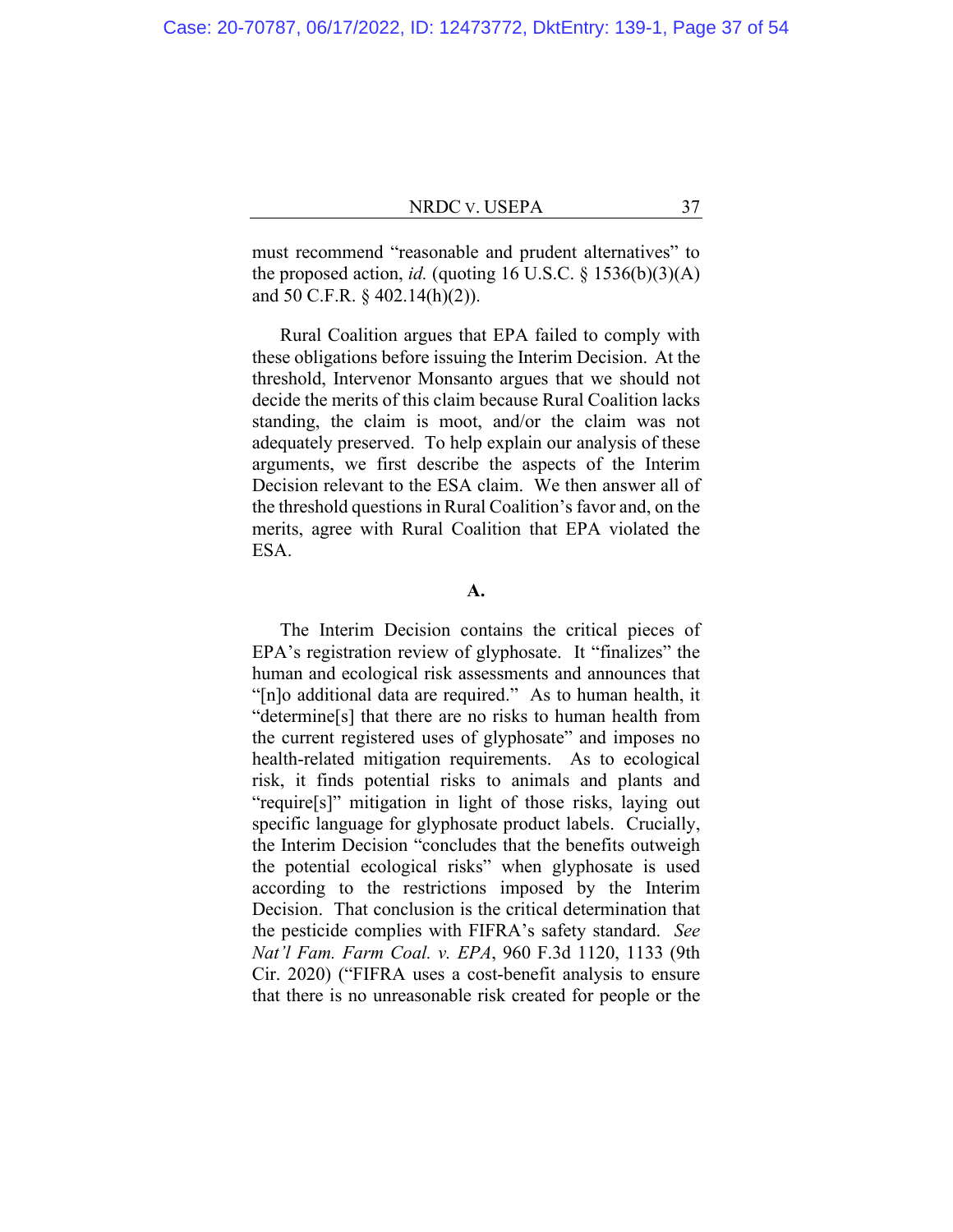must recommend "reasonable and prudent alternatives" to the proposed action, *id.* (quoting 16 U.S.C. § 1536(b)(3)(A) and 50 C.F.R. § 402.14(h)(2)).

Rural Coalition argues that EPA failed to comply with these obligations before issuing the Interim Decision. At the threshold, Intervenor Monsanto argues that we should not decide the merits of this claim because Rural Coalition lacks standing, the claim is moot, and/or the claim was not adequately preserved. To help explain our analysis of these arguments, we first describe the aspects of the Interim Decision relevant to the ESA claim. We then answer all of the threshold questions in Rural Coalition's favor and, on the merits, agree with Rural Coalition that EPA violated the ESA.

**A.**

The Interim Decision contains the critical pieces of EPA's registration review of glyphosate. It "finalizes" the human and ecological risk assessments and announces that "[n]o additional data are required." As to human health, it "determine[s] that there are no risks to human health from the current registered uses of glyphosate" and imposes no health-related mitigation requirements. As to ecological risk, it finds potential risks to animals and plants and "require[s]" mitigation in light of those risks, laying out specific language for glyphosate product labels. Crucially, the Interim Decision "concludes that the benefits outweigh the potential ecological risks" when glyphosate is used according to the restrictions imposed by the Interim Decision. That conclusion is the critical determination that the pesticide complies with FIFRA's safety standard. *See Nat'l Fam. Farm Coal. v. EPA*, 960 F.3d 1120, 1133 (9th Cir. 2020) ("FIFRA uses a cost-benefit analysis to ensure that there is no unreasonable risk created for people or the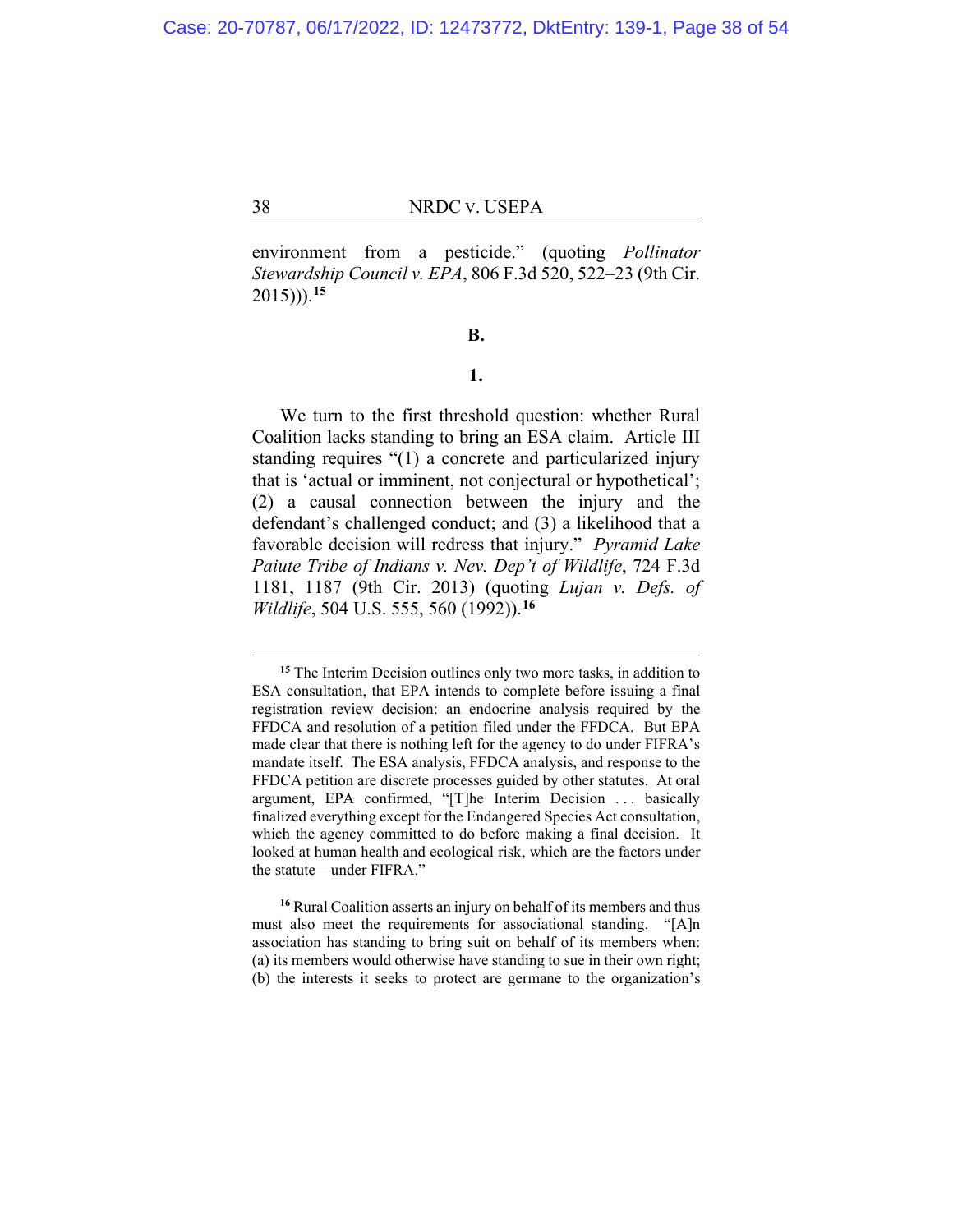environment from a pesticide." (quoting *Pollinator Stewardship Council v. EPA*, 806 F.3d 520, 522–23 (9th Cir. 2015))).[15]

**B.**

**1.**

We turn to the first threshold question: whether Rural Coalition lacks standing to bring an ESA claim. Article III standing requires "(1) a concrete and particularized injury that is 'actual or imminent, not conjectural or hypothetical'; (2) a causal connection between the injury and the defendant's challenged conduct; and (3) a likelihood that a favorable decision will redress that injury." *Pyramid Lake Paiute Tribe of Indians v. Nev. Dep't of Wildlife*, 724 F.3d 1181, 1187 (9th Cir. 2013) (quoting *Lujan v. Defs. of Wildlife*, 504 U.S. 555, 560 (1992)).[16]

---

[15] The Interim Decision outlines only two more tasks, in addition to ESA consultation, that EPA intends to complete before issuing a final registration review decision: an endocrine analysis required by the FFDCA and resolution of a petition filed under the FFDCA. But EPA made clear that there is nothing left for the agency to do under FIFRA's mandate itself. The ESA analysis, FFDCA analysis, and response to the FFDCA petition are discrete processes guided by other statutes. At oral argument, EPA confirmed, "[T]he Interim Decision . . . basically finalized everything except for the Endangered Species Act consultation, which the agency committed to do before making a final decision. It looked at human health and ecological risk, which are the factors under the statute—under FIFRA."

[16] Rural Coalition asserts an injury on behalf of its members and thus must also meet the requirements for associational standing. "[A]n association has standing to bring suit on behalf of its members when: (a) its members would otherwise have standing to sue in their own right; (b) the interests it seeks to protect are germane to the organization's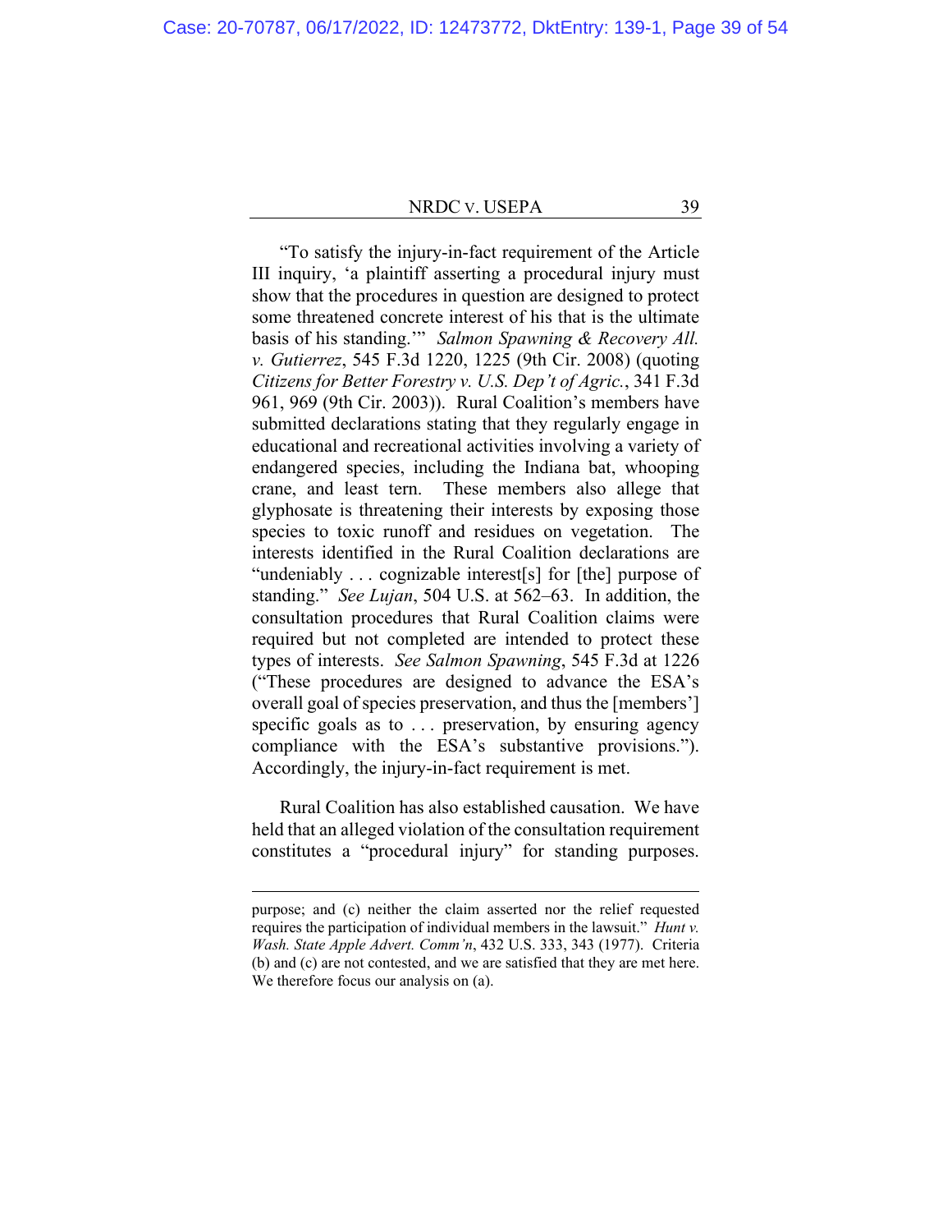"To satisfy the injury-in-fact requirement of the Article III inquiry, 'a plaintiff asserting a procedural injury must show that the procedures in question are designed to protect some threatened concrete interest of his that is the ultimate basis of his standing.'" *Salmon Spawning & Recovery All. v. Gutierrez*, 545 F.3d 1220, 1225 (9th Cir. 2008) (quoting *Citizens for Better Forestry v. U.S. Dep't of Agric.*, 341 F.3d 961, 969 (9th Cir. 2003)). Rural Coalition's members have submitted declarations stating that they regularly engage in educational and recreational activities involving a variety of endangered species, including the Indiana bat, whooping crane, and least tern. These members also allege that glyphosate is threatening their interests by exposing those species to toxic runoff and residues on vegetation. The interests identified in the Rural Coalition declarations are "undeniably . . . cognizable interest[s] for [the] purpose of standing." *See Lujan*, 504 U.S. at 562–63. In addition, the consultation procedures that Rural Coalition claims were required but not completed are intended to protect these types of interests. *See Salmon Spawning*, 545 F.3d at 1226 ("These procedures are designed to advance the ESA's overall goal of species preservation, and thus the [members'] specific goals as to . . . preservation, by ensuring agency compliance with the ESA's substantive provisions."). Accordingly, the injury-in-fact requirement is met.

Rural Coalition has also established causation. We have held that an alleged violation of the consultation requirement constitutes a "procedural injury" for standing purposes.

---

purpose; and (c) neither the claim asserted nor the relief requested requires the participation of individual members in the lawsuit." *Hunt v. Wash. State Apple Advert. Comm'n*, 432 U.S. 333, 343 (1977). Criteria (b) and (c) are not contested, and we are satisfied that they are met here. We therefore focus our analysis on (a).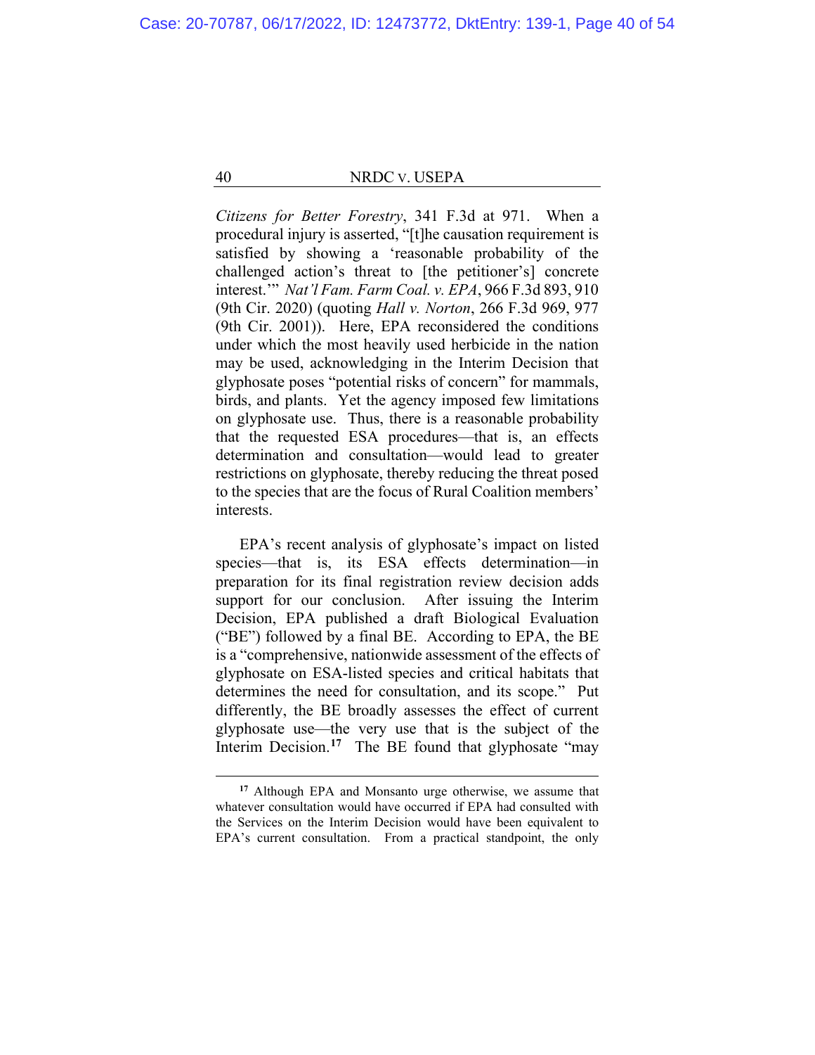*Citizens for Better Forestry*, 341 F.3d at 971. When a procedural injury is asserted, "[t]he causation requirement is satisfied by showing a 'reasonable probability of the challenged action's threat to [the petitioner's] concrete interest.'" *Nat'l Fam. Farm Coal. v. EPA*, 966 F.3d 893, 910 (9th Cir. 2020) (quoting *Hall v. Norton*, 266 F.3d 969, 977 (9th Cir. 2001)). Here, EPA reconsidered the conditions under which the most heavily used herbicide in the nation may be used, acknowledging in the Interim Decision that glyphosate poses "potential risks of concern" for mammals, birds, and plants. Yet the agency imposed few limitations on glyphosate use. Thus, there is a reasonable probability that the requested ESA procedures—that is, an effects determination and consultation—would lead to greater restrictions on glyphosate, thereby reducing the threat posed to the species that are the focus of Rural Coalition members' interests.

EPA's recent analysis of glyphosate's impact on listed species—that is, its ESA effects determination—in preparation for its final registration review decision adds support for our conclusion. After issuing the Interim Decision, EPA published a draft Biological Evaluation ("BE") followed by a final BE. According to EPA, the BE is a "comprehensive, nationwide assessment of the effects of glyphosate on ESA-listed species and critical habitats that determines the need for consultation, and its scope." Put differently, the BE broadly assesses the effect of current glyphosate use—the very use that is the subject of the Interim Decision.[17] The BE found that glyphosate "may

[17] Although EPA and Monsanto urge otherwise, we assume that whatever consultation would have occurred if EPA had consulted with the Services on the Interim Decision would have been equivalent to EPA's current consultation. From a practical standpoint, the only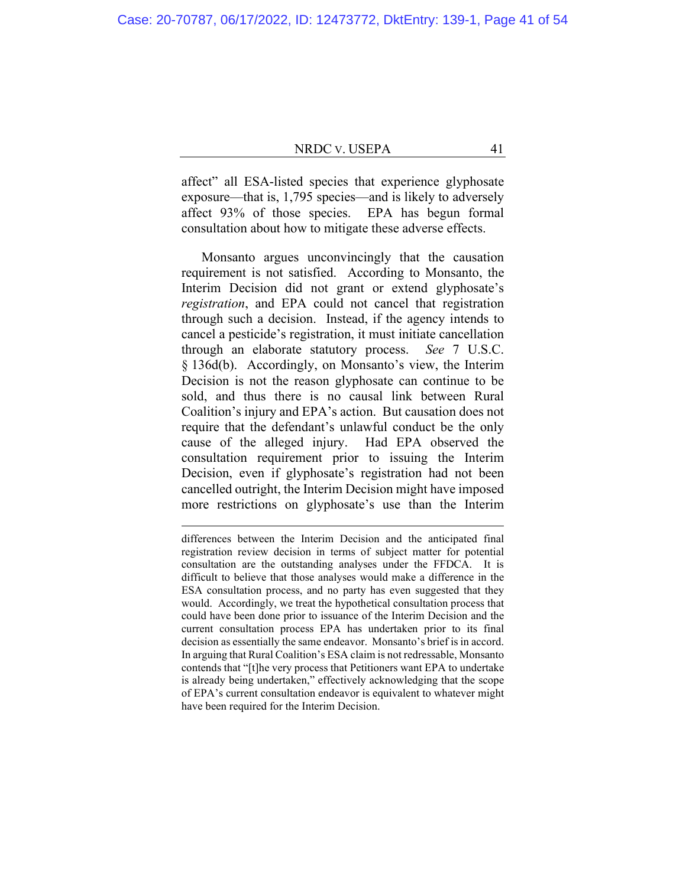affect" all ESA-listed species that experience glyphosate exposure—that is, 1,795 species—and is likely to adversely affect 93% of those species. EPA has begun formal consultation about how to mitigate these adverse effects.

Monsanto argues unconvincingly that the causation requirement is not satisfied. According to Monsanto, the Interim Decision did not grant or extend glyphosate's *registration*, and EPA could not cancel that registration through such a decision. Instead, if the agency intends to cancel a pesticide's registration, it must initiate cancellation through an elaborate statutory process. *See* 7 U.S.C. § 136d(b). Accordingly, on Monsanto's view, the Interim Decision is not the reason glyphosate can continue to be sold, and thus there is no causal link between Rural Coalition's injury and EPA's action. But causation does not require that the defendant's unlawful conduct be the only cause of the alleged injury. Had EPA observed the consultation requirement prior to issuing the Interim Decision, even if glyphosate's registration had not been cancelled outright, the Interim Decision might have imposed more restrictions on glyphosate's use than the Interim

---

differences between the Interim Decision and the anticipated final registration review decision in terms of subject matter for potential consultation are the outstanding analyses under the FFDCA. It is difficult to believe that those analyses would make a difference in the ESA consultation process, and no party has even suggested that they would. Accordingly, we treat the hypothetical consultation process that could have been done prior to issuance of the Interim Decision and the current consultation process EPA has undertaken prior to its final decision as essentially the same endeavor. Monsanto's brief is in accord. In arguing that Rural Coalition's ESA claim is not redressable, Monsanto contends that "[t]he very process that Petitioners want EPA to undertake is already being undertaken," effectively acknowledging that the scope of EPA's current consultation endeavor is equivalent to whatever might have been required for the Interim Decision.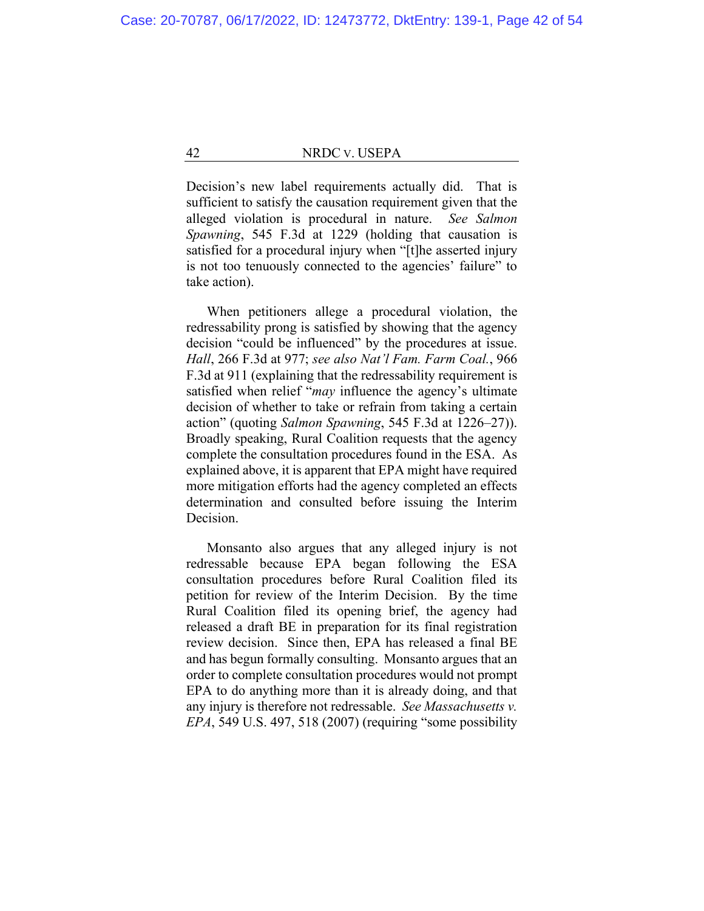Decision's new label requirements actually did. That is sufficient to satisfy the causation requirement given that the alleged violation is procedural in nature. *See Salmon Spawning*, 545 F.3d at 1229 (holding that causation is satisfied for a procedural injury when "[t]he asserted injury is not too tenuously connected to the agencies' failure" to take action).

When petitioners allege a procedural violation, the redressability prong is satisfied by showing that the agency decision "could be influenced" by the procedures at issue. *Hall*, 266 F.3d at 977; *see also Nat'l Fam. Farm Coal.*, 966 F.3d at 911 (explaining that the redressability requirement is satisfied when relief "*may* influence the agency's ultimate decision of whether to take or refrain from taking a certain action" (quoting *Salmon Spawning*, 545 F.3d at 1226–27)). Broadly speaking, Rural Coalition requests that the agency complete the consultation procedures found in the ESA. As explained above, it is apparent that EPA might have required more mitigation efforts had the agency completed an effects determination and consulted before issuing the Interim Decision.

Monsanto also argues that any alleged injury is not redressable because EPA began following the ESA consultation procedures before Rural Coalition filed its petition for review of the Interim Decision. By the time Rural Coalition filed its opening brief, the agency had released a draft BE in preparation for its final registration review decision. Since then, EPA has released a final BE and has begun formally consulting. Monsanto argues that an order to complete consultation procedures would not prompt EPA to do anything more than it is already doing, and that any injury is therefore not redressable. *See Massachusetts v. EPA*, 549 U.S. 497, 518 (2007) (requiring "some possibility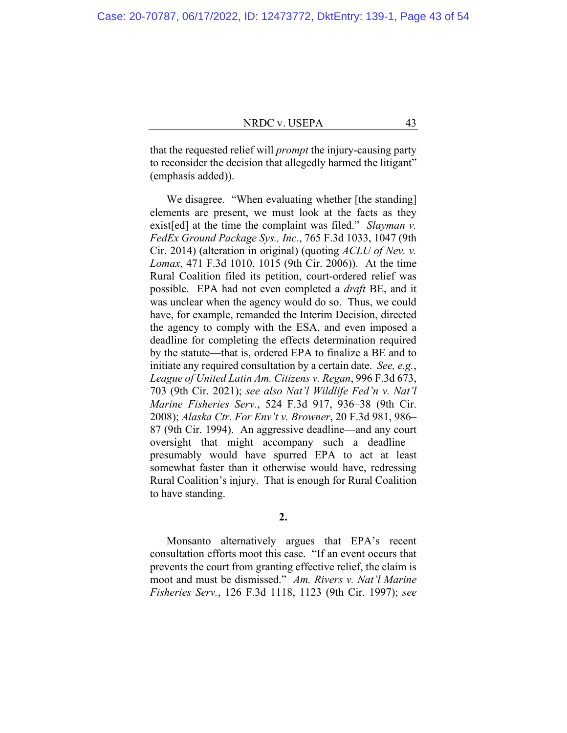that the requested relief will *prompt* the injury-causing party to reconsider the decision that allegedly harmed the litigant" (emphasis added)).

We disagree. "When evaluating whether [the standing] elements are present, we must look at the facts as they exist[ed] at the time the complaint was filed." *Slayman v. FedEx Ground Package Sys., Inc.*, 765 F.3d 1033, 1047 (9th Cir. 2014) (alteration in original) (quoting *ACLU of Nev. v. Lomax*, 471 F.3d 1010, 1015 (9th Cir. 2006)). At the time Rural Coalition filed its petition, court-ordered relief was possible. EPA had not even completed a *draft* BE, and it was unclear when the agency would do so. Thus, we could have, for example, remanded the Interim Decision, directed the agency to comply with the ESA, and even imposed a deadline for completing the effects determination required by the statute—that is, ordered EPA to finalize a BE and to initiate any required consultation by a certain date. *See, e.g.*, *League of United Latin Am. Citizens v. Regan*, 996 F.3d 673, 703 (9th Cir. 2021); *see also Nat'l Wildlife Fed'n v. Nat'l Marine Fisheries Serv.*, 524 F.3d 917, 936–38 (9th Cir. 2008); *Alaska Ctr. For Env't v. Browner*, 20 F.3d 981, 986–87 (9th Cir. 1994). An aggressive deadline—and any court oversight that might accompany such a deadline—presumably would have spurred EPA to act at least somewhat faster than it otherwise would have, redressing Rural Coalition's injury. That is enough for Rural Coalition to have standing.

**2.**

Monsanto alternatively argues that EPA's recent consultation efforts moot this case. "If an event occurs that prevents the court from granting effective relief, the claim is moot and must be dismissed." *Am. Rivers v. Nat'l Marine Fisheries Serv.*, 126 F.3d 1118, 1123 (9th Cir. 1997); *see*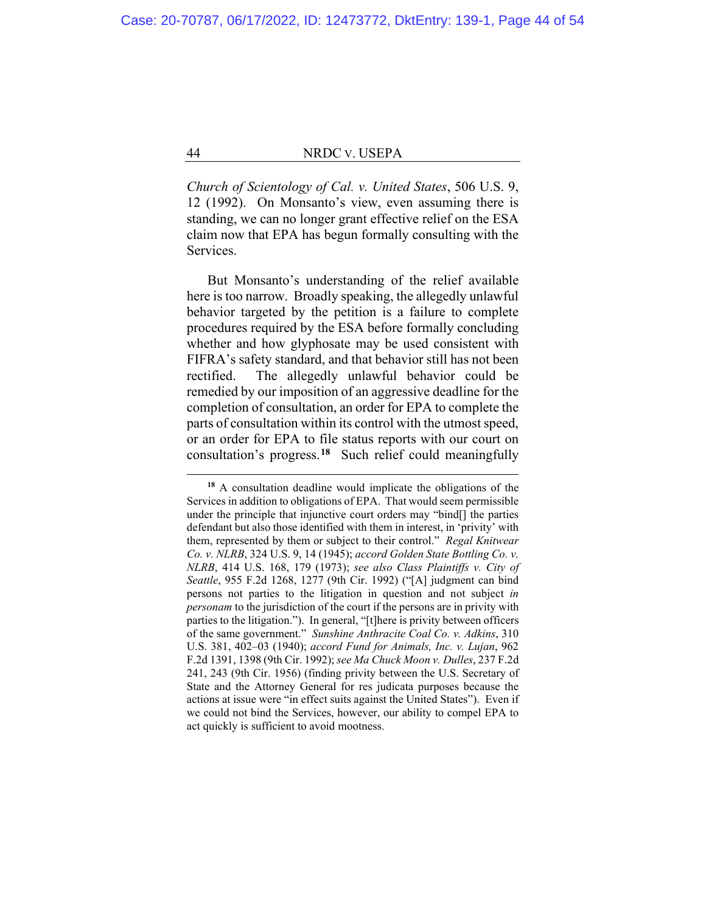*Church of Scientology of Cal. v. United States*, 506 U.S. 9, 12 (1992). On Monsanto's view, even assuming there is standing, we can no longer grant effective relief on the ESA claim now that EPA has begun formally consulting with the Services.

But Monsanto's understanding of the relief available here is too narrow. Broadly speaking, the allegedly unlawful behavior targeted by the petition is a failure to complete procedures required by the ESA before formally concluding whether and how glyphosate may be used consistent with FIFRA's safety standard, and that behavior still has not been rectified. The allegedly unlawful behavior could be remedied by our imposition of an aggressive deadline for the completion of consultation, an order for EPA to complete the parts of consultation within its control with the utmost speed, or an order for EPA to file status reports with our court on consultation's progress.[18] Such relief could meaningfully

---

[18] A consultation deadline would implicate the obligations of the Services in addition to obligations of EPA. That would seem permissible under the principle that injunctive court orders may "bind[] the parties defendant but also those identified with them in interest, in 'privity' with them, represented by them or subject to their control." *Regal Knitwear Co. v. NLRB*, 324 U.S. 9, 14 (1945); *accord Golden State Bottling Co. v. NLRB*, 414 U.S. 168, 179 (1973); *see also Class Plaintiffs v. City of Seattle*, 955 F.2d 1268, 1277 (9th Cir. 1992) ("[A] judgment can bind persons not parties to the litigation in question and not subject *in personam* to the jurisdiction of the court if the persons are in privity with parties to the litigation."). In general, "[t]here is privity between officers of the same government." *Sunshine Anthracite Coal Co. v. Adkins*, 310 U.S. 381, 402–03 (1940); *accord Fund for Animals, Inc. v. Lujan*, 962 F.2d 1391, 1398 (9th Cir. 1992); *see Ma Chuck Moon v. Dulles*, 237 F.2d 241, 243 (9th Cir. 1956) (finding privity between the U.S. Secretary of State and the Attorney General for res judicata purposes because the actions at issue were "in effect suits against the United States"). Even if we could not bind the Services, however, our ability to compel EPA to act quickly is sufficient to avoid mootness.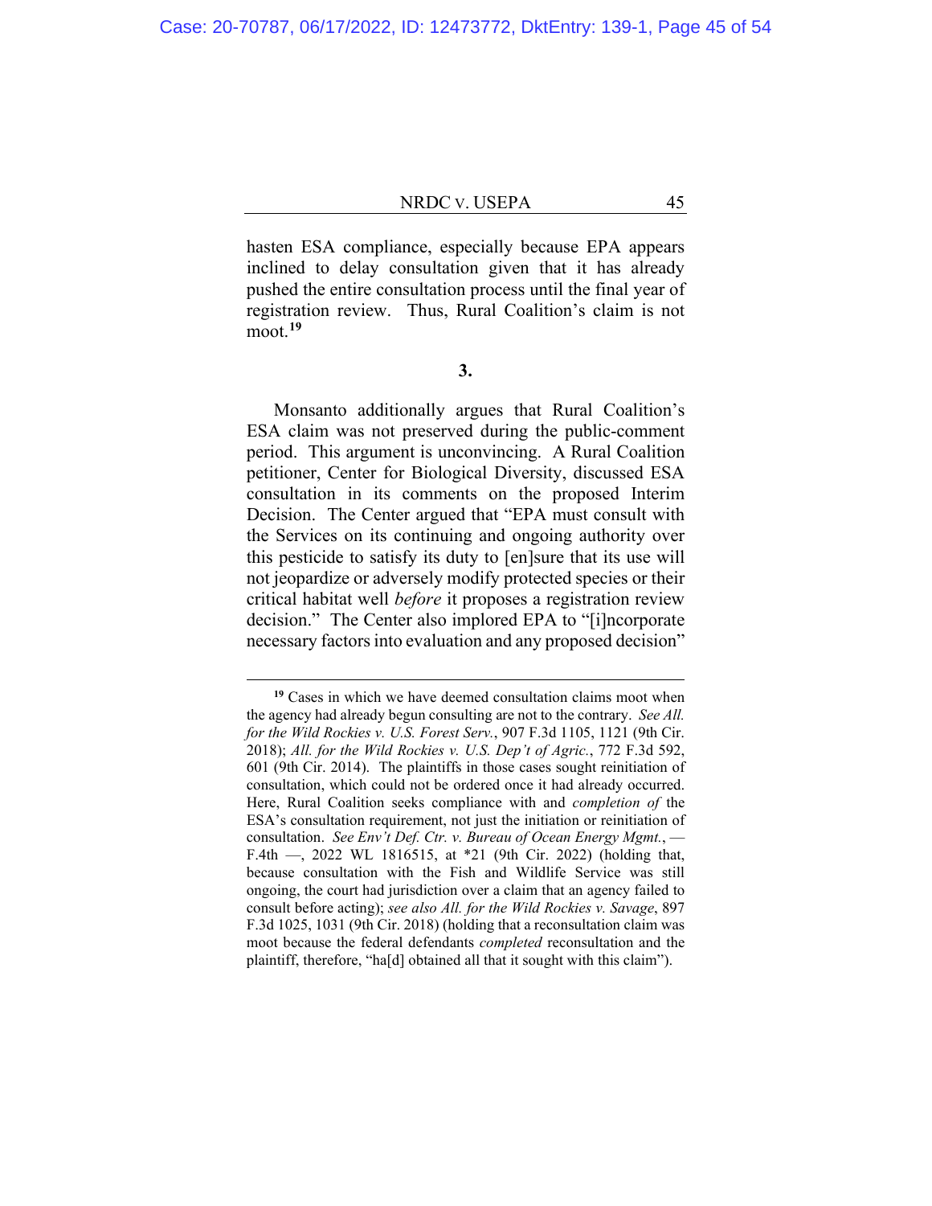hasten ESA compliance, especially because EPA appears inclined to delay consultation given that it has already pushed the entire consultation process until the final year of registration review. Thus, Rural Coalition's claim is not moot.[19]

**3.**

Monsanto additionally argues that Rural Coalition's ESA claim was not preserved during the public-comment period. This argument is unconvincing. A Rural Coalition petitioner, Center for Biological Diversity, discussed ESA consultation in its comments on the proposed Interim Decision. The Center argued that "EPA must consult with the Services on its continuing and ongoing authority over this pesticide to satisfy its duty to [en]sure that its use will not jeopardize or adversely modify protected species or their critical habitat well *before* it proposes a registration review decision." The Center also implored EPA to "[i]ncorporate necessary factors into evaluation and any proposed decision"

---

[19] Cases in which we have deemed consultation claims moot when the agency had already begun consulting are not to the contrary. *See All. for the Wild Rockies v. U.S. Forest Serv.*, 907 F.3d 1105, 1121 (9th Cir. 2018); *All. for the Wild Rockies v. U.S. Dep't of Agric.*, 772 F.3d 592, 601 (9th Cir. 2014). The plaintiffs in those cases sought reinitiation of consultation, which could not be ordered once it had already occurred. Here, Rural Coalition seeks compliance with and *completion of* the ESA's consultation requirement, not just the initiation or reinitiation of consultation. *See Env't Def. Ctr. v. Bureau of Ocean Energy Mgmt.*, — F.4th —, 2022 WL 1816515, at *21 (9th Cir. 2022) (holding that, because consultation with the Fish and Wildlife Service was still ongoing, the court had jurisdiction over a claim that an agency failed to consult before acting); *see also All. for the Wild Rockies v. Savage*, 897 F.3d 1025, 1031 (9th Cir. 2018) (holding that a reconsultation claim was moot because the federal defendants *completed* reconsultation and the plaintiff, therefore, "ha[d] obtained all that it sought with this claim").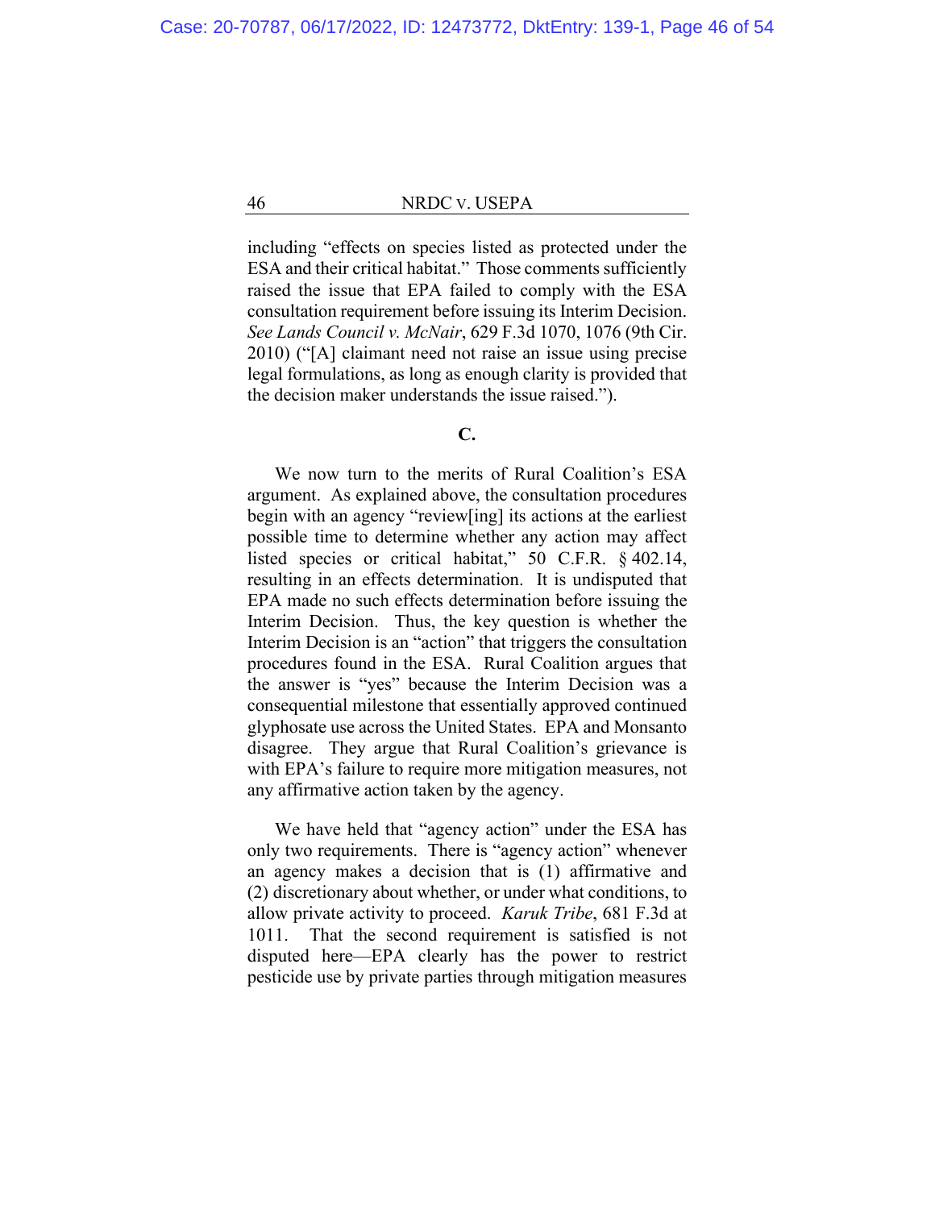including "effects on species listed as protected under the ESA and their critical habitat." Those comments sufficiently raised the issue that EPA failed to comply with the ESA consultation requirement before issuing its Interim Decision. *See Lands Council v. McNair*, 629 F.3d 1070, 1076 (9th Cir. 2010) ("[A] claimant need not raise an issue using precise legal formulations, as long as enough clarity is provided that the decision maker understands the issue raised.").

**C.**

We now turn to the merits of Rural Coalition's ESA argument. As explained above, the consultation procedures begin with an agency "review[ing] its actions at the earliest possible time to determine whether any action may affect listed species or critical habitat," 50 C.F.R. § 402.14, resulting in an effects determination. It is undisputed that EPA made no such effects determination before issuing the Interim Decision. Thus, the key question is whether the Interim Decision is an "action" that triggers the consultation procedures found in the ESA. Rural Coalition argues that the answer is "yes" because the Interim Decision was a consequential milestone that essentially approved continued glyphosate use across the United States. EPA and Monsanto disagree. They argue that Rural Coalition's grievance is with EPA's failure to require more mitigation measures, not any affirmative action taken by the agency.

We have held that "agency action" under the ESA has only two requirements. There is "agency action" whenever an agency makes a decision that is (1) affirmative and (2) discretionary about whether, or under what conditions, to allow private activity to proceed. *Karuk Tribe*, 681 F.3d at 1011. That the second requirement is satisfied is not disputed here—EPA clearly has the power to restrict pesticide use by private parties through mitigation measures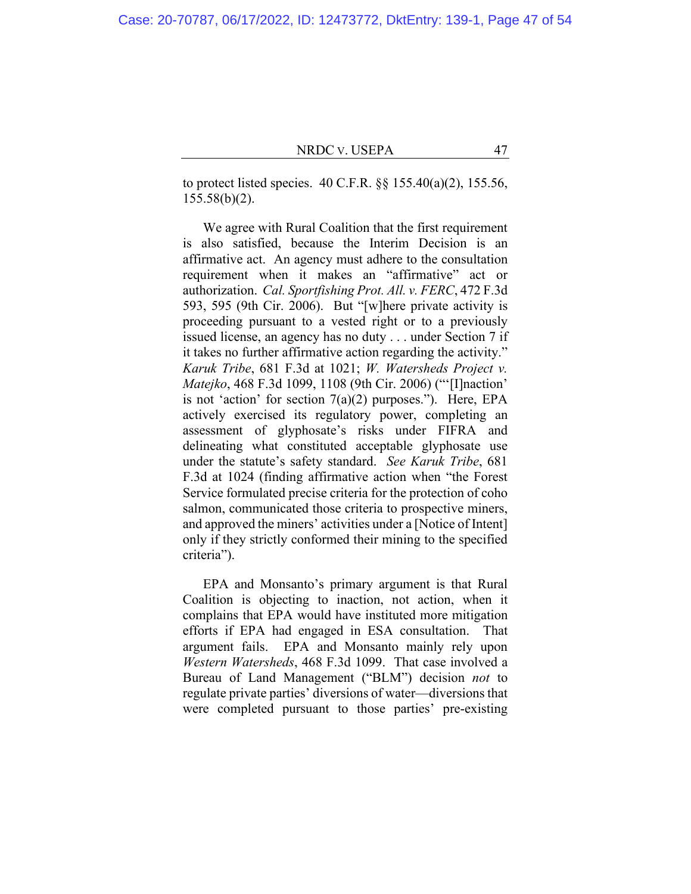to protect listed species. 40 C.F.R. §§ 155.40(a)(2), 155.56, 155.58(b)(2).

We agree with Rural Coalition that the first requirement is also satisfied, because the Interim Decision is an affirmative act. An agency must adhere to the consultation requirement when it makes an "affirmative" act or authorization. *Cal. Sportfishing Prot. All. v. FERC*, 472 F.3d 593, 595 (9th Cir. 2006). But "[w]here private activity is proceeding pursuant to a vested right or to a previously issued license, an agency has no duty . . . under Section 7 if it takes no further affirmative action regarding the activity." *Karuk Tribe*, 681 F.3d at 1021; *W. Watersheds Project v. Matejko*, 468 F.3d 1099, 1108 (9th Cir. 2006) ("'[I]naction' is not 'action' for section 7(a)(2) purposes."). Here, EPA actively exercised its regulatory power, completing an assessment of glyphosate's risks under FIFRA and delineating what constituted acceptable glyphosate use under the statute's safety standard. *See Karuk Tribe*, 681 F.3d at 1024 (finding affirmative action when "the Forest Service formulated precise criteria for the protection of coho salmon, communicated those criteria to prospective miners, and approved the miners' activities under a [Notice of Intent] only if they strictly conformed their mining to the specified criteria").

EPA and Monsanto's primary argument is that Rural Coalition is objecting to inaction, not action, when it complains that EPA would have instituted more mitigation efforts if EPA had engaged in ESA consultation. That argument fails. EPA and Monsanto mainly rely upon *Western Watersheds*, 468 F.3d 1099. That case involved a Bureau of Land Management ("BLM") decision *not* to regulate private parties' diversions of water—diversions that were completed pursuant to those parties' pre-existing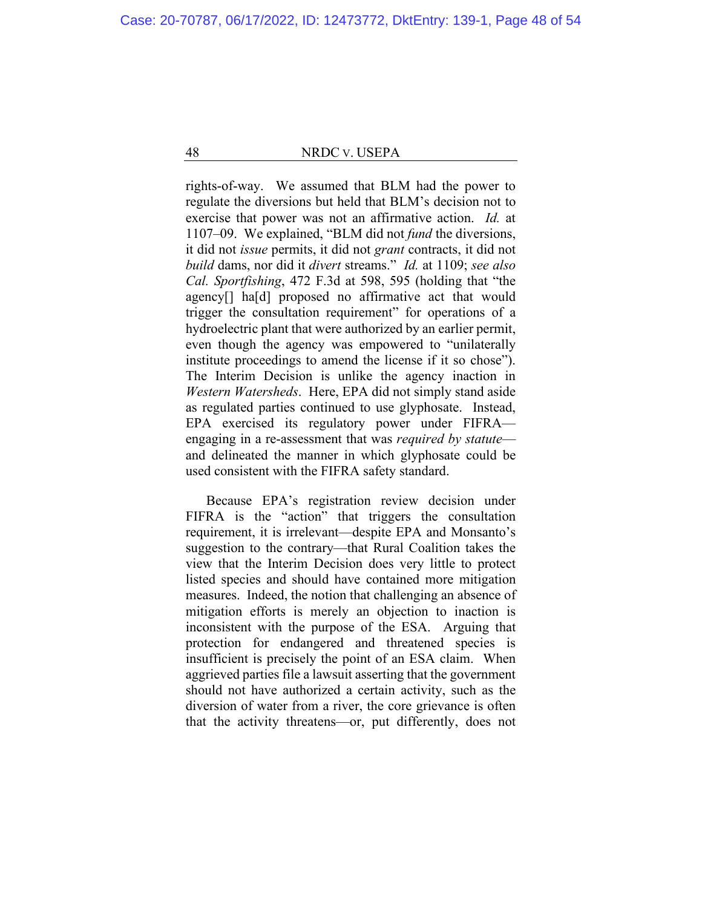rights-of-way. We assumed that BLM had the power to regulate the diversions but held that BLM's decision not to exercise that power was not an affirmative action. *Id.* at 1107–09. We explained, "BLM did not *fund* the diversions, it did not *issue* permits, it did not *grant* contracts, it did not *build* dams, nor did it *divert* streams." *Id.* at 1109; *see also Cal. Sportfishing*, 472 F.3d at 598, 595 (holding that "the agency[] ha[d] proposed no affirmative act that would trigger the consultation requirement" for operations of a hydroelectric plant that were authorized by an earlier permit, even though the agency was empowered to "unilaterally institute proceedings to amend the license if it so chose"). The Interim Decision is unlike the agency inaction in *Western Watersheds*. Here, EPA did not simply stand aside as regulated parties continued to use glyphosate. Instead, EPA exercised its regulatory power under FIFRA—engaging in a re-assessment that was *required by statute*—and delineated the manner in which glyphosate could be used consistent with the FIFRA safety standard.

Because EPA's registration review decision under FIFRA is the "action" that triggers the consultation requirement, it is irrelevant—despite EPA and Monsanto's suggestion to the contrary—that Rural Coalition takes the view that the Interim Decision does very little to protect listed species and should have contained more mitigation measures. Indeed, the notion that challenging an absence of mitigation efforts is merely an objection to inaction is inconsistent with the purpose of the ESA. Arguing that protection for endangered and threatened species is insufficient is precisely the point of an ESA claim. When aggrieved parties file a lawsuit asserting that the government should not have authorized a certain activity, such as the diversion of water from a river, the core grievance is often that the activity threatens—or, put differently, does not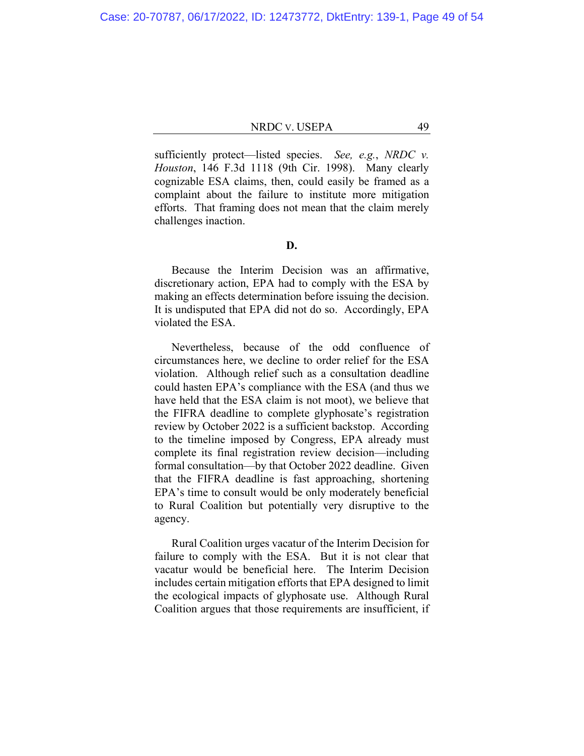sufficiently protect—listed species. *See, e.g.*, *NRDC v. Houston*, 146 F.3d 1118 (9th Cir. 1998). Many clearly cognizable ESA claims, then, could easily be framed as a complaint about the failure to institute more mitigation efforts. That framing does not mean that the claim merely challenges inaction.

**D.**

Because the Interim Decision was an affirmative, discretionary action, EPA had to comply with the ESA by making an effects determination before issuing the decision. It is undisputed that EPA did not do so. Accordingly, EPA violated the ESA.

Nevertheless, because of the odd confluence of circumstances here, we decline to order relief for the ESA violation. Although relief such as a consultation deadline could hasten EPA's compliance with the ESA (and thus we have held that the ESA claim is not moot), we believe that the FIFRA deadline to complete glyphosate's registration review by October 2022 is a sufficient backstop. According to the timeline imposed by Congress, EPA already must complete its final registration review decision—including formal consultation—by that October 2022 deadline. Given that the FIFRA deadline is fast approaching, shortening EPA's time to consult would be only moderately beneficial to Rural Coalition but potentially very disruptive to the agency.

Rural Coalition urges vacatur of the Interim Decision for failure to comply with the ESA. But it is not clear that vacatur would be beneficial here. The Interim Decision includes certain mitigation efforts that EPA designed to limit the ecological impacts of glyphosate use. Although Rural Coalition argues that those requirements are insufficient, if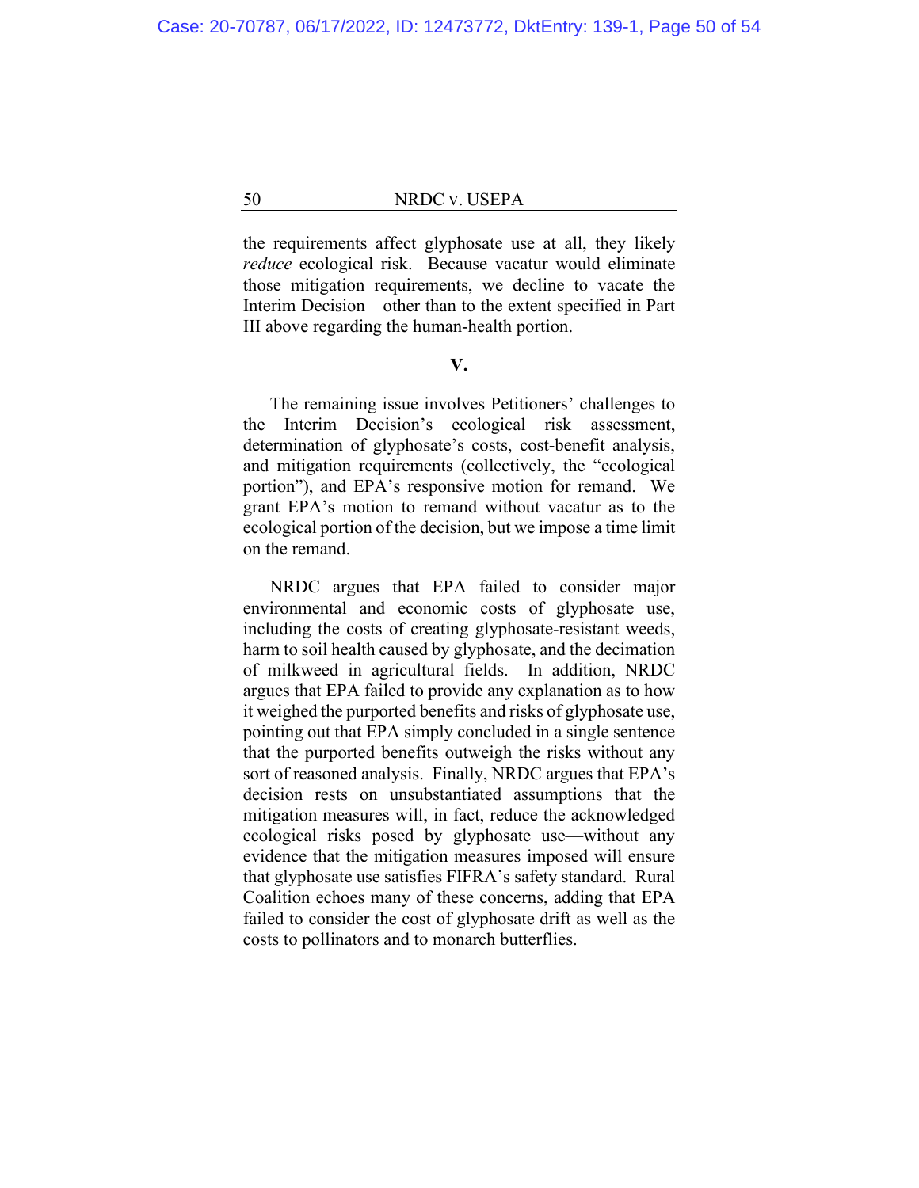the requirements affect glyphosate use at all, they likely *reduce* ecological risk. Because vacatur would eliminate those mitigation requirements, we decline to vacate the Interim Decision—other than to the extent specified in Part III above regarding the human-health portion.

## V.

The remaining issue involves Petitioners' challenges to the Interim Decision's ecological risk assessment, determination of glyphosate's costs, cost-benefit analysis, and mitigation requirements (collectively, the "ecological portion"), and EPA's responsive motion for remand. We grant EPA's motion to remand without vacatur as to the ecological portion of the decision, but we impose a time limit on the remand.

NRDC argues that EPA failed to consider major environmental and economic costs of glyphosate use, including the costs of creating glyphosate-resistant weeds, harm to soil health caused by glyphosate, and the decimation of milkweed in agricultural fields. In addition, NRDC argues that EPA failed to provide any explanation as to how it weighed the purported benefits and risks of glyphosate use, pointing out that EPA simply concluded in a single sentence that the purported benefits outweigh the risks without any sort of reasoned analysis. Finally, NRDC argues that EPA's decision rests on unsubstantiated assumptions that the mitigation measures will, in fact, reduce the acknowledged ecological risks posed by glyphosate use—without any evidence that the mitigation measures imposed will ensure that glyphosate use satisfies FIFRA's safety standard. Rural Coalition echoes many of these concerns, adding that EPA failed to consider the cost of glyphosate drift as well as the costs to pollinators and to monarch butterflies.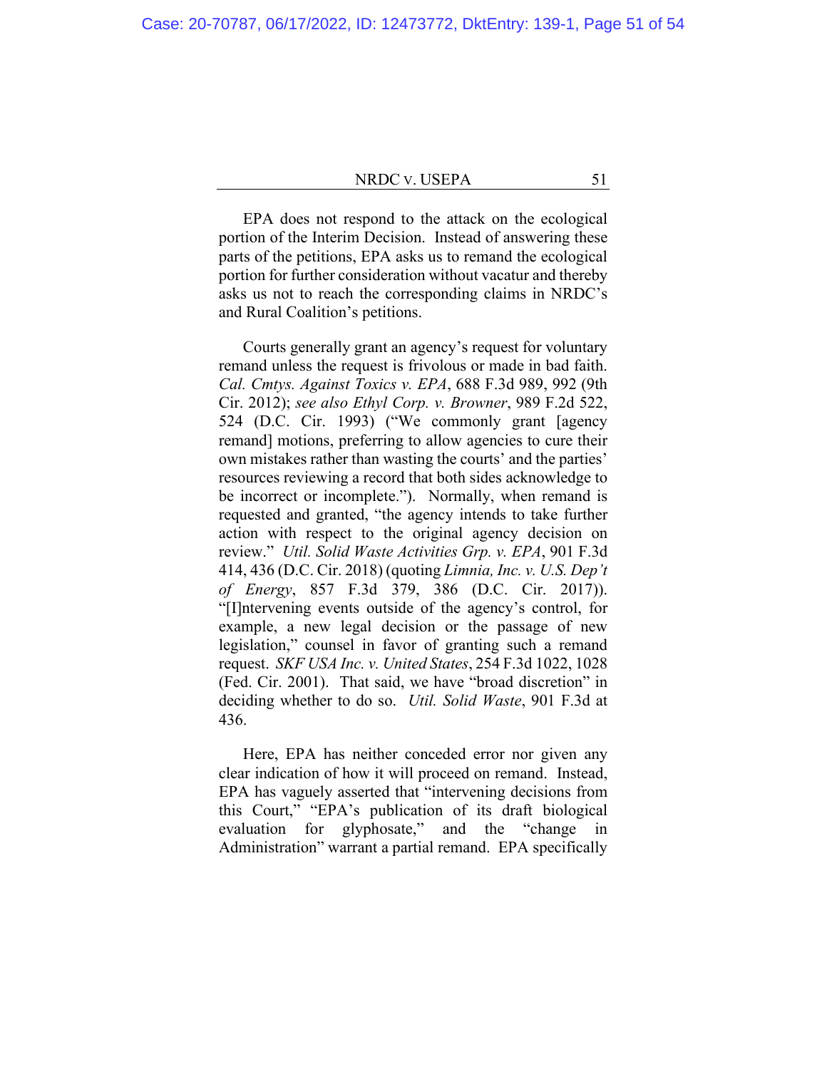EPA does not respond to the attack on the ecological portion of the Interim Decision. Instead of answering these parts of the petitions, EPA asks us to remand the ecological portion for further consideration without vacatur and thereby asks us not to reach the corresponding claims in NRDC's and Rural Coalition's petitions.

Courts generally grant an agency's request for voluntary remand unless the request is frivolous or made in bad faith. *Cal. Cmtys. Against Toxics v. EPA*, 688 F.3d 989, 992 (9th Cir. 2012); *see also Ethyl Corp. v. Browner*, 989 F.2d 522, 524 (D.C. Cir. 1993) ("We commonly grant [agency remand] motions, preferring to allow agencies to cure their own mistakes rather than wasting the courts' and the parties' resources reviewing a record that both sides acknowledge to be incorrect or incomplete."). Normally, when remand is requested and granted, "the agency intends to take further action with respect to the original agency decision on review." *Util. Solid Waste Activities Grp. v. EPA*, 901 F.3d 414, 436 (D.C. Cir. 2018) (quoting *Limnia, Inc. v. U.S. Dep't of Energy*, 857 F.3d 379, 386 (D.C. Cir. 2017)). "[I]ntervening events outside of the agency's control, for example, a new legal decision or the passage of new legislation," counsel in favor of granting such a remand request. *SKF USA Inc. v. United States*, 254 F.3d 1022, 1028 (Fed. Cir. 2001). That said, we have "broad discretion" in deciding whether to do so. *Util. Solid Waste*, 901 F.3d at 436.

Here, EPA has neither conceded error nor given any clear indication of how it will proceed on remand. Instead, EPA has vaguely asserted that "intervening decisions from this Court," "EPA's publication of its draft biological evaluation for glyphosate," and the "change in Administration" warrant a partial remand. EPA specifically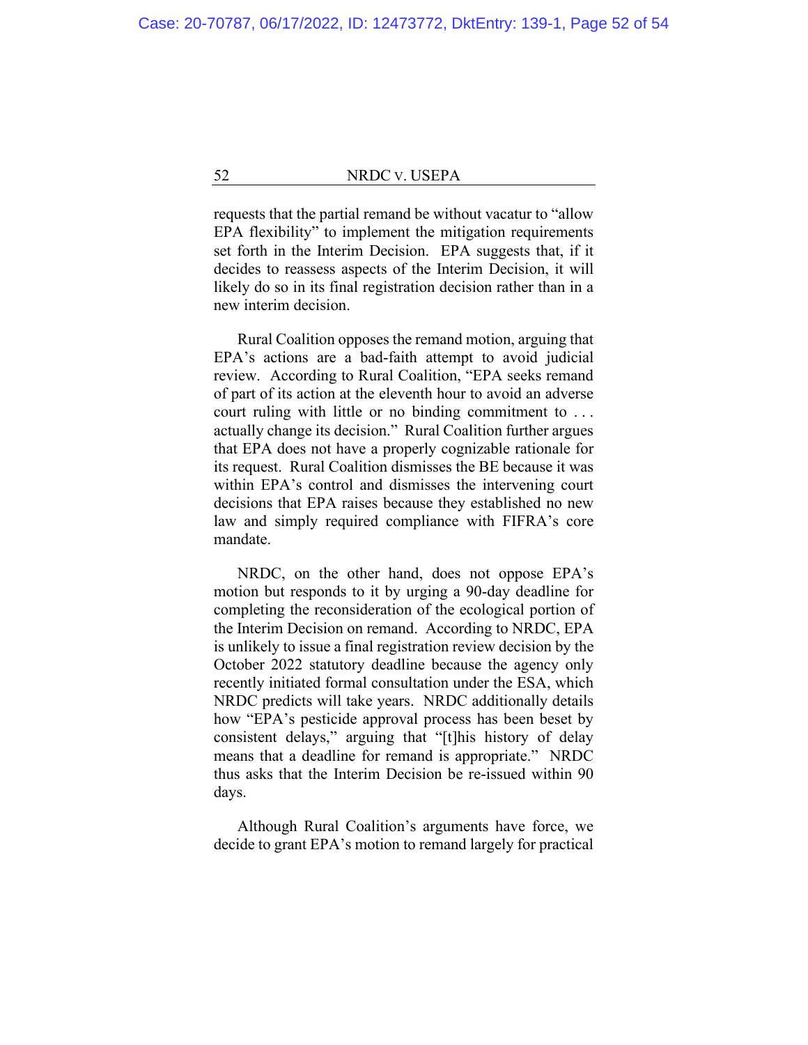requests that the partial remand be without vacatur to "allow EPA flexibility" to implement the mitigation requirements set forth in the Interim Decision. EPA suggests that, if it decides to reassess aspects of the Interim Decision, it will likely do so in its final registration decision rather than in a new interim decision.

Rural Coalition opposes the remand motion, arguing that EPA's actions are a bad-faith attempt to avoid judicial review. According to Rural Coalition, "EPA seeks remand of part of its action at the eleventh hour to avoid an adverse court ruling with little or no binding commitment to . . . actually change its decision." Rural Coalition further argues that EPA does not have a properly cognizable rationale for its request. Rural Coalition dismisses the BE because it was within EPA's control and dismisses the intervening court decisions that EPA raises because they established no new law and simply required compliance with FIFRA's core mandate.

NRDC, on the other hand, does not oppose EPA's motion but responds to it by urging a 90-day deadline for completing the reconsideration of the ecological portion of the Interim Decision on remand. According to NRDC, EPA is unlikely to issue a final registration review decision by the October 2022 statutory deadline because the agency only recently initiated formal consultation under the ESA, which NRDC predicts will take years. NRDC additionally details how "EPA's pesticide approval process has been beset by consistent delays," arguing that "[t]his history of delay means that a deadline for remand is appropriate." NRDC thus asks that the Interim Decision be re-issued within 90 days.

Although Rural Coalition's arguments have force, we decide to grant EPA's motion to remand largely for practical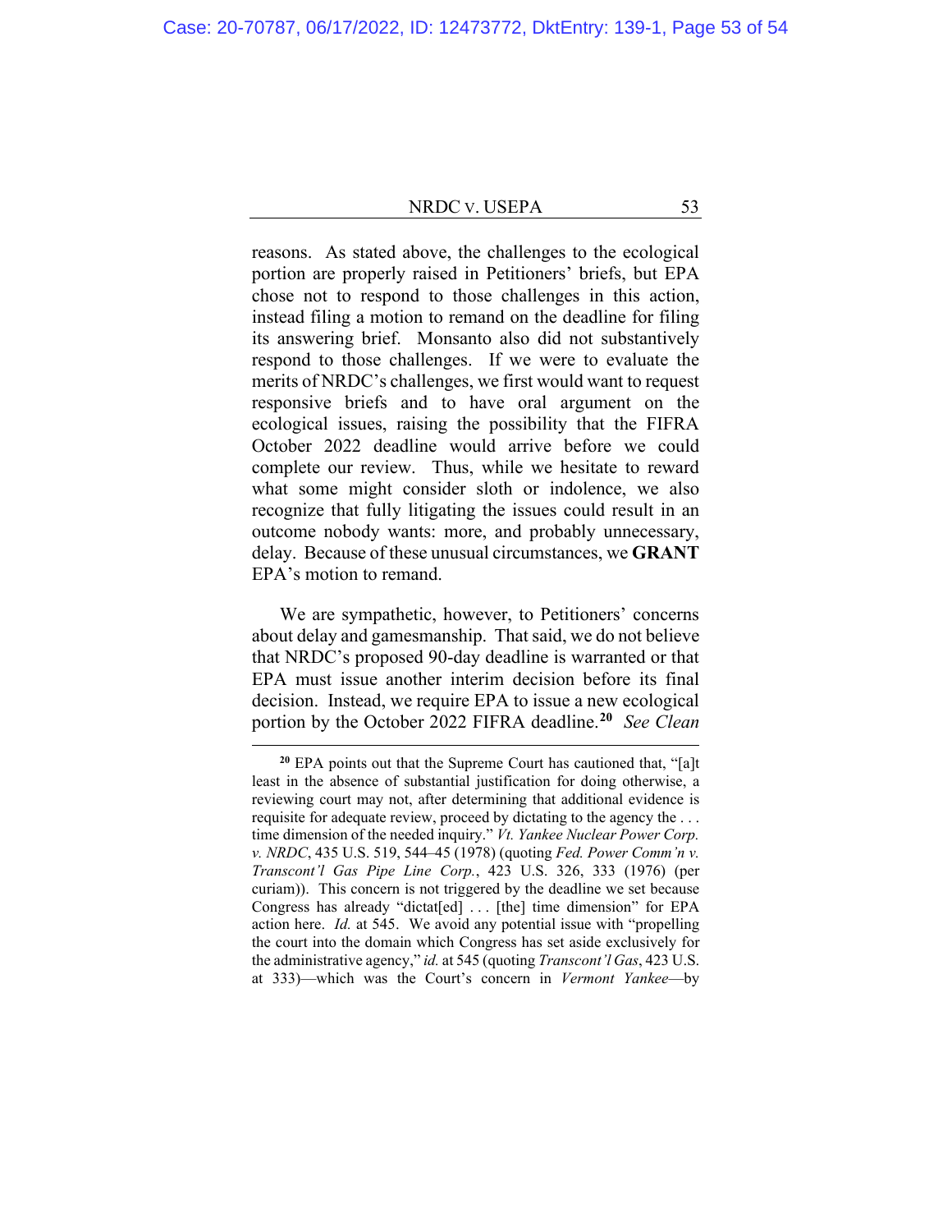reasons. As stated above, the challenges to the ecological portion are properly raised in Petitioners' briefs, but EPA chose not to respond to those challenges in this action, instead filing a motion to remand on the deadline for filing its answering brief. Monsanto also did not substantively respond to those challenges. If we were to evaluate the merits of NRDC's challenges, we first would want to request responsive briefs and to have oral argument on the ecological issues, raising the possibility that the FIFRA October 2022 deadline would arrive before we could complete our review. Thus, while we hesitate to reward what some might consider sloth or indolence, we also recognize that fully litigating the issues could result in an outcome nobody wants: more, and probably unnecessary, delay. Because of these unusual circumstances, we **GRANT** EPA's motion to remand.

We are sympathetic, however, to Petitioners' concerns about delay and gamesmanship. That said, we do not believe that NRDC's proposed 90-day deadline is warranted or that EPA must issue another interim decision before its final decision. Instead, we require EPA to issue a new ecological portion by the October 2022 FIFRA deadline.[20] *See Clean*

[20] EPA points out that the Supreme Court has cautioned that, "[a]t least in the absence of substantial justification for doing otherwise, a reviewing court may not, after determining that additional evidence is requisite for adequate review, proceed by dictating to the agency the . . . time dimension of the needed inquiry." *Vt. Yankee Nuclear Power Corp. v. NRDC*, 435 U.S. 519, 544–45 (1978) (quoting *Fed. Power Comm'n v. Transcont'l Gas Pipe Line Corp.*, 423 U.S. 326, 333 (1976) (per curiam)). This concern is not triggered by the deadline we set because Congress has already "dictat[ed] . . . [the] time dimension" for EPA action here. *Id.* at 545. We avoid any potential issue with "propelling the court into the domain which Congress has set aside exclusively for the administrative agency," *id.* at 545 (quoting *Transcont'l Gas*, 423 U.S. at 333)—which was the Court's concern in *Vermont Yankee*—by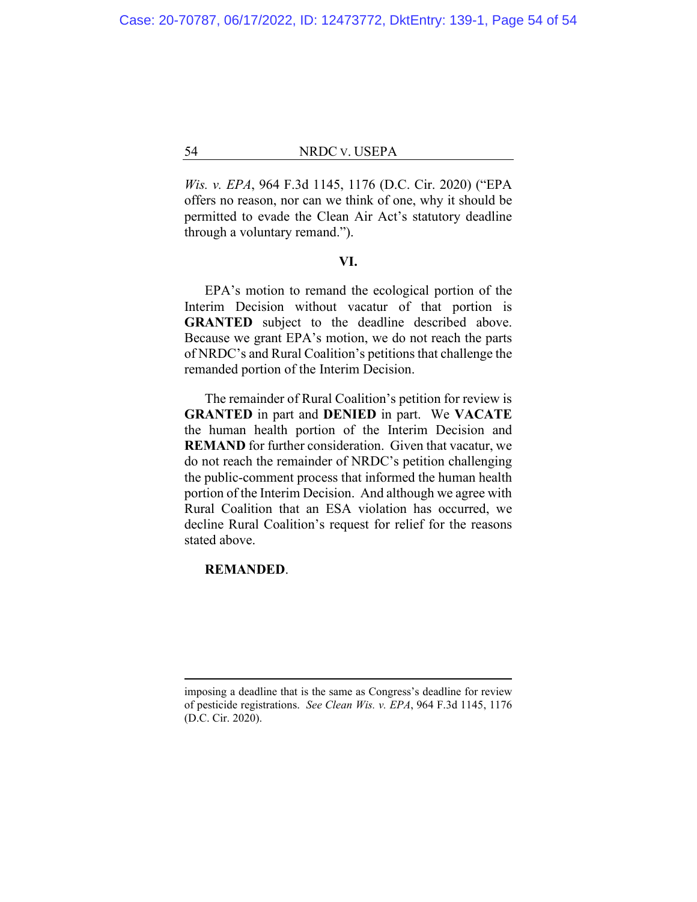*Wis. v. EPA*, 964 F.3d 1145, 1176 (D.C. Cir. 2020) ("EPA offers no reason, nor can we think of one, why it should be permitted to evade the Clean Air Act's statutory deadline through a voluntary remand.").

## VI.

EPA's motion to remand the ecological portion of the Interim Decision without vacatur of that portion is **GRANTED** subject to the deadline described above. Because we grant EPA's motion, we do not reach the parts of NRDC's and Rural Coalition's petitions that challenge the remanded portion of the Interim Decision.

The remainder of Rural Coalition's petition for review is **GRANTED** in part and **DENIED** in part. We **VACATE** the human health portion of the Interim Decision and **REMAND** for further consideration. Given that vacatur, we do not reach the remainder of NRDC's petition challenging the public-comment process that informed the human health portion of the Interim Decision. And although we agree with Rural Coalition that an ESA violation has occurred, we decline Rural Coalition's request for relief for the reasons stated above.

**REMANDED**.

---

imposing a deadline that is the same as Congress's deadline for review of pesticide registrations. *See Clean Wis. v. EPA*, 964 F.3d 1145, 1176 (D.C. Cir. 2020).